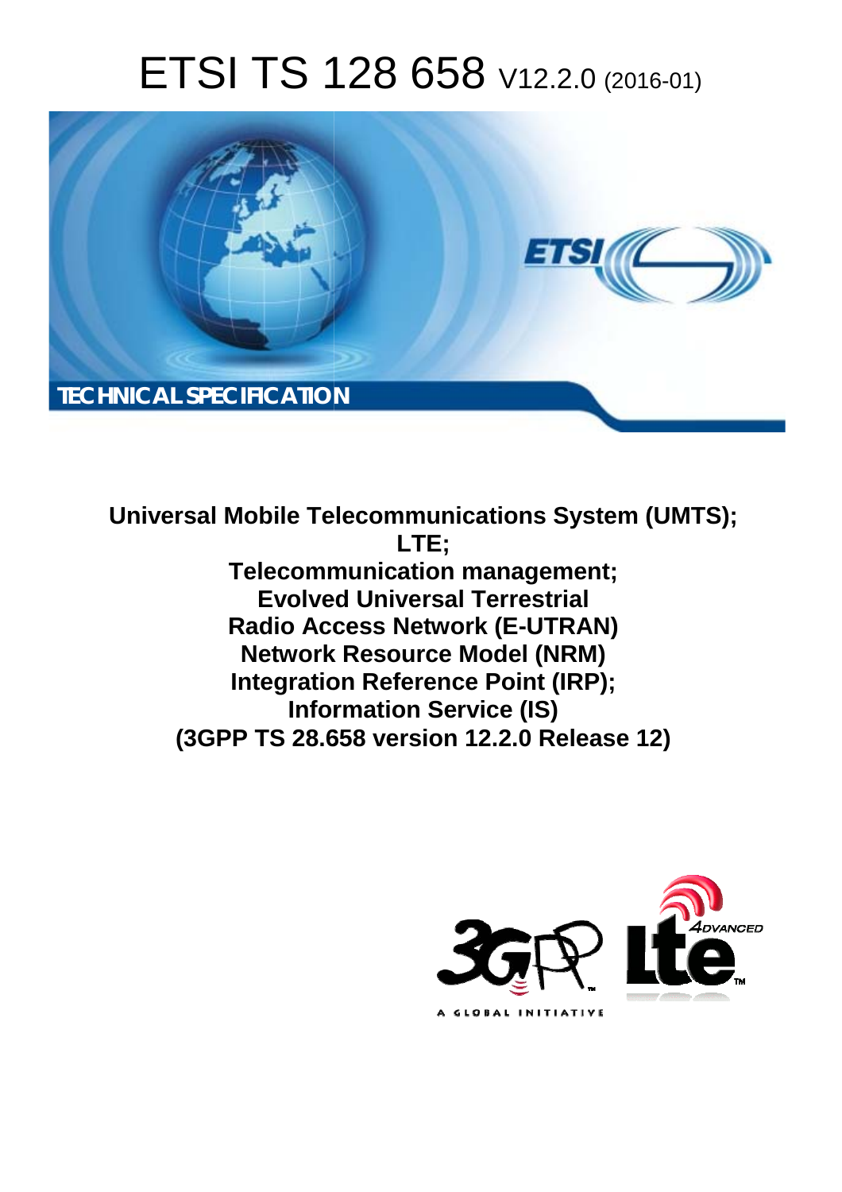# ETSI TS 128 658 V12.2.0 (2016-01)

TECHNICAL SPECIFICATION

**Universal Mobile Telecommunications System (UMTS);**
**LTE;**
**Telecommunication management;**
**Evolved Universal Terrestrial**
**Radio Access Network (E-UTRAN)**
**Network Resource Model (NRM)**
**Integration Reference Point (IRP);**
**Information Service (IS)**
**(3GPP TS 28.658 version 12.2.0 Release 12)**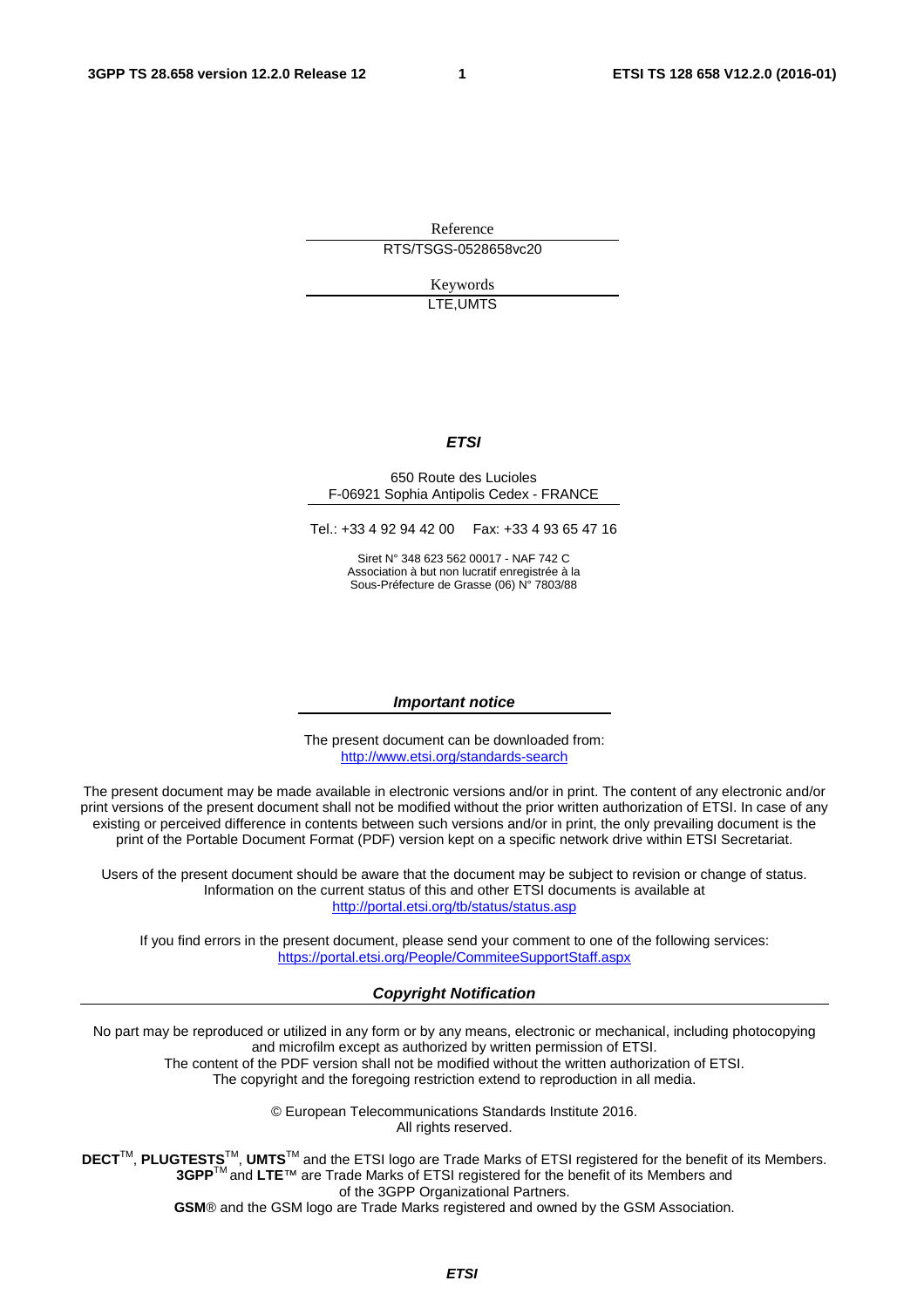Reference

RTS/TSGS-0528658vc20

Keywords

LTE,UMTS

***ETSI***

650 Route des Lucioles
F-06921 Sophia Antipolis Cedex - FRANCE

Tel.: +33 4 92 94 42 00 Fax: +33 4 93 65 47 16

Siret N° 348 623 562 00017 - NAF 742 C
Association à but non lucratif enregistrée à la
Sous-Préfecture de Grasse (06) N° 7803/88

***Important notice***

The present document can be downloaded from:
http://www.etsi.org/standards-search

The present document may be made available in electronic versions and/or in print. The content of any electronic and/or print versions of the present document shall not be modified without the prior written authorization of ETSI. In case of any existing or perceived difference in contents between such versions and/or in print, the only prevailing document is the print of the Portable Document Format (PDF) version kept on a specific network drive within ETSI Secretariat.

Users of the present document should be aware that the document may be subject to revision or change of status. Information on the current status of this and other ETSI documents is available at
http://portal.etsi.org/tb/status/status.asp

If you find errors in the present document, please send your comment to one of the following services:
https://portal.etsi.org/People/CommiteeSupportStaff.aspx

***Copyright Notification***

No part may be reproduced or utilized in any form or by any means, electronic or mechanical, including photocopying and microfilm except as authorized by written permission of ETSI.
The content of the PDF version shall not be modified without the written authorization of ETSI.
The copyright and the foregoing restriction extend to reproduction in all media.

© European Telecommunications Standards Institute 2016.
All rights reserved.

**DECT**™, **PLUGTESTS**™, **UMTS**™ and the ETSI logo are Trade Marks of ETSI registered for the benefit of its Members.
**3GPP**™ and **LTE**™ are Trade Marks of ETSI registered for the benefit of its Members and of the 3GPP Organizational Partners.
**GSM**® and the GSM logo are Trade Marks registered and owned by the GSM Association.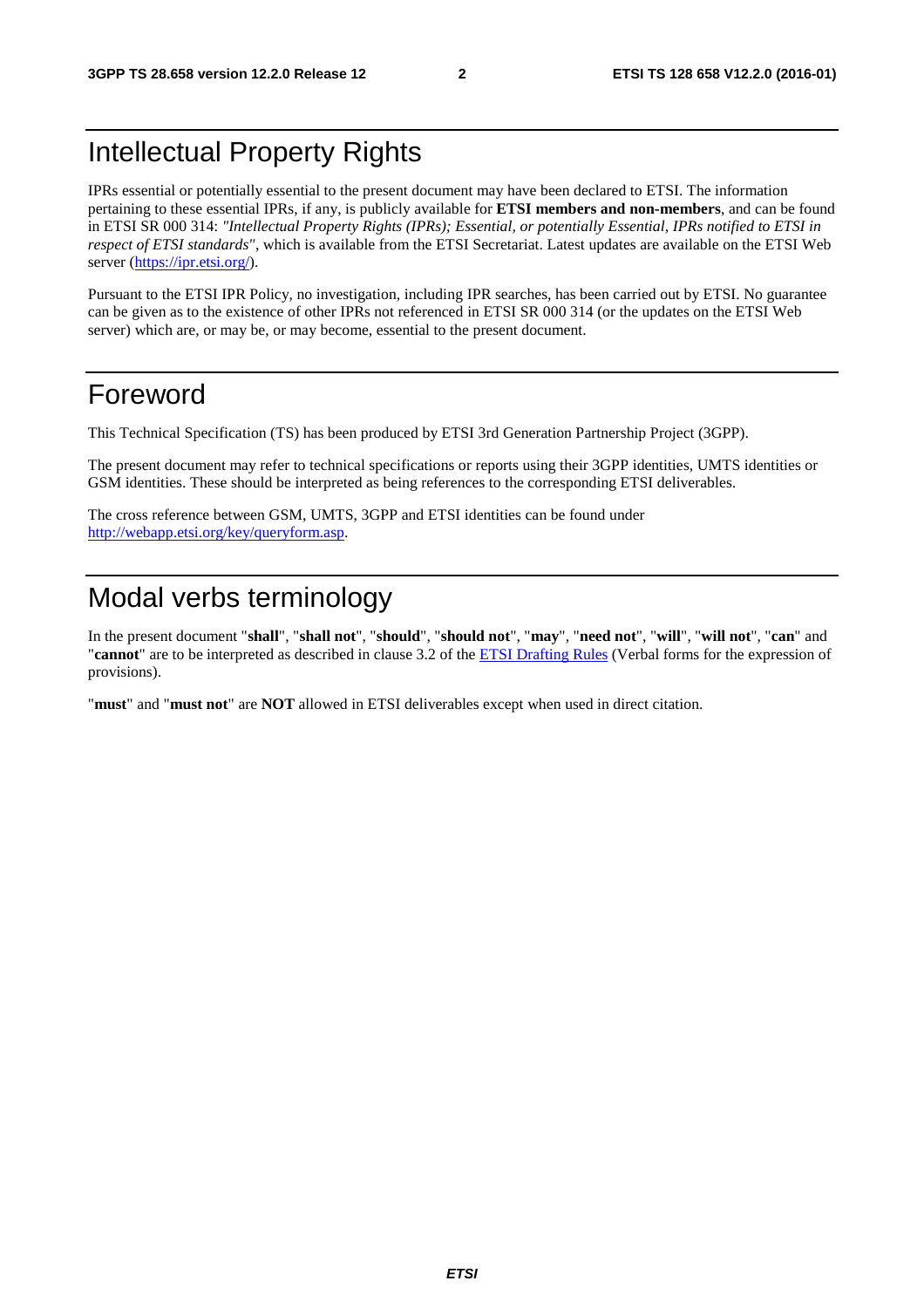# Intellectual Property Rights

IPRs essential or potentially essential to the present document may have been declared to ETSI. The information pertaining to these essential IPRs, if any, is publicly available for **ETSI members and non-members**, and can be found in ETSI SR 000 314: *"Intellectual Property Rights (IPRs); Essential, or potentially Essential, IPRs notified to ETSI in respect of ETSI standards"*, which is available from the ETSI Secretariat. Latest updates are available on the ETSI Web server (https://ipr.etsi.org/).

Pursuant to the ETSI IPR Policy, no investigation, including IPR searches, has been carried out by ETSI. No guarantee can be given as to the existence of other IPRs not referenced in ETSI SR 000 314 (or the updates on the ETSI Web server) which are, or may be, or may become, essential to the present document.

# Foreword

This Technical Specification (TS) has been produced by ETSI 3rd Generation Partnership Project (3GPP).

The present document may refer to technical specifications or reports using their 3GPP identities, UMTS identities or GSM identities. These should be interpreted as being references to the corresponding ETSI deliverables.

The cross reference between GSM, UMTS, 3GPP and ETSI identities can be found under http://webapp.etsi.org/key/queryform.asp.

# Modal verbs terminology

In the present document "**shall**", "**shall not**", "**should**", "**should not**", "**may**", "**need not**", "**will**", "**will not**", "**can**" and "**cannot**" are to be interpreted as described in clause 3.2 of the ETSI Drafting Rules (Verbal forms for the expression of provisions).

"**must**" and "**must not**" are **NOT** allowed in ETSI deliverables except when used in direct citation.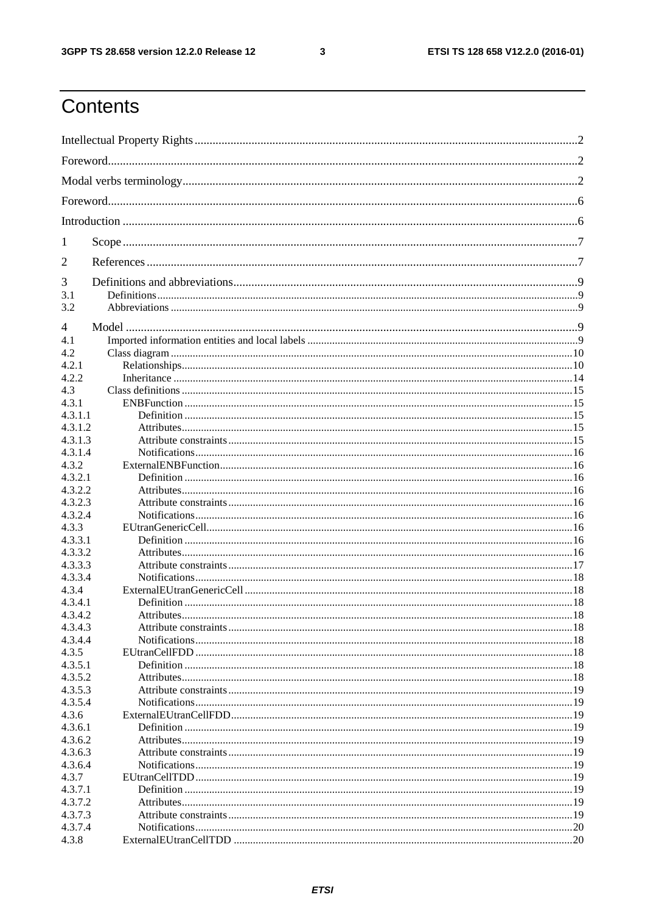# Contents

Intellectual Property Rights ........ 2
Foreword ........ 2
Modal verbs terminology ........ 2
Foreword ........ 6
Introduction ........ 6

1 Scope ........ 7

2 References ........ 7

3 Definitions and abbreviations ........ 9
3.1 Definitions ........ 9
3.2 Abbreviations ........ 9

4 Model ........ 9
4.1 Imported information entities and local labels ........ 9
4.2 Class diagram ........ 10
4.2.1 Relationships ........ 10
4.2.2 Inheritance ........ 14
4.3 Class definitions ........ 15
4.3.1 ENBFunction ........ 15
4.3.1.1 Definition ........ 15
4.3.1.2 Attributes ........ 15
4.3.1.3 Attribute constraints ........ 15
4.3.1.4 Notifications ........ 16
4.3.2 ExternalENBFunction ........ 16
4.3.2.1 Definition ........ 16
4.3.2.2 Attributes ........ 16
4.3.2.3 Attribute constraints ........ 16
4.3.2.4 Notifications ........ 16
4.3.3 EUtranGenericCell ........ 16
4.3.3.1 Definition ........ 16
4.3.3.2 Attributes ........ 16
4.3.3.3 Attribute constraints ........ 17
4.3.3.4 Notifications ........ 18
4.3.4 ExternalEUtranGenericCell ........ 18
4.3.4.1 Definition ........ 18
4.3.4.2 Attributes ........ 18
4.3.4.3 Attribute constraints ........ 18
4.3.4.4 Notifications ........ 18
4.3.5 EUtranCellFDD ........ 18
4.3.5.1 Definition ........ 18
4.3.5.2 Attributes ........ 18
4.3.5.3 Attribute constraints ........ 19
4.3.5.4 Notifications ........ 19
4.3.6 ExternalEUtranCellFDD ........ 19
4.3.6.1 Definition ........ 19
4.3.6.2 Attributes ........ 19
4.3.6.3 Attribute constraints ........ 19
4.3.6.4 Notifications ........ 19
4.3.7 EUtranCellTDD ........ 19
4.3.7.1 Definition ........ 19
4.3.7.2 Attributes ........ 19
4.3.7.3 Attribute constraints ........ 19
4.3.7.4 Notifications ........ 20
4.3.8 ExternalEUtranCellTDD ........ 20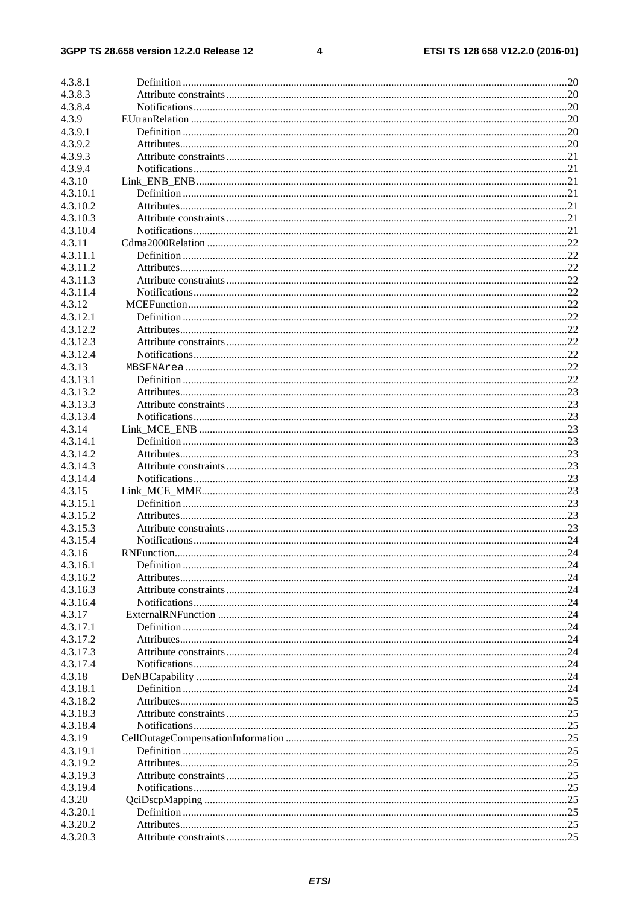4.3.8.1 Definition ........................................................................................................................................20
4.3.8.3 Attribute constraints ........................................................................................................................20
4.3.8.4 Notifications.....................................................................................................................................20
4.3.9 EUtranRelation ......................................................................................................................................20
4.3.9.1 Definition ........................................................................................................................................20
4.3.9.2 Attributes..........................................................................................................................................20
4.3.9.3 Attribute constraints ........................................................................................................................21
4.3.9.4 Notifications.....................................................................................................................................21
4.3.10 Link_ENB_ENB.....................................................................................................................................21
4.3.10.1 Definition ........................................................................................................................................21
4.3.10.2 Attributes..........................................................................................................................................21
4.3.10.3 Attribute constraints ........................................................................................................................21
4.3.10.4 Notifications.....................................................................................................................................21
4.3.11 Cdma2000Relation .................................................................................................................................22
4.3.11.1 Definition ........................................................................................................................................22
4.3.11.2 Attributes..........................................................................................................................................22
4.3.11.3 Attribute constraints ........................................................................................................................22
4.3.11.4 Notifications.....................................................................................................................................22
4.3.12 MCEFunction.........................................................................................................................................22
4.3.12.1 Definition ........................................................................................................................................22
4.3.12.2 Attributes..........................................................................................................................................22
4.3.12.3 Attribute constraints ........................................................................................................................22
4.3.12.4 Notifications.....................................................................................................................................22
4.3.13 MBSFNArea ..........................................................................................................................................22
4.3.13.1 Definition ........................................................................................................................................22
4.3.13.2 Attributes..........................................................................................................................................23
4.3.13.3 Attribute constraints ........................................................................................................................23
4.3.13.4 Notifications.....................................................................................................................................23
4.3.14 Link_MCE_ENB ....................................................................................................................................23
4.3.14.1 Definition ........................................................................................................................................23
4.3.14.2 Attributes..........................................................................................................................................23
4.3.14.3 Attribute constraints ........................................................................................................................23
4.3.14.4 Notifications.....................................................................................................................................23
4.3.15 Link_MCE_MME...................................................................................................................................23
4.3.15.1 Definition ........................................................................................................................................23
4.3.15.2 Attributes..........................................................................................................................................23
4.3.15.3 Attribute constraints ........................................................................................................................23
4.3.15.4 Notifications.....................................................................................................................................24
4.3.16 RNFunction.............................................................................................................................................24
4.3.16.1 Definition ........................................................................................................................................24
4.3.16.2 Attributes..........................................................................................................................................24
4.3.16.3 Attribute constraints ........................................................................................................................24
4.3.16.4 Notifications.....................................................................................................................................24
4.3.17 ExternalRNFunction ..............................................................................................................................24
4.3.17.1 Definition ........................................................................................................................................24
4.3.17.2 Attributes..........................................................................................................................................24
4.3.17.3 Attribute constraints ........................................................................................................................24
4.3.17.4 Notifications.....................................................................................................................................24
4.3.18 DeNBCapability .....................................................................................................................................24
4.3.18.1 Definition ........................................................................................................................................24
4.3.18.2 Attributes..........................................................................................................................................25
4.3.18.3 Attribute constraints ........................................................................................................................25
4.3.18.4 Notifications.....................................................................................................................................25
4.3.19 CellOutageCompensationInformation ....................................................................................................25
4.3.19.1 Definition ........................................................................................................................................25
4.3.19.2 Attributes..........................................................................................................................................25
4.3.19.3 Attribute constraints ........................................................................................................................25
4.3.19.4 Notifications.....................................................................................................................................25
4.3.20 QciDscpMapping ...................................................................................................................................25
4.3.20.1 Definition ........................................................................................................................................25
4.3.20.2 Attributes..........................................................................................................................................25
4.3.20.3 Attribute constraints ........................................................................................................................25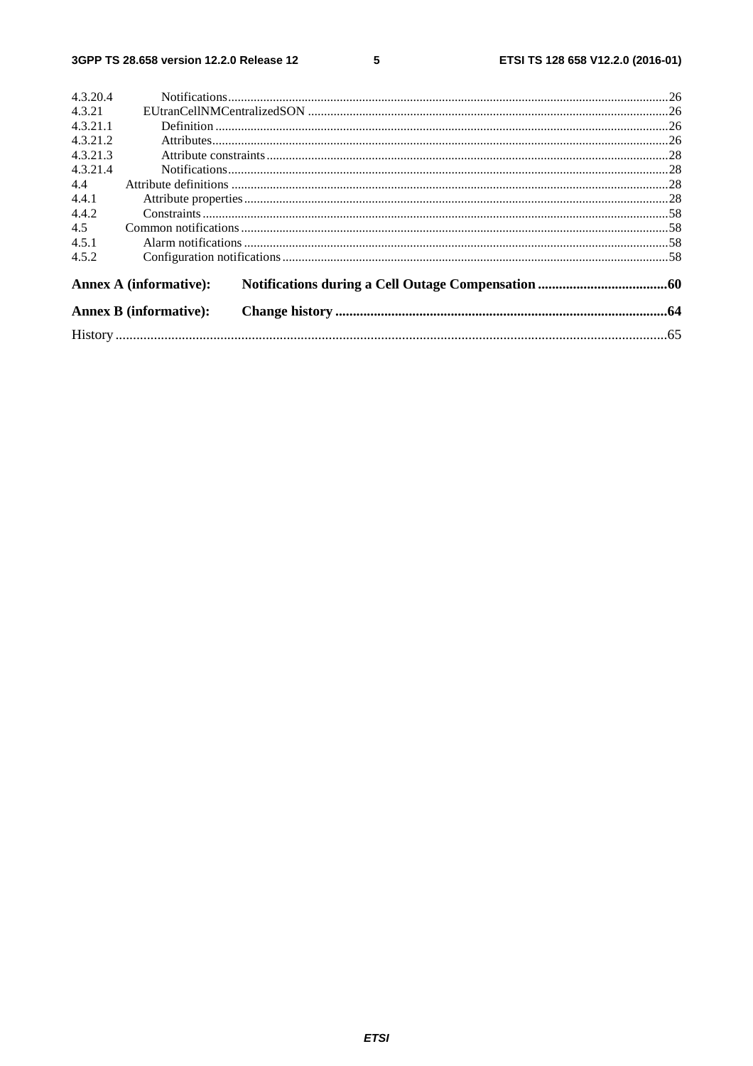4.3.20.4 Notifications .......... 26
4.3.21 EUtranCellNMCentralizedSON .......... 26
4.3.21.1 Definition .......... 26
4.3.21.2 Attributes .......... 26
4.3.21.3 Attribute constraints .......... 28
4.3.21.4 Notifications .......... 28
4.4 Attribute definitions .......... 28
4.4.1 Attribute properties .......... 28
4.4.2 Constraints .......... 58
4.5 Common notifications .......... 58
4.5.1 Alarm notifications .......... 58
4.5.2 Configuration notifications .......... 58

**Annex A (informative): Notifications during a Cell Outage Compensation .......... 60**

**Annex B (informative): Change history .......... 64**

History .......... 65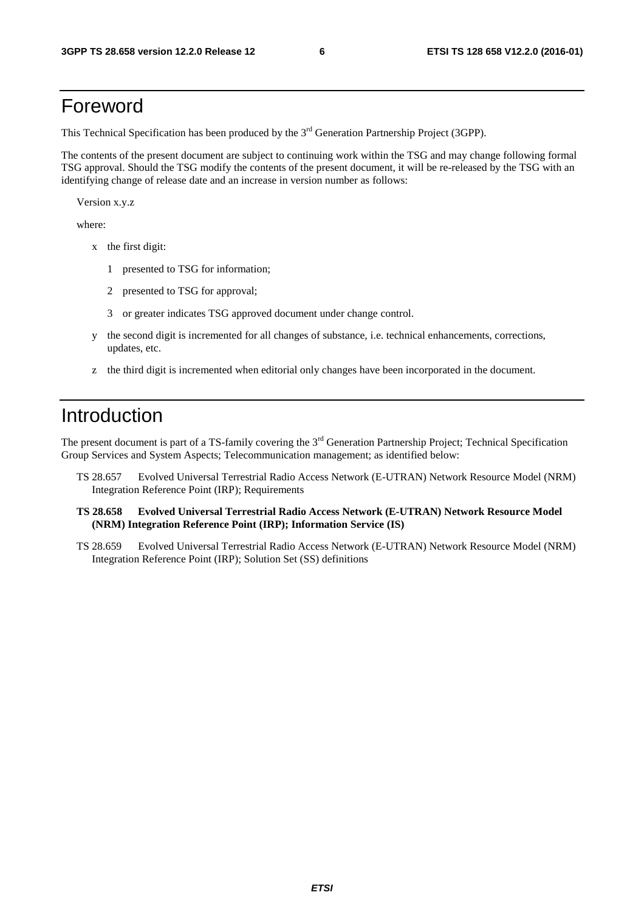# Foreword

This Technical Specification has been produced by the 3rd Generation Partnership Project (3GPP).

The contents of the present document are subject to continuing work within the TSG and may change following formal TSG approval. Should the TSG modify the contents of the present document, it will be re-released by the TSG with an identifying change of release date and an increase in version number as follows:

Version x.y.z

where:

- x the first digit:
  - 1 presented to TSG for information;
  - 2 presented to TSG for approval;
  - 3 or greater indicates TSG approved document under change control.
- y the second digit is incremented for all changes of substance, i.e. technical enhancements, corrections, updates, etc.
- z the third digit is incremented when editorial only changes have been incorporated in the document.

# Introduction

The present document is part of a TS-family covering the 3rd Generation Partnership Project; Technical Specification Group Services and System Aspects; Telecommunication management; as identified below:

TS 28.657 Evolved Universal Terrestrial Radio Access Network (E-UTRAN) Network Resource Model (NRM) Integration Reference Point (IRP); Requirements

**TS 28.658 Evolved Universal Terrestrial Radio Access Network (E-UTRAN) Network Resource Model (NRM) Integration Reference Point (IRP); Information Service (IS)**

TS 28.659 Evolved Universal Terrestrial Radio Access Network (E-UTRAN) Network Resource Model (NRM) Integration Reference Point (IRP); Solution Set (SS) definitions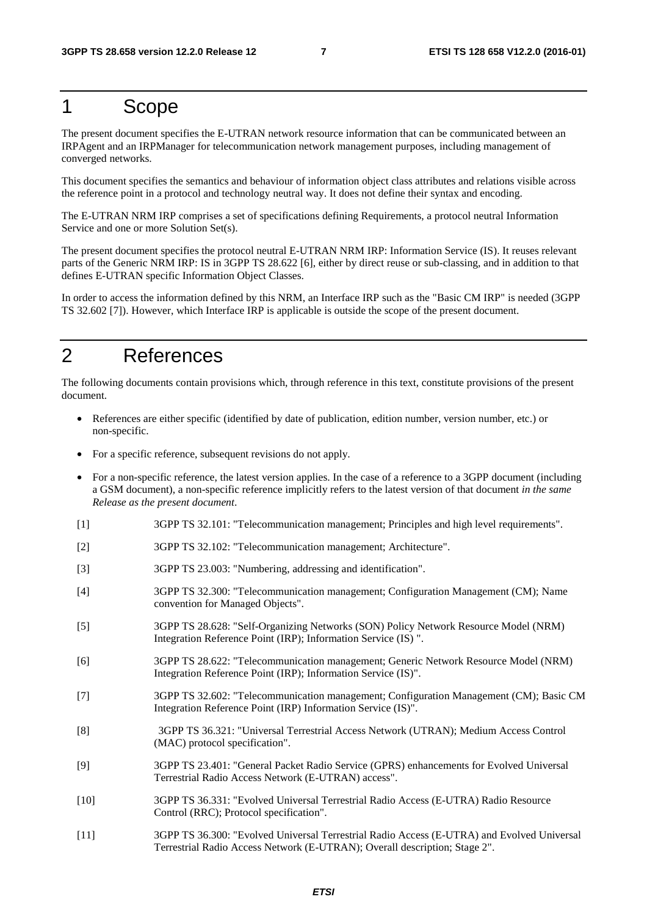# 1 Scope

The present document specifies the E-UTRAN network resource information that can be communicated between an IRPAgent and an IRPManager for telecommunication network management purposes, including management of converged networks.

This document specifies the semantics and behaviour of information object class attributes and relations visible across the reference point in a protocol and technology neutral way. It does not define their syntax and encoding.

The E-UTRAN NRM IRP comprises a set of specifications defining Requirements, a protocol neutral Information Service and one or more Solution Set(s).

The present document specifies the protocol neutral E-UTRAN NRM IRP: Information Service (IS). It reuses relevant parts of the Generic NRM IRP: IS in 3GPP TS 28.622 [6], either by direct reuse or sub-classing, and in addition to that defines E-UTRAN specific Information Object Classes.

In order to access the information defined by this NRM, an Interface IRP such as the "Basic CM IRP" is needed (3GPP TS 32.602 [7]). However, which Interface IRP is applicable is outside the scope of the present document.

# 2 References

The following documents contain provisions which, through reference in this text, constitute provisions of the present document.

- References are either specific (identified by date of publication, edition number, version number, etc.) or non-specific.
- For a specific reference, subsequent revisions do not apply.
- For a non-specific reference, the latest version applies. In the case of a reference to a 3GPP document (including a GSM document), a non-specific reference implicitly refers to the latest version of that document *in the same Release as the present document*.

[1] 3GPP TS 32.101: "Telecommunication management; Principles and high level requirements".

[2] 3GPP TS 32.102: "Telecommunication management; Architecture".

[3] 3GPP TS 23.003: "Numbering, addressing and identification".

[4] 3GPP TS 32.300: "Telecommunication management; Configuration Management (CM); Name convention for Managed Objects".

[5] 3GPP TS 28.628: "Self-Organizing Networks (SON) Policy Network Resource Model (NRM) Integration Reference Point (IRP); Information Service (IS) ".

[6] 3GPP TS 28.622: "Telecommunication management; Generic Network Resource Model (NRM) Integration Reference Point (IRP); Information Service (IS)".

[7] 3GPP TS 32.602: "Telecommunication management; Configuration Management (CM); Basic CM Integration Reference Point (IRP) Information Service (IS)".

[8] 3GPP TS 36.321: "Universal Terrestrial Access Network (UTRAN); Medium Access Control (MAC) protocol specification".

[9] 3GPP TS 23.401: "General Packet Radio Service (GPRS) enhancements for Evolved Universal Terrestrial Radio Access Network (E-UTRAN) access".

[10] 3GPP TS 36.331: "Evolved Universal Terrestrial Radio Access (E-UTRA) Radio Resource Control (RRC); Protocol specification".

[11] 3GPP TS 36.300: "Evolved Universal Terrestrial Radio Access (E-UTRA) and Evolved Universal Terrestrial Radio Access Network (E-UTRAN); Overall description; Stage 2".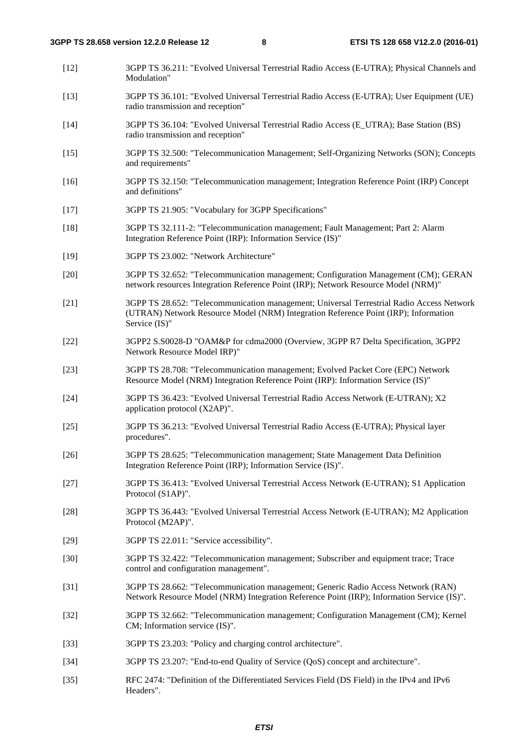[12] 3GPP TS 36.211: "Evolved Universal Terrestrial Radio Access (E-UTRA); Physical Channels and Modulation"

[13] 3GPP TS 36.101: "Evolved Universal Terrestrial Radio Access (E-UTRA); User Equipment (UE) radio transmission and reception"

[14] 3GPP TS 36.104: "Evolved Universal Terrestrial Radio Access (E_UTRA); Base Station (BS) radio transmission and reception"

[15] 3GPP TS 32.500: "Telecommunication Management; Self-Organizing Networks (SON); Concepts and requirements"

[16] 3GPP TS 32.150: "Telecommunication management; Integration Reference Point (IRP) Concept and definitions"

[17] 3GPP TS 21.905: "Vocabulary for 3GPP Specifications"

[18] 3GPP TS 32.111-2: "Telecommunication management; Fault Management; Part 2: Alarm Integration Reference Point (IRP): Information Service (IS)"

[19] 3GPP TS 23.002: "Network Architecture"

[20] 3GPP TS 32.652: "Telecommunication management; Configuration Management (CM); GERAN network resources Integration Reference Point (IRP); Network Resource Model (NRM)"

[21] 3GPP TS 28.652: "Telecommunication management; Universal Terrestrial Radio Access Network (UTRAN) Network Resource Model (NRM) Integration Reference Point (IRP); Information Service (IS)"

[22] 3GPP2 S.S0028-D "OAM&P for cdma2000 (Overview, 3GPP R7 Delta Specification, 3GPP2 Network Resource Model IRP)"

[23] 3GPP TS 28.708: "Telecommunication management; Evolved Packet Core (EPC) Network Resource Model (NRM) Integration Reference Point (IRP): Information Service (IS)"

[24] 3GPP TS 36.423: "Evolved Universal Terrestrial Radio Access Network (E-UTRAN); X2 application protocol (X2AP)".

[25] 3GPP TS 36.213: "Evolved Universal Terrestrial Radio Access (E-UTRA); Physical layer procedures".

[26] 3GPP TS 28.625: "Telecommunication management; State Management Data Definition Integration Reference Point (IRP); Information Service (IS)".

[27] 3GPP TS 36.413: "Evolved Universal Terrestrial Access Network (E-UTRAN); S1 Application Protocol (S1AP)".

[28] 3GPP TS 36.443: "Evolved Universal Terrestrial Access Network (E-UTRAN); M2 Application Protocol (M2AP)".

[29] 3GPP TS 22.011: "Service accessibility".

[30] 3GPP TS 32.422: "Telecommunication management; Subscriber and equipment trace; Trace control and configuration management".

[31] 3GPP TS 28.662: "Telecommunication management; Generic Radio Access Network (RAN) Network Resource Model (NRM) Integration Reference Point (IRP); Information Service (IS)".

[32] 3GPP TS 32.662: "Telecommunication management; Configuration Management (CM); Kernel CM; Information service (IS)".

[33] 3GPP TS 23.203: "Policy and charging control architecture".

[34] 3GPP TS 23.207: "End-to-end Quality of Service (QoS) concept and architecture".

[35] RFC 2474: "Definition of the Differentiated Services Field (DS Field) in the IPv4 and IPv6 Headers".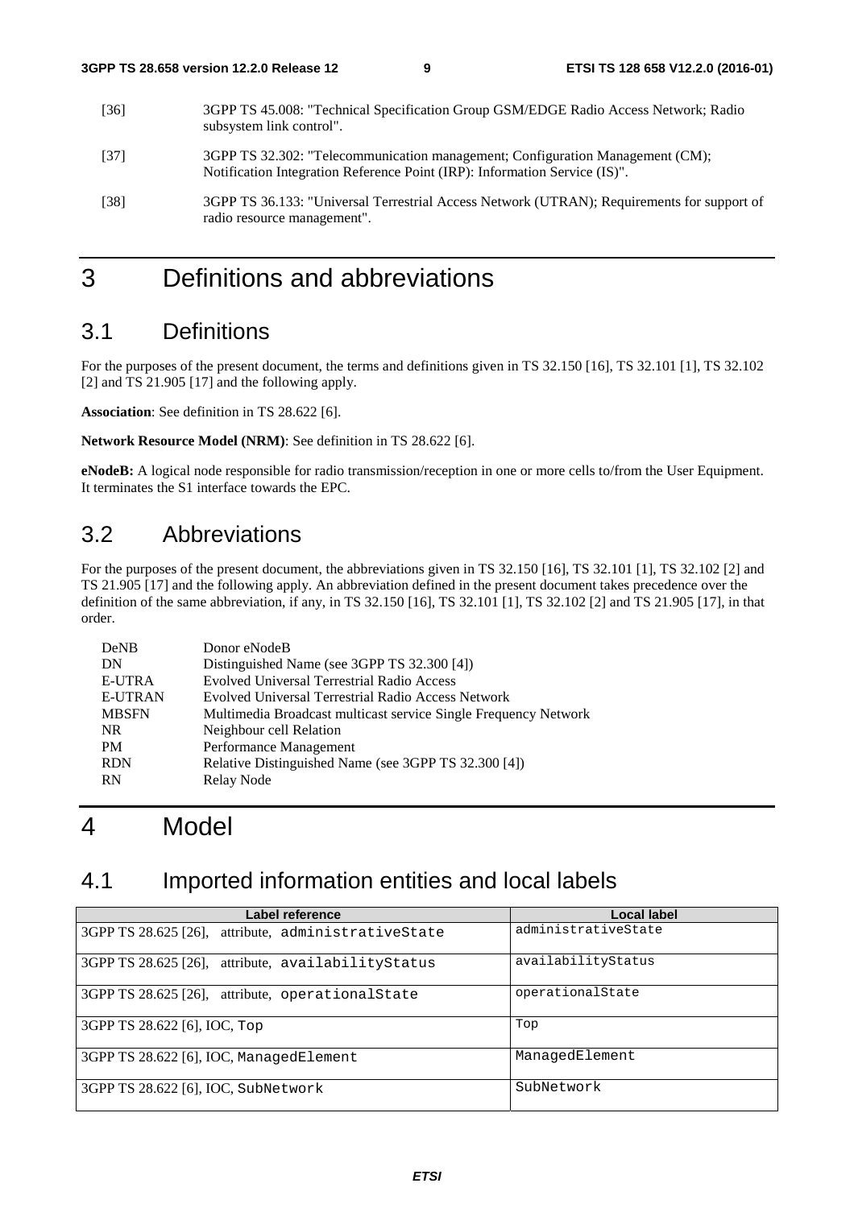[36] 3GPP TS 45.008: "Technical Specification Group GSM/EDGE Radio Access Network; Radio subsystem link control".

[37] 3GPP TS 32.302: "Telecommunication management; Configuration Management (CM); Notification Integration Reference Point (IRP): Information Service (IS)".

[38] 3GPP TS 36.133: "Universal Terrestrial Access Network (UTRAN); Requirements for support of radio resource management".

# 3 Definitions and abbreviations

## 3.1 Definitions

For the purposes of the present document, the terms and definitions given in TS 32.150 [16], TS 32.101 [1], TS 32.102 [2] and TS 21.905 [17] and the following apply.

**Association**: See definition in TS 28.622 [6].

**Network Resource Model (NRM)**: See definition in TS 28.622 [6].

**eNodeB:** A logical node responsible for radio transmission/reception in one or more cells to/from the User Equipment. It terminates the S1 interface towards the EPC.

## 3.2 Abbreviations

For the purposes of the present document, the abbreviations given in TS 32.150 [16], TS 32.101 [1], TS 32.102 [2] and TS 21.905 [17] and the following apply. An abbreviation defined in the present document takes precedence over the definition of the same abbreviation, if any, in TS 32.150 [16], TS 32.101 [1], TS 32.102 [2] and TS 21.905 [17], in that order.

DeNB Donor eNodeB
DN Distinguished Name (see 3GPP TS 32.300 [4])
E-UTRA Evolved Universal Terrestrial Radio Access
E-UTRAN Evolved Universal Terrestrial Radio Access Network
MBSFN Multimedia Broadcast multicast service Single Frequency Network
NR Neighbour cell Relation
PM Performance Management
RDN Relative Distinguished Name (see 3GPP TS 32.300 [4])
RN Relay Node

# 4 Model

## 4.1 Imported information entities and local labels

| Label reference | Local label |
|---|---|
| 3GPP TS 28.625 [26], attribute, administrativeState | administrativeState |
| 3GPP TS 28.625 [26], attribute, availabilityStatus | availabilityStatus |
| 3GPP TS 28.625 [26], attribute, operationalState | operationalState |
| 3GPP TS 28.622 [6], IOC, Top | Top |
| 3GPP TS 28.622 [6], IOC, ManagedElement | ManagedElement |
| 3GPP TS 28.622 [6], IOC, SubNetwork | SubNetwork |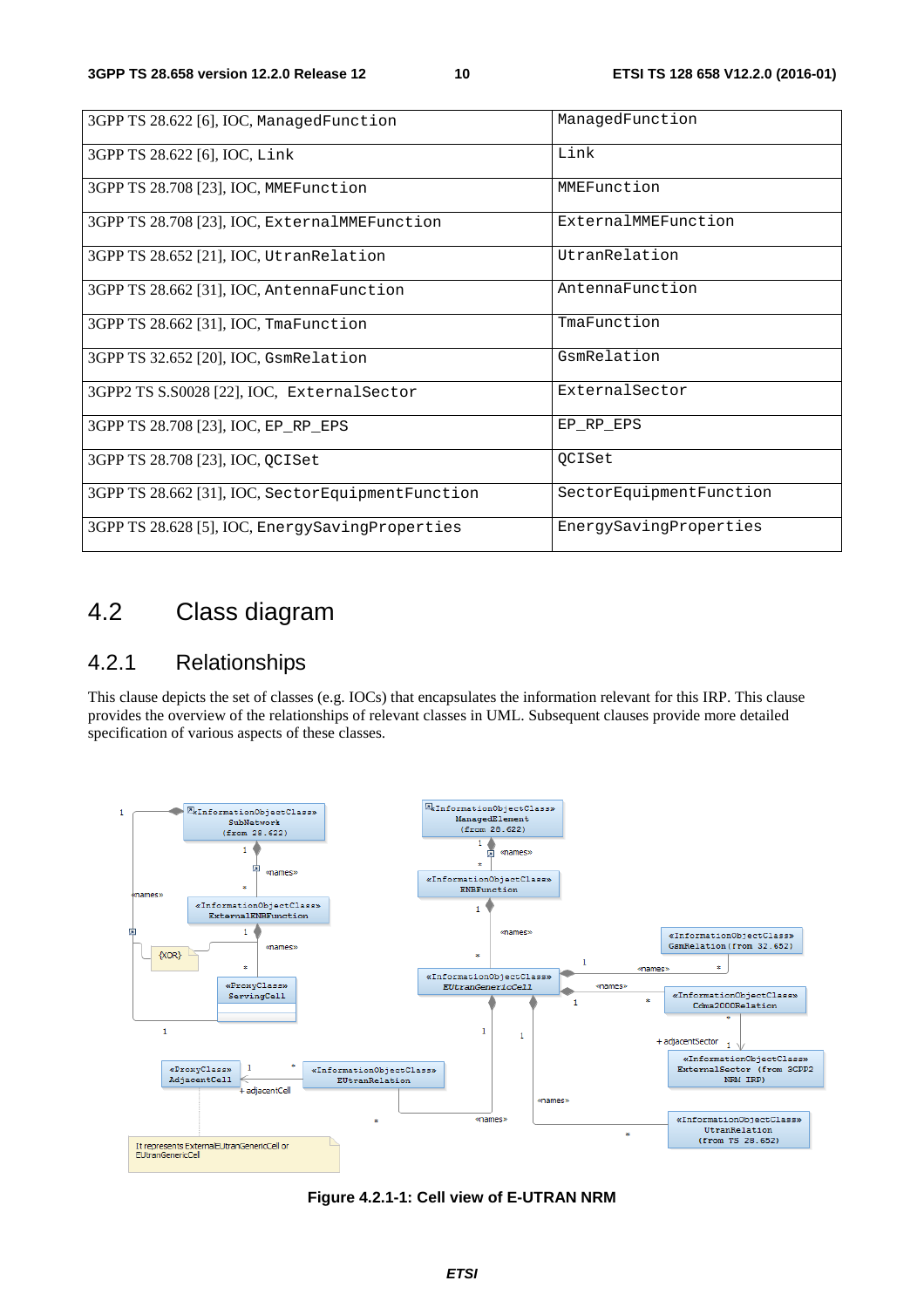| | |
|---|---|
| 3GPP TS 28.622 [6], IOC, ManagedFunction | ManagedFunction |
| 3GPP TS 28.622 [6], IOC, Link | Link |
| 3GPP TS 28.708 [23], IOC, MMEFunction | MMEFunction |
| 3GPP TS 28.708 [23], IOC, ExternalMMEFunction | ExternalMMEFunction |
| 3GPP TS 28.652 [21], IOC, UtranRelation | UtranRelation |
| 3GPP TS 28.662 [31], IOC, AntennaFunction | AntennaFunction |
| 3GPP TS 28.662 [31], IOC, TmaFunction | TmaFunction |
| 3GPP TS 32.652 [20], IOC, GsmRelation | GsmRelation |
| 3GPP2 TS S.S0028 [22], IOC, ExternalSector | ExternalSector |
| 3GPP TS 28.708 [23], IOC, EP_RP_EPS | EP_RP_EPS |
| 3GPP TS 28.708 [23], IOC, QCISet | QCISet |
| 3GPP TS 28.662 [31], IOC, SectorEquipmentFunction | SectorEquipmentFunction |
| 3GPP TS 28.628 [5], IOC, EnergySavingProperties | EnergySavingProperties |

## 4.2 Class diagram

### 4.2.1 Relationships

This clause depicts the set of classes (e.g. IOCs) that encapsulates the information relevant for this IRP. This clause provides the overview of the relationships of relevant classes in UML. Subsequent clauses provide more detailed specification of various aspects of these classes.

**Figure 4.2.1-1: Cell view of E-UTRAN NRM**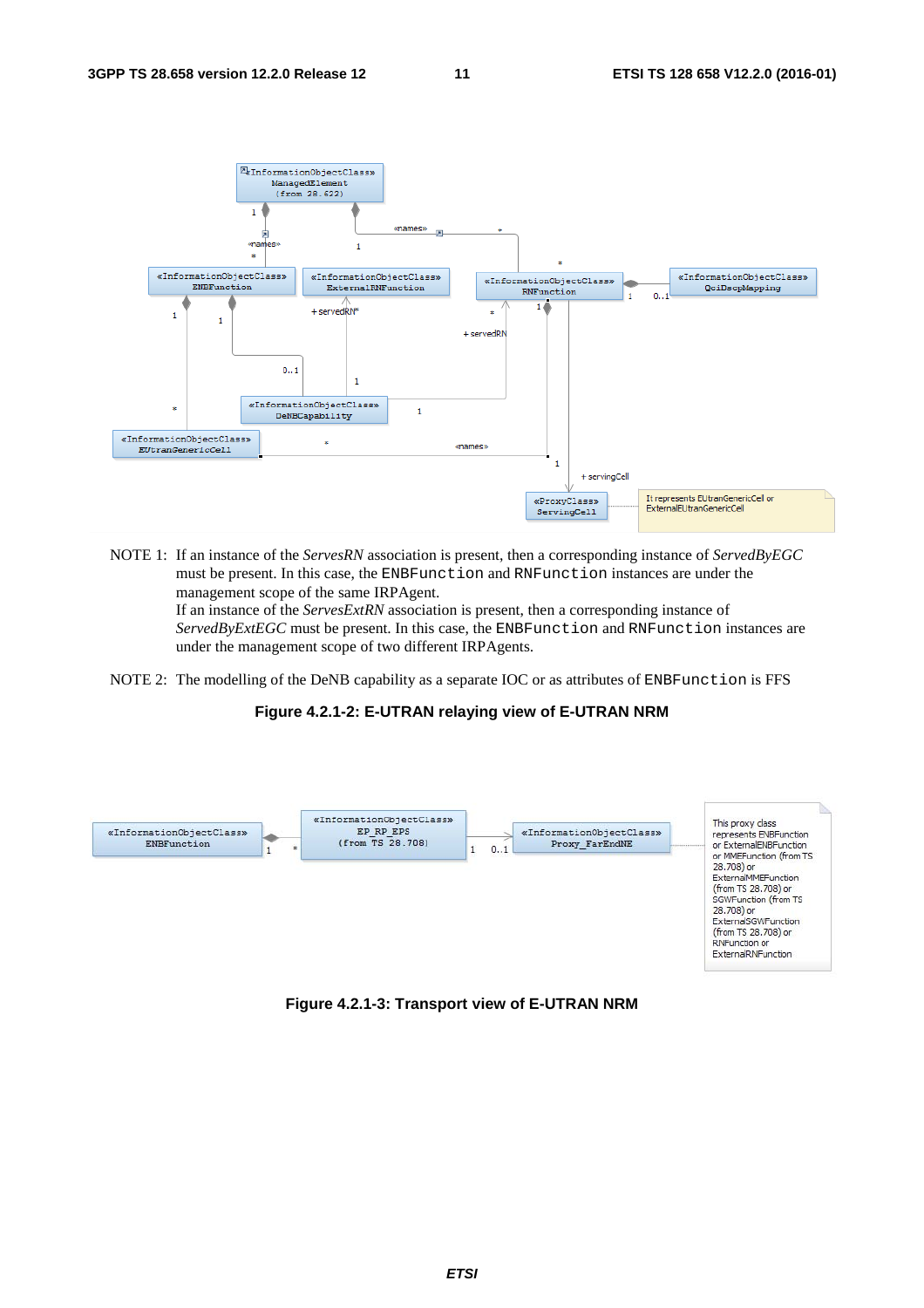NOTE 1: If an instance of the *ServesRN* association is present, then a corresponding instance of *ServedByEGC* must be present. In this case, the ENBFunction and RNFunction instances are under the management scope of the same IRPAgent.
If an instance of the *ServesExtRN* association is present, then a corresponding instance of *ServedByExtEGC* must be present. In this case, the ENBFunction and RNFunction instances are under the management scope of two different IRPAgents.

NOTE 2: The modelling of the DeNB capability as a separate IOC or as attributes of ENBFunction is FFS

**Figure 4.2.1-2: E-UTRAN relaying view of E-UTRAN NRM**

**Figure 4.2.1-3: Transport view of E-UTRAN NRM**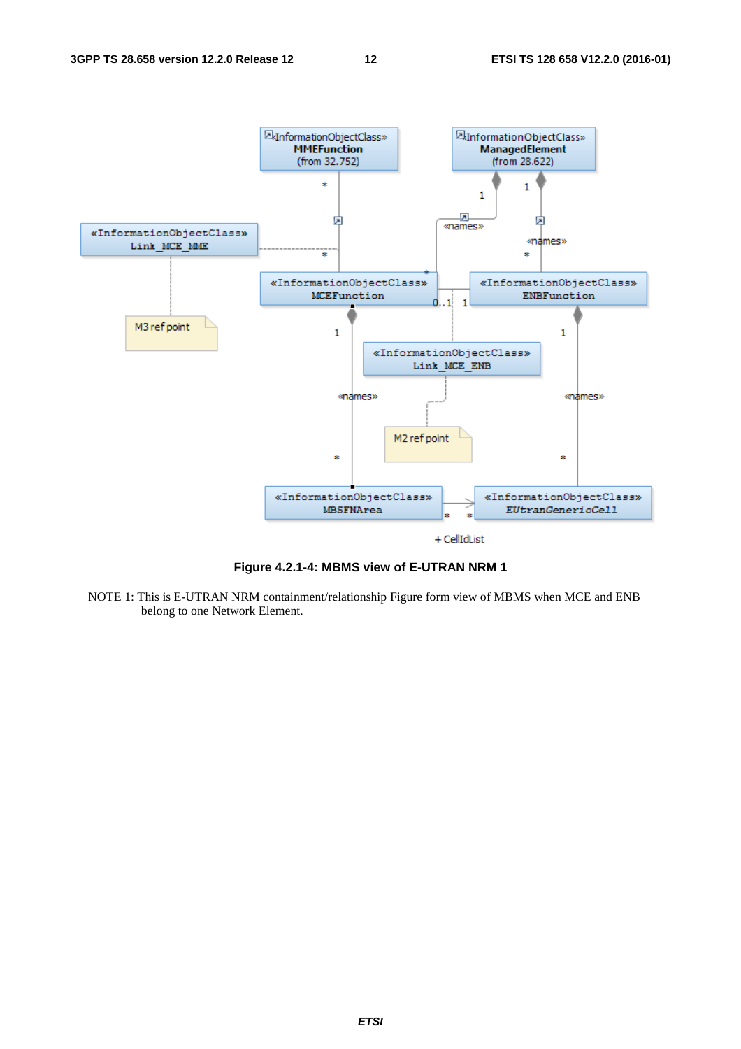**Figure 4.2.1-4: MBMS view of E-UTRAN NRM 1**

NOTE 1: This is E-UTRAN NRM containment/relationship Figure form view of MBMS when MCE and ENB belong to one Network Element.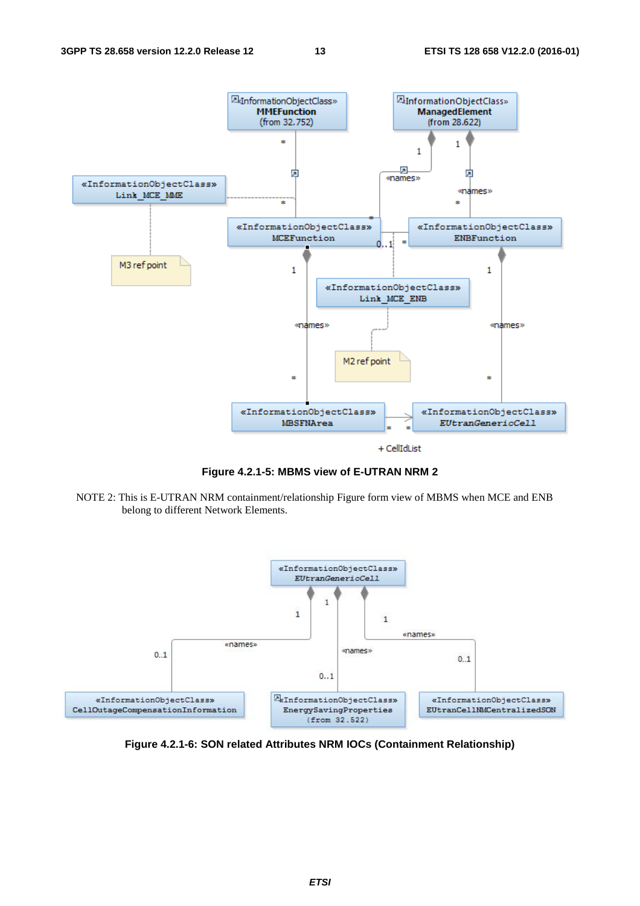**Figure 4.2.1-5: MBMS view of E-UTRAN NRM 2**

NOTE 2: This is E-UTRAN NRM containment/relationship Figure form view of MBMS when MCE and ENB belong to different Network Elements.

**Figure 4.2.1-6: SON related Attributes NRM IOCs (Containment Relationship)**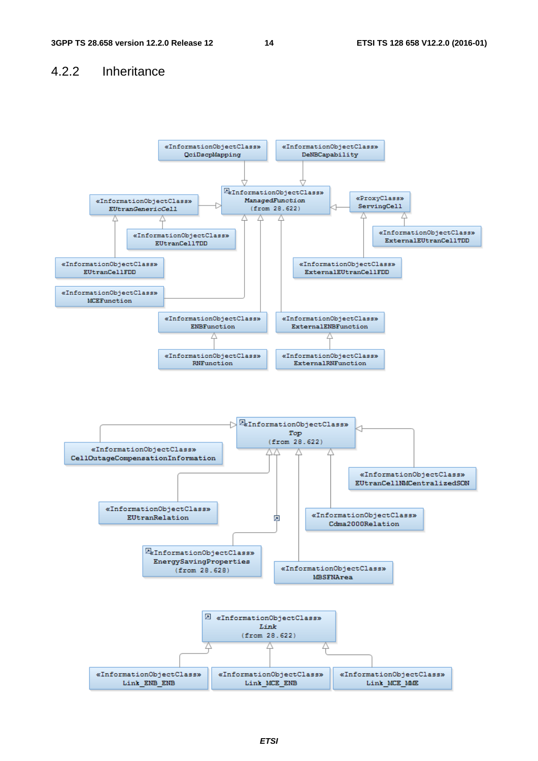## 4.2.2 Inheritance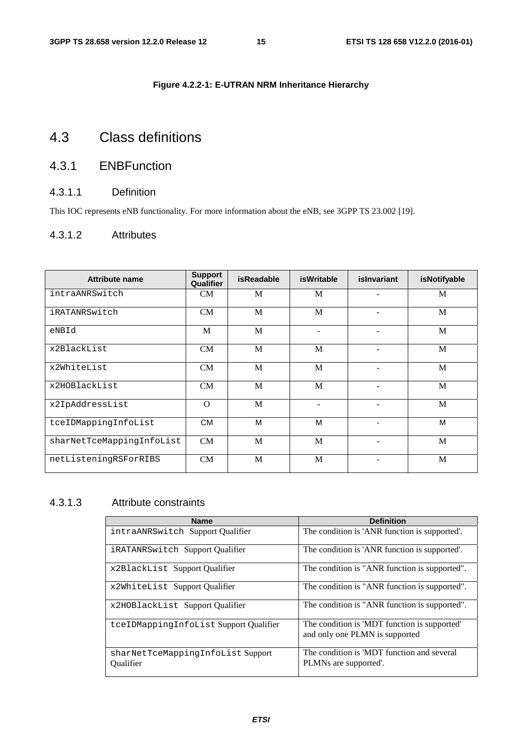**Figure 4.2.2-1: E-UTRAN NRM Inheritance Hierarchy**

# 4.3 Class definitions

## 4.3.1 ENBFunction

### 4.3.1.1 Definition

This IOC represents eNB functionality. For more information about the eNB, see 3GPP TS 23.002 [19].

### 4.3.1.2 Attributes

| Attribute name | Support Qualifier | isReadable | isWritable | isInvariant | isNotifyable |
|---|---|---|---|---|---|
| intraANRSwitch | CM | M | M | - | M |
| iRATANRSwitch | CM | M | M | - | M |
| eNBId | M | M | - | - | M |
| x2BlackList | CM | M | M | - | M |
| x2WhiteList | CM | M | M | - | M |
| x2HOBlackList | CM | M | M | - | M |
| x2IpAddressList | O | M | - | - | M |
| tceIDMappingInfoList | CM | M | M | - | M |
| sharNetTceMappingInfoList | CM | M | M | - | M |
| netListeningRSForRIBS | CM | M | M | - | M |

### 4.3.1.3 Attribute constraints

| Name | Definition |
|---|---|
| intraANRSwitch Support Qualifier | The condition is 'ANR function is supported'. |
| iRATANRSwitch Support Qualifier | The condition is 'ANR function is supported'. |
| x2BlackList Support Qualifier | The condition is "ANR function is supported". |
| x2WhiteList Support Qualifier | The condition is "ANR function is supported". |
| x2HOBlackList Support Qualifier | The condition is "ANR function is supported". |
| tceIDMappingInfoList Support Qualifier | The condition is 'MDT function is supported' and only one PLMN is supported |
| sharNetTceMappingInfoList Support Qualifier | The condition is 'MDT function and several PLMNs are supported'. |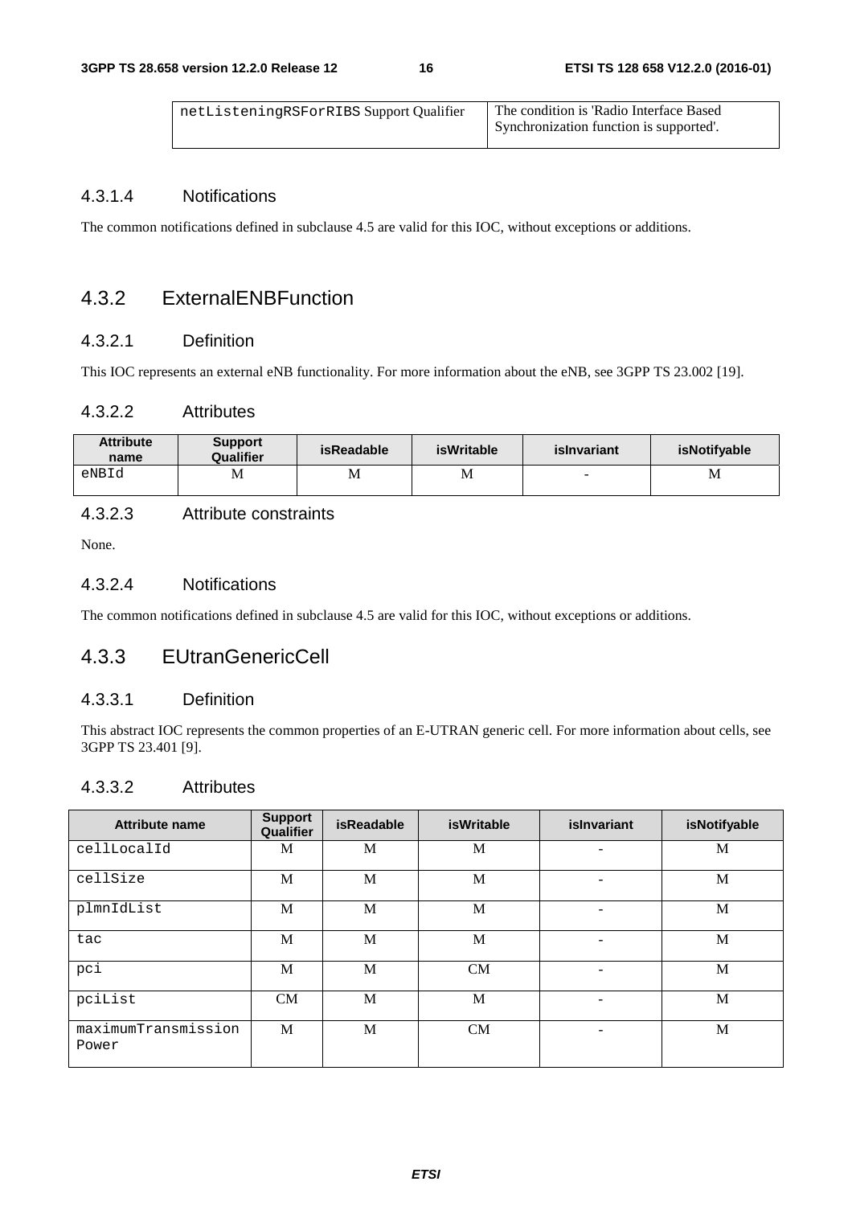| | |
|---|---|
| netListeningRSForRIBS Support Qualifier | The condition is 'Radio Interface Based Synchronization function is supported'. |

#### 4.3.1.4 Notifications

The common notifications defined in subclause 4.5 are valid for this IOC, without exceptions or additions.

### 4.3.2 ExternalENBFunction

#### 4.3.2.1 Definition

This IOC represents an external eNB functionality. For more information about the eNB, see 3GPP TS 23.002 [19].

#### 4.3.2.2 Attributes

| Attribute name | Support Qualifier | isReadable | isWritable | isInvariant | isNotifyable |
|---|---|---|---|---|---|
| eNBId | M | M | M | - | M |

#### 4.3.2.3 Attribute constraints

None.

#### 4.3.2.4 Notifications

The common notifications defined in subclause 4.5 are valid for this IOC, without exceptions or additions.

### 4.3.3 EUtranGenericCell

#### 4.3.3.1 Definition

This abstract IOC represents the common properties of an E-UTRAN generic cell. For more information about cells, see 3GPP TS 23.401 [9].

#### 4.3.3.2 Attributes

| Attribute name | Support Qualifier | isReadable | isWritable | isInvariant | isNotifyable |
|---|---|---|---|---|---|
| cellLocalId | M | M | M | - | M |
| cellSize | M | M | M | - | M |
| plmnIdList | M | M | M | - | M |
| tac | M | M | M | - | M |
| pci | M | M | CM | - | M |
| pciList | CM | M | M | - | M |
| maximumTransmissionPower | M | M | CM | - | M |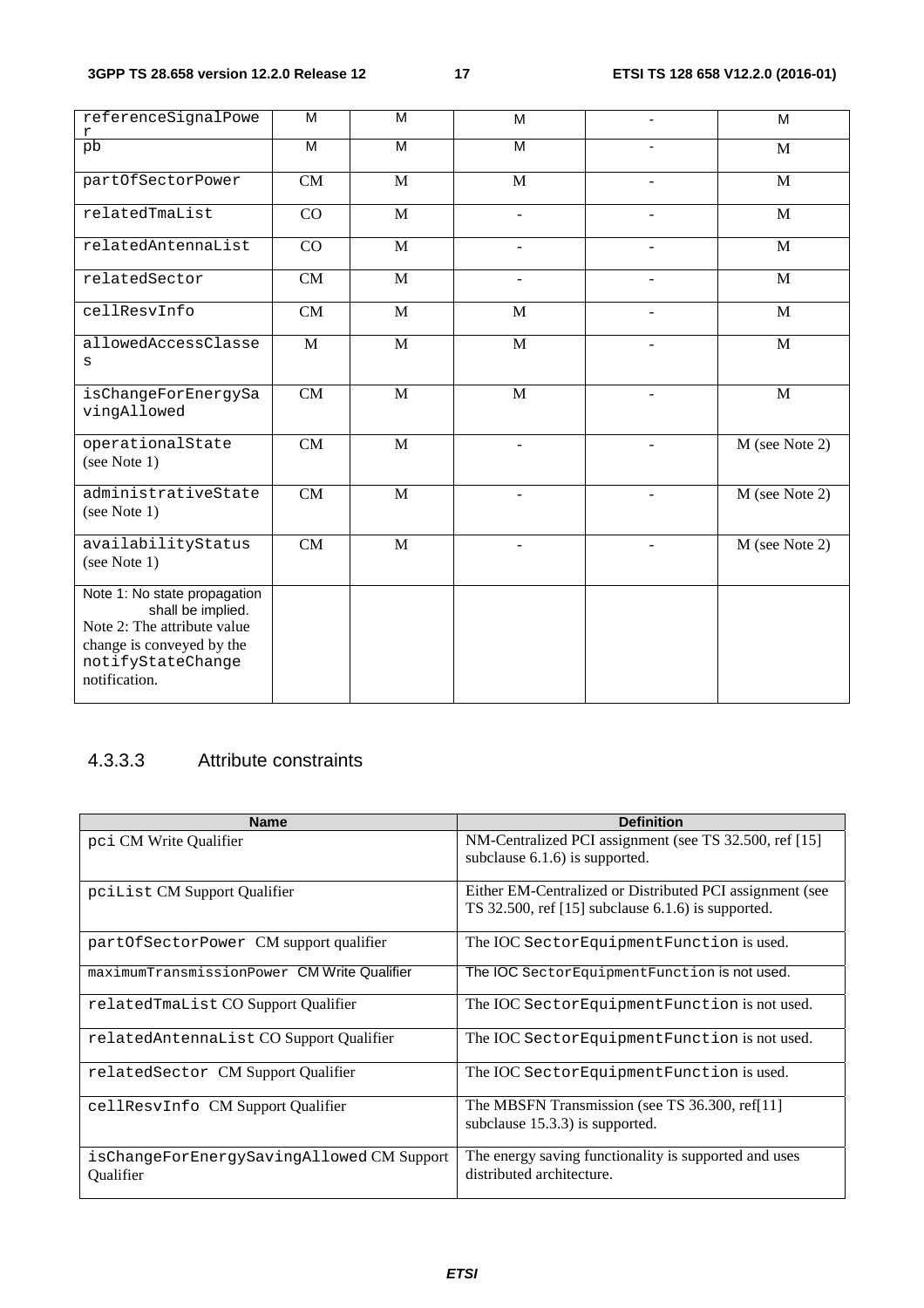| | | | | | |
|---|---|---|---|---|---|
| referenceSignalPower | M | M | M | - | M |
| pb | M | M | M | - | M |
| partOfSectorPower | CM | M | M | - | M |
| relatedTmaList | CO | M | - | - | M |
| relatedAntennaList | CO | M | - | - | M |
| relatedSector | CM | M | - | - | M |
| cellResvInfo | CM | M | M | - | M |
| allowedAccessClasses | M | M | M | - | M |
| isChangeForEnergySavingAllowed | CM | M | M | - | M |
| operationalState (see Note 1) | CM | M | - | - | M (see Note 2) |
| administrativeState (see Note 1) | CM | M | - | - | M (see Note 2) |
| availabilityStatus (see Note 1) | CM | M | - | - | M (see Note 2) |
| Note 1: No state propagation shall be implied.<br>Note 2: The attribute value change is conveyed by the notifyStateChange notification. | | | | | |

### 4.3.3.3 Attribute constraints

| Name | Definition |
|---|---|
| pci CM Write Qualifier | NM-Centralized PCI assignment (see TS 32.500, ref [15] subclause 6.1.6) is supported. |
| pciList CM Support Qualifier | Either EM-Centralized or Distributed PCI assignment (see TS 32.500, ref [15] subclause 6.1.6) is supported. |
| partOfSectorPower CM support qualifier | The IOC SectorEquipmentFunction is used. |
| maximumTransmissionPower CM Write Qualifier | The IOC SectorEquipmentFunction is not used. |
| relatedTmaList CO Support Qualifier | The IOC SectorEquipmentFunction is not used. |
| relatedAntennaList CO Support Qualifier | The IOC SectorEquipmentFunction is not used. |
| relatedSector CM Support Qualifier | The IOC SectorEquipmentFunction is used. |
| cellResvInfo CM Support Qualifier | The MBSFN Transmission (see TS 36.300, ref[11] subclause 15.3.3) is supported. |
| isChangeForEnergySavingAllowed CM Support Qualifier | The energy saving functionality is supported and uses distributed architecture. |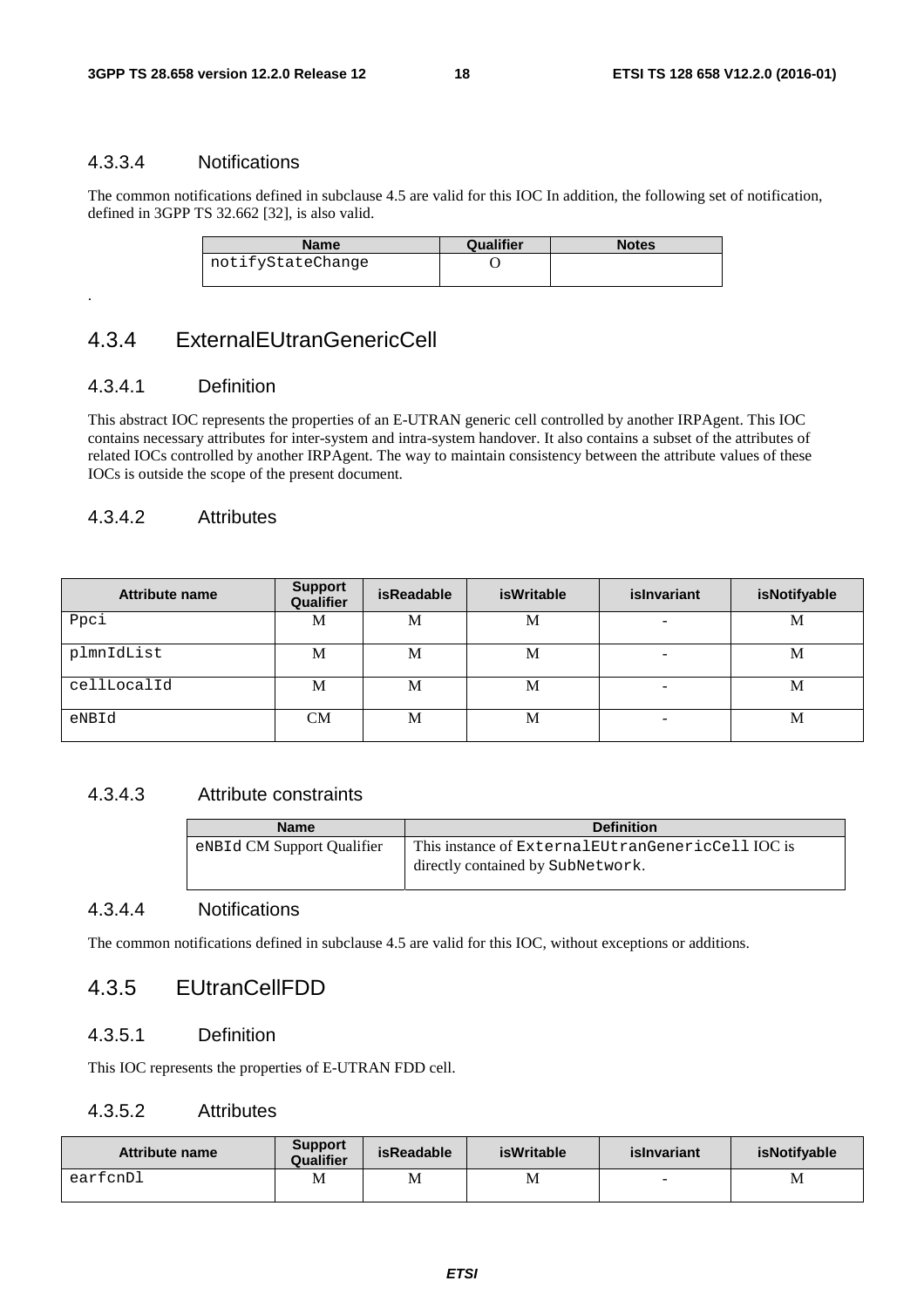#### 4.3.3.4 Notifications

The common notifications defined in subclause 4.5 are valid for this IOC In addition, the following set of notification, defined in 3GPP TS 32.662 [32], is also valid.

| Name | Qualifier | Notes |
|---|---|---|
| notifyStateChange | O | |

.

### 4.3.4 ExternalEUtranGenericCell

#### 4.3.4.1 Definition

This abstract IOC represents the properties of an E-UTRAN generic cell controlled by another IRPAgent. This IOC contains necessary attributes for inter-system and intra-system handover. It also contains a subset of the attributes of related IOCs controlled by another IRPAgent. The way to maintain consistency between the attribute values of these IOCs is outside the scope of the present document.

#### 4.3.4.2 Attributes

| Attribute name | Support Qualifier | isReadable | isWritable | isInvariant | isNotifyable |
|---|---|---|---|---|---|
| Ppci | M | M | M | - | M |
| plmnIdList | M | M | M | - | M |
| cellLocalId | M | M | M | - | M |
| eNBId | CM | M | M | - | M |

#### 4.3.4.3 Attribute constraints

| Name | Definition |
|---|---|
| eNBId CM Support Qualifier | This instance of ExternalEUtranGenericCell IOC is directly contained by SubNetwork. |

#### 4.3.4.4 Notifications

The common notifications defined in subclause 4.5 are valid for this IOC, without exceptions or additions.

### 4.3.5 EUtranCellFDD

#### 4.3.5.1 Definition

This IOC represents the properties of E-UTRAN FDD cell.

#### 4.3.5.2 Attributes

| Attribute name | Support Qualifier | isReadable | isWritable | isInvariant | isNotifyable |
|---|---|---|---|---|---|
| earfcnDl | M | M | M | - | M |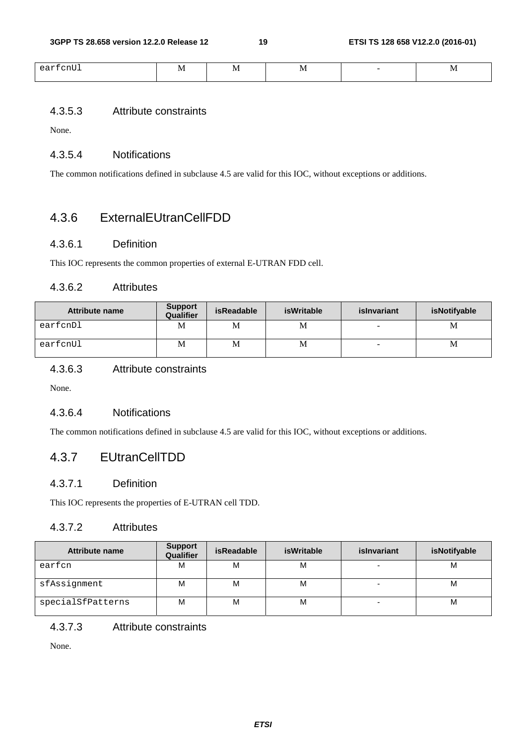| earfcnUl | M | M | M | - | M |
|---|---|---|---|---|---|

#### 4.3.5.3 Attribute constraints

None.

#### 4.3.5.4 Notifications

The common notifications defined in subclause 4.5 are valid for this IOC, without exceptions or additions.

### 4.3.6 ExternalEUtranCellFDD

#### 4.3.6.1 Definition

This IOC represents the common properties of external E-UTRAN FDD cell.

#### 4.3.6.2 Attributes

| Attribute name | Support Qualifier | isReadable | isWritable | isInvariant | isNotifyable |
|---|---|---|---|---|---|
| earfcnDl | M | M | M | - | M |
| earfcnUl | M | M | M | - | M |

#### 4.3.6.3 Attribute constraints

None.

#### 4.3.6.4 Notifications

The common notifications defined in subclause 4.5 are valid for this IOC, without exceptions or additions.

### 4.3.7 EUtranCellTDD

#### 4.3.7.1 Definition

This IOC represents the properties of E-UTRAN cell TDD.

#### 4.3.7.2 Attributes

| Attribute name | Support Qualifier | isReadable | isWritable | isInvariant | isNotifyable |
|---|---|---|---|---|---|
| earfcn | M | M | M | - | M |
| sfAssignment | M | M | M | - | M |
| specialSfPatterns | M | M | M | - | M |

#### 4.3.7.3 Attribute constraints

None.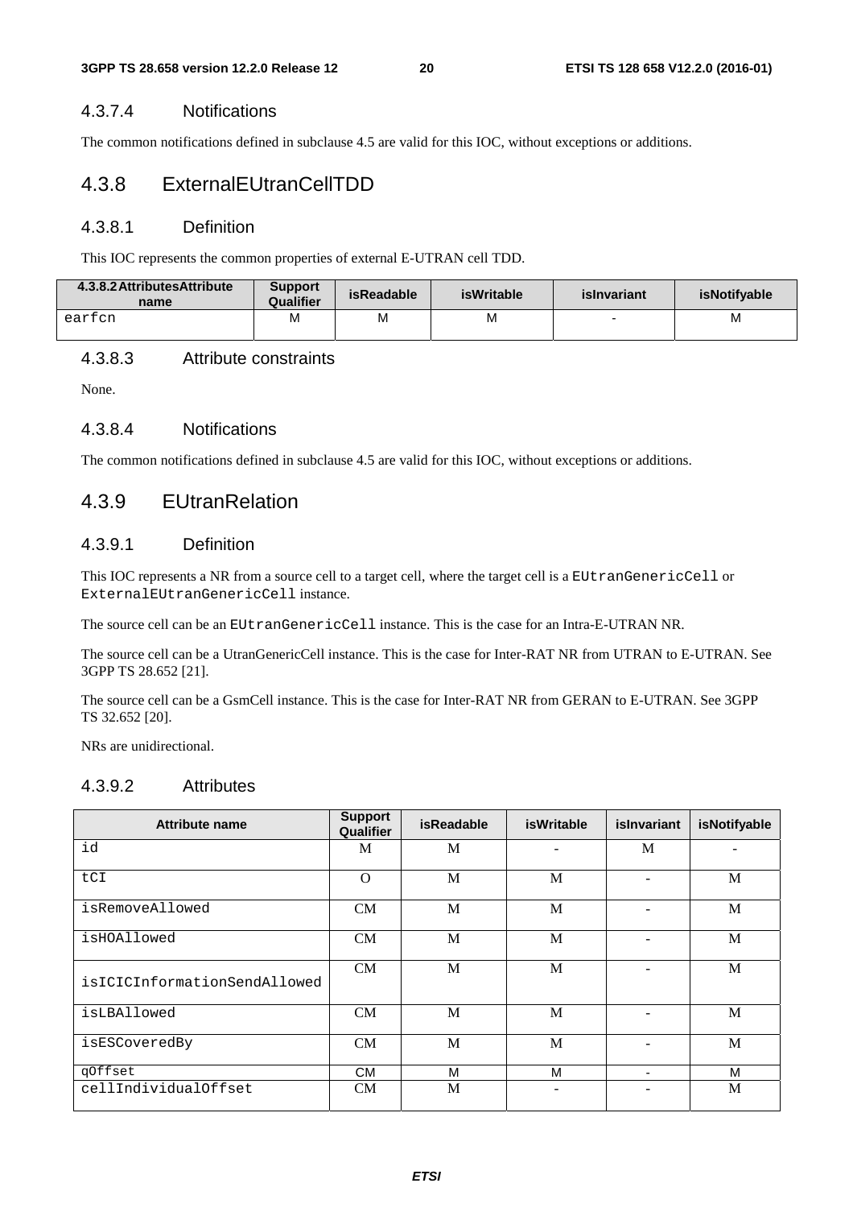#### 4.3.7.4 Notifications

The common notifications defined in subclause 4.5 are valid for this IOC, without exceptions or additions.

### 4.3.8 ExternalEUtranCellTDD

#### 4.3.8.1 Definition

This IOC represents the common properties of external E-UTRAN cell TDD.

| 4.3.8.2 AttributesAttribute name | Support Qualifier | isReadable | isWritable | isInvariant | isNotifyable |
|---|---|---|---|---|---|
| earfcn | M | M | M | - | M |

#### 4.3.8.3 Attribute constraints

None.

#### 4.3.8.4 Notifications

The common notifications defined in subclause 4.5 are valid for this IOC, without exceptions or additions.

### 4.3.9 EUtranRelation

#### 4.3.9.1 Definition

This IOC represents a NR from a source cell to a target cell, where the target cell is a `EUtranGenericCell` or `ExternalEUtranGenericCell` instance.

The source cell can be an `EUtranGenericCell` instance. This is the case for an Intra-E-UTRAN NR.

The source cell can be a UtranGenericCell instance. This is the case for Inter-RAT NR from UTRAN to E-UTRAN. See 3GPP TS 28.652 [21].

The source cell can be a GsmCell instance. This is the case for Inter-RAT NR from GERAN to E-UTRAN. See 3GPP TS 32.652 [20].

NRs are unidirectional.

#### 4.3.9.2 Attributes

| Attribute name | Support Qualifier | isReadable | isWritable | isInvariant | isNotifyable |
|---|---|---|---|---|---|
| id | M | M | - | M | - |
| tCI | O | M | M | - | M |
| isRemoveAllowed | CM | M | M | - | M |
| isHOAllowed | CM | M | M | - | M |
| isICICInformationSendAllowed | CM | M | M | - | M |
| isLBAllowed | CM | M | M | - | M |
| isESCoveredBy | CM | M | M | - | M |
| qOffset | CM | M | M | - | M |
| cellIndividualOffset | CM | M | - | - | M |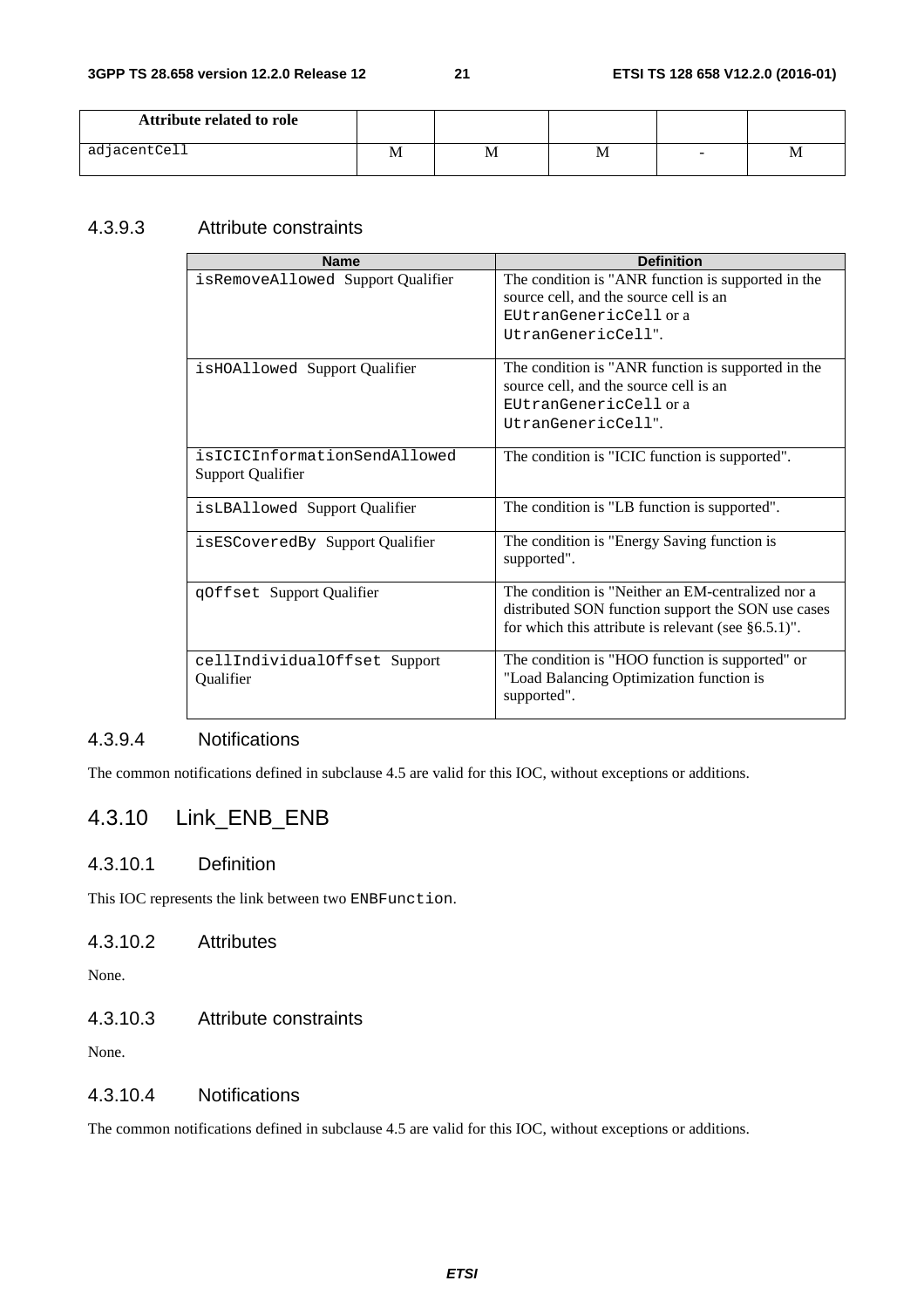| Attribute related to role | | | | | |
|---|---|---|---|---|---|
| adjacentCell | M | M | M | - | M |

#### 4.3.9.3 Attribute constraints

| Name | Definition |
|---|---|
| isRemoveAllowed Support Qualifier | The condition is "ANR function is supported in the source cell, and the source cell is an EUtranGenericCell or a UtranGenericCell". |
| isHOAllowed Support Qualifier | The condition is "ANR function is supported in the source cell, and the source cell is an EUtranGenericCell or a UtranGenericCell". |
| isICICInformationSendAllowed Support Qualifier | The condition is "ICIC function is supported". |
| isLBAllowed Support Qualifier | The condition is "LB function is supported". |
| isESCoveredBy Support Qualifier | The condition is "Energy Saving function is supported". |
| qOffset Support Qualifier | The condition is "Neither an EM-centralized nor a distributed SON function support the SON use cases for which this attribute is relevant (see §6.5.1)". |
| cellIndividualOffset Support Qualifier | The condition is "HOO function is supported" or "Load Balancing Optimization function is supported". |

#### 4.3.9.4 Notifications

The common notifications defined in subclause 4.5 are valid for this IOC, without exceptions or additions.

### 4.3.10 Link_ENB_ENB

#### 4.3.10.1 Definition

This IOC represents the link between two ENBFunction.

#### 4.3.10.2 Attributes

None.

#### 4.3.10.3 Attribute constraints

None.

#### 4.3.10.4 Notifications

The common notifications defined in subclause 4.5 are valid for this IOC, without exceptions or additions.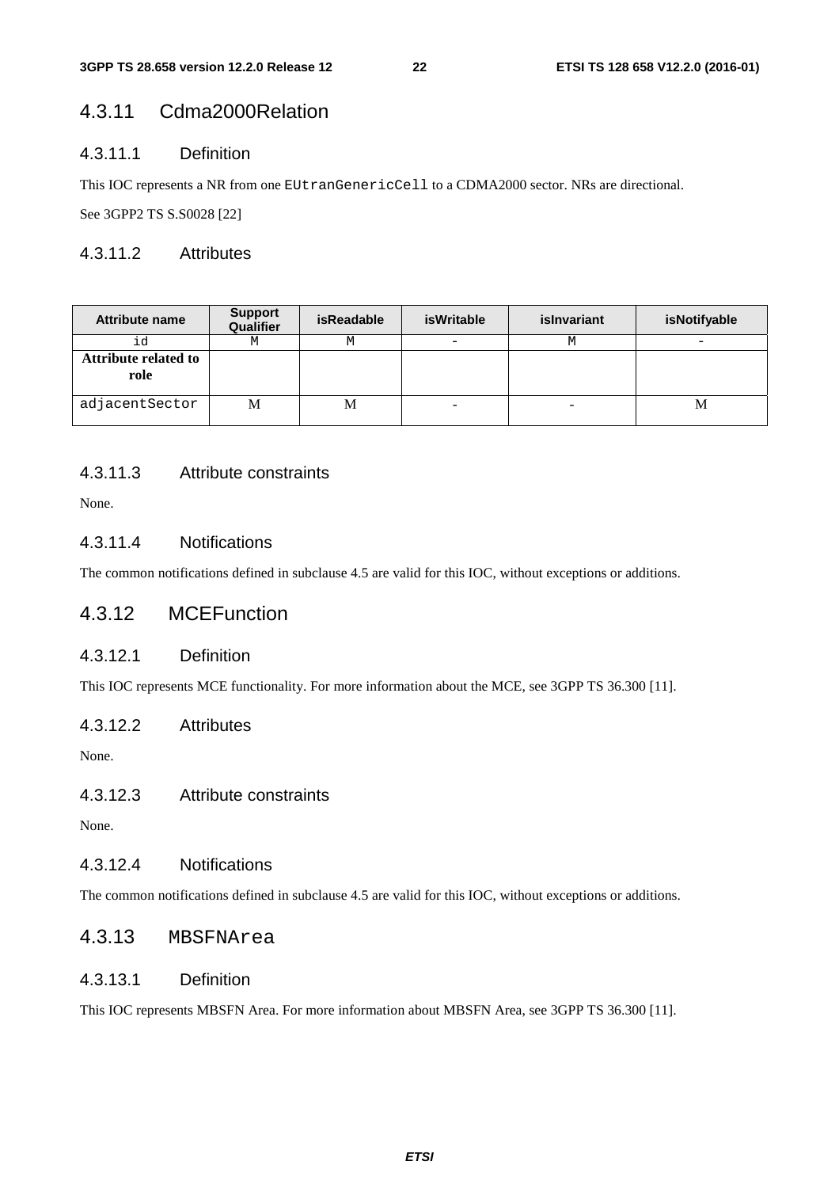### 4.3.11 Cdma2000Relation

#### 4.3.11.1 Definition

This IOC represents a NR from one EUtranGenericCell to a CDMA2000 sector. NRs are directional.

See 3GPP2 TS S.S0028 [22]

#### 4.3.11.2 Attributes

| Attribute name | Support Qualifier | isReadable | isWritable | isInvariant | isNotifyable |
|---|---|---|---|---|---|
| id | M | M | - | M | - |
| **Attribute related to role** | | | | | |
| adjacentSector | M | M | - | - | M |

#### 4.3.11.3 Attribute constraints

None.

#### 4.3.11.4 Notifications

The common notifications defined in subclause 4.5 are valid for this IOC, without exceptions or additions.

### 4.3.12 MCEFunction

#### 4.3.12.1 Definition

This IOC represents MCE functionality. For more information about the MCE, see 3GPP TS 36.300 [11].

#### 4.3.12.2 Attributes

None.

#### 4.3.12.3 Attribute constraints

None.

#### 4.3.12.4 Notifications

The common notifications defined in subclause 4.5 are valid for this IOC, without exceptions or additions.

### 4.3.13 MBSFNArea

#### 4.3.13.1 Definition

This IOC represents MBSFN Area. For more information about MBSFN Area, see 3GPP TS 36.300 [11].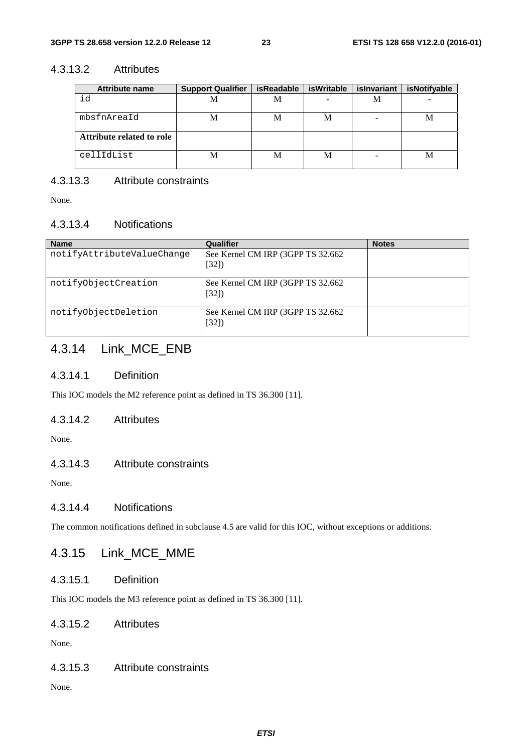#### 4.3.13.2 Attributes

| Attribute name | Support Qualifier | isReadable | isWritable | isInvariant | isNotifyable |
| --- | --- | --- | --- | --- | --- |
| id | M | M | - | M | - |
| mbsfnAreaId | M | M | M | - | M |
| **Attribute related to role** | | | | | |
| cellIdList | M | M | M | - | M |

#### 4.3.13.3 Attribute constraints

None.

#### 4.3.13.4 Notifications

| Name | Qualifier | Notes |
| --- | --- | --- |
| notifyAttributeValueChange | See Kernel CM IRP (3GPP TS 32.662 [32]) | |
| notifyObjectCreation | See Kernel CM IRP (3GPP TS 32.662 [32]) | |
| notifyObjectDeletion | See Kernel CM IRP (3GPP TS 32.662 [32]) | |

### 4.3.14 Link_MCE_ENB

#### 4.3.14.1 Definition

This IOC models the M2 reference point as defined in TS 36.300 [11].

#### 4.3.14.2 Attributes

None.

#### 4.3.14.3 Attribute constraints

None.

#### 4.3.14.4 Notifications

The common notifications defined in subclause 4.5 are valid for this IOC, without exceptions or additions.

### 4.3.15 Link_MCE_MME

#### 4.3.15.1 Definition

This IOC models the M3 reference point as defined in TS 36.300 [11].

#### 4.3.15.2 Attributes

None.

#### 4.3.15.3 Attribute constraints

None.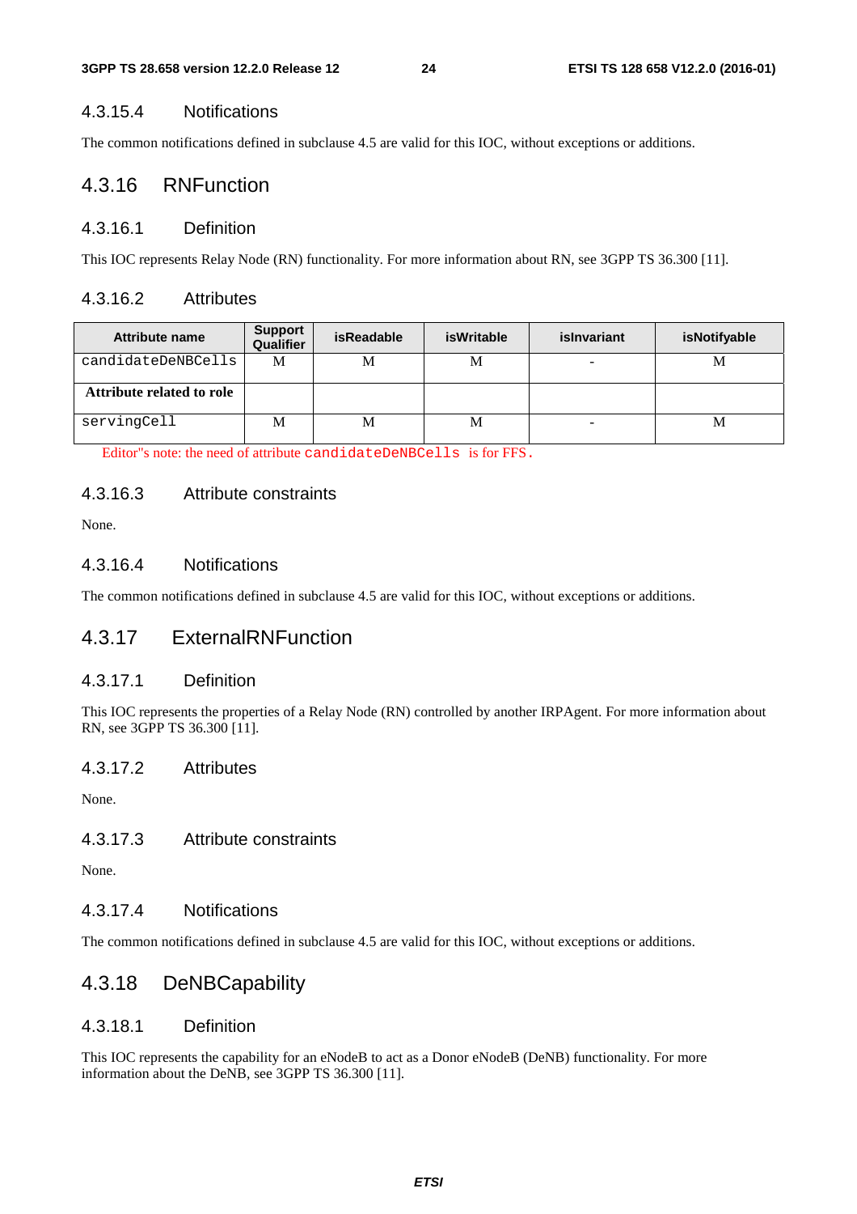#### 4.3.15.4 Notifications

The common notifications defined in subclause 4.5 are valid for this IOC, without exceptions or additions.

### 4.3.16 RNFunction

#### 4.3.16.1 Definition

This IOC represents Relay Node (RN) functionality. For more information about RN, see 3GPP TS 36.300 [11].

#### 4.3.16.2 Attributes

| Attribute name | Support Qualifier | isReadable | isWritable | isInvariant | isNotifyable |
|---|---|---|---|---|---|
| candidateDeNBCells | M | M | M | - | M |
| **Attribute related to role** | | | | | |
| servingCell | M | M | M | - | M |

Editor"s note: the need of attribute candidateDeNBCells is for FFS.

#### 4.3.16.3 Attribute constraints

None.

#### 4.3.16.4 Notifications

The common notifications defined in subclause 4.5 are valid for this IOC, without exceptions or additions.

### 4.3.17 ExternalRNFunction

#### 4.3.17.1 Definition

This IOC represents the properties of a Relay Node (RN) controlled by another IRPAgent. For more information about RN, see 3GPP TS 36.300 [11].

#### 4.3.17.2 Attributes

None.

#### 4.3.17.3 Attribute constraints

None.

#### 4.3.17.4 Notifications

The common notifications defined in subclause 4.5 are valid for this IOC, without exceptions or additions.

### 4.3.18 DeNBCapability

#### 4.3.18.1 Definition

This IOC represents the capability for an eNodeB to act as a Donor eNodeB (DeNB) functionality. For more information about the DeNB, see 3GPP TS 36.300 [11].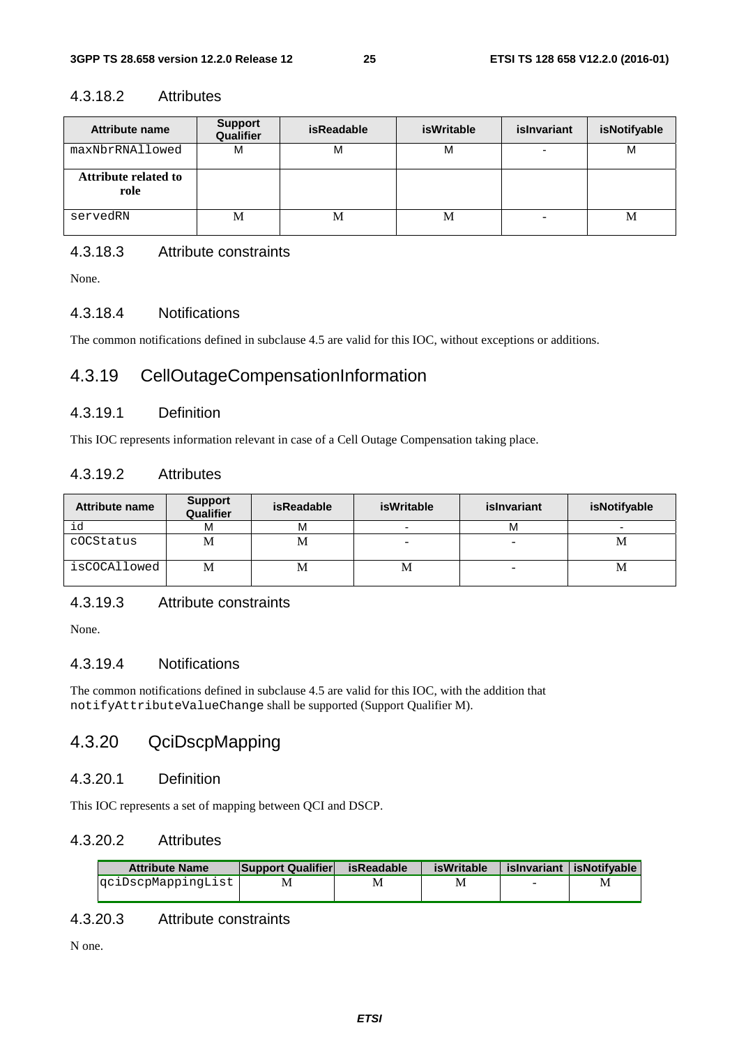#### 4.3.18.2 Attributes

| Attribute name | Support Qualifier | isReadable | isWritable | isInvariant | isNotifyable |
|---|---|---|---|---|---|
| maxNbrRNAllowed | M | M | M | - | M |
| **Attribute related to role** | | | | | |
| servedRN | M | M | M | - | M |

#### 4.3.18.3 Attribute constraints

None.

#### 4.3.18.4 Notifications

The common notifications defined in subclause 4.5 are valid for this IOC, without exceptions or additions.

### 4.3.19 CellOutageCompensationInformation

#### 4.3.19.1 Definition

This IOC represents information relevant in case of a Cell Outage Compensation taking place.

#### 4.3.19.2 Attributes

| Attribute name | Support Qualifier | isReadable | isWritable | isInvariant | isNotifyable |
|---|---|---|---|---|---|
| id | M | M | - | M | - |
| cOCStatus | M | M | - | - | M |
| isCOCAllowed | M | M | M | - | M |

#### 4.3.19.3 Attribute constraints

None.

#### 4.3.19.4 Notifications

The common notifications defined in subclause 4.5 are valid for this IOC, with the addition that `notifyAttributeValueChange` shall be supported (Support Qualifier M).

### 4.3.20 QciDscpMapping

#### 4.3.20.1 Definition

This IOC represents a set of mapping between QCI and DSCP.

#### 4.3.20.2 Attributes

| Attribute Name | Support Qualifier | isReadable | isWritable | isInvariant | isNotifyable |
|---|---|---|---|---|---|
| qciDscpMappingList | M | M | M | - | M |

#### 4.3.20.3 Attribute constraints

N one.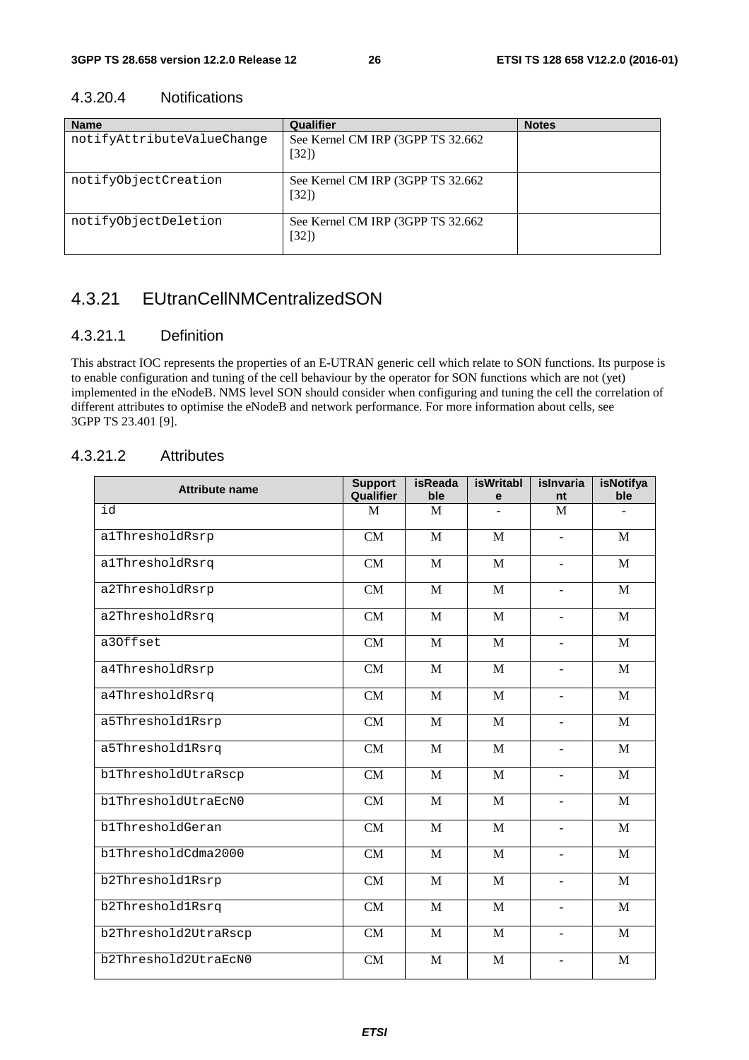#### 4.3.20.4 Notifications

| Name | Qualifier | Notes |
|---|---|---|
| notifyAttributeValueChange | See Kernel CM IRP (3GPP TS 32.662 [32]) | |
| notifyObjectCreation | See Kernel CM IRP (3GPP TS 32.662 [32]) | |
| notifyObjectDeletion | See Kernel CM IRP (3GPP TS 32.662 [32]) | |

### 4.3.21 EUtranCellNMCentralizedSON

#### 4.3.21.1 Definition

This abstract IOC represents the properties of an E-UTRAN generic cell which relate to SON functions. Its purpose is to enable configuration and tuning of the cell behaviour by the operator for SON functions which are not (yet) implemented in the eNodeB. NMS level SON should consider when configuring and tuning the cell the correlation of different attributes to optimise the eNodeB and network performance. For more information about cells, see 3GPP TS 23.401 [9].

#### 4.3.21.2 Attributes

| Attribute name | Support Qualifier | isReadable | isWritable | isInvariant | isNotifyable |
|---|---|---|---|---|---|
| id | M | M | - | M | - |
| a1ThresholdRsrp | CM | M | M | - | M |
| a1ThresholdRsrq | CM | M | M | - | M |
| a2ThresholdRsrp | CM | M | M | - | M |
| a2ThresholdRsrq | CM | M | M | - | M |
| a3Offset | CM | M | M | - | M |
| a4ThresholdRsrp | CM | M | M | - | M |
| a4ThresholdRsrq | CM | M | M | - | M |
| a5Threshold1Rsrp | CM | M | M | - | M |
| a5Threshold1Rsrq | CM | M | M | - | M |
| b1ThresholdUtraRscp | CM | M | M | - | M |
| b1ThresholdUtraEcN0 | CM | M | M | - | M |
| b1ThresholdGeran | CM | M | M | - | M |
| b1ThresholdCdma2000 | CM | M | M | - | M |
| b2Threshold1Rsrp | CM | M | M | - | M |
| b2Threshold1Rsrq | CM | M | M | - | M |
| b2Threshold2UtraRscp | CM | M | M | - | M |
| b2Threshold2UtraEcN0 | CM | M | M | - | M |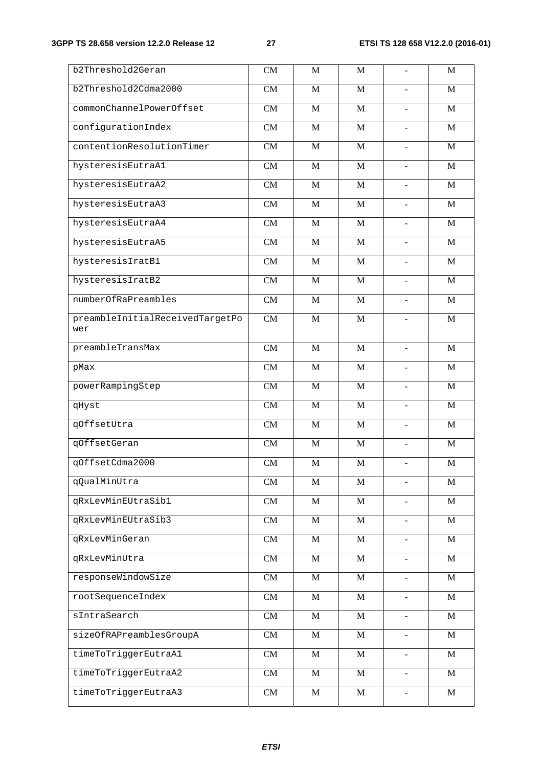| | | | | | |
|---|---|---|---|---|---|
| b2Threshold2Geran | CM | M | M | - | M |
| b2Threshold2Cdma2000 | CM | M | M | - | M |
| commonChannelPowerOffset | CM | M | M | - | M |
| configurationIndex | CM | M | M | - | M |
| contentionResolutionTimer | CM | M | M | - | M |
| hysteresisEutraA1 | CM | M | M | - | M |
| hysteresisEutraA2 | CM | M | M | - | M |
| hysteresisEutraA3 | CM | M | M | - | M |
| hysteresisEutraA4 | CM | M | M | - | M |
| hysteresisEutraA5 | CM | M | M | - | M |
| hysteresisIratB1 | CM | M | M | - | M |
| hysteresisIratB2 | CM | M | M | - | M |
| numberOfRaPreambles | CM | M | M | - | M |
| preambleInitialReceivedTargetPower | CM | M | M | - | M |
| preambleTransMax | CM | M | M | - | M |
| pMax | CM | M | M | - | M |
| powerRampingStep | CM | M | M | - | M |
| qHyst | CM | M | M | - | M |
| qOffsetUtra | CM | M | M | - | M |
| qOffsetGeran | CM | M | M | - | M |
| qOffsetCdma2000 | CM | M | M | - | M |
| qQualMinUtra | CM | M | M | - | M |
| qRxLevMinEUtraSib1 | CM | M | M | - | M |
| qRxLevMinEUtraSib3 | CM | M | M | - | M |
| qRxLevMinGeran | CM | M | M | - | M |
| qRxLevMinUtra | CM | M | M | - | M |
| responseWindowSize | CM | M | M | - | M |
| rootSequenceIndex | CM | M | M | - | M |
| sIntraSearch | CM | M | M | - | M |
| sizeOfRAPreamblesGroupA | CM | M | M | - | M |
| timeToTriggerEutraA1 | CM | M | M | - | M |
| timeToTriggerEutraA2 | CM | M | M | - | M |
| timeToTriggerEutraA3 | CM | M | M | - | M |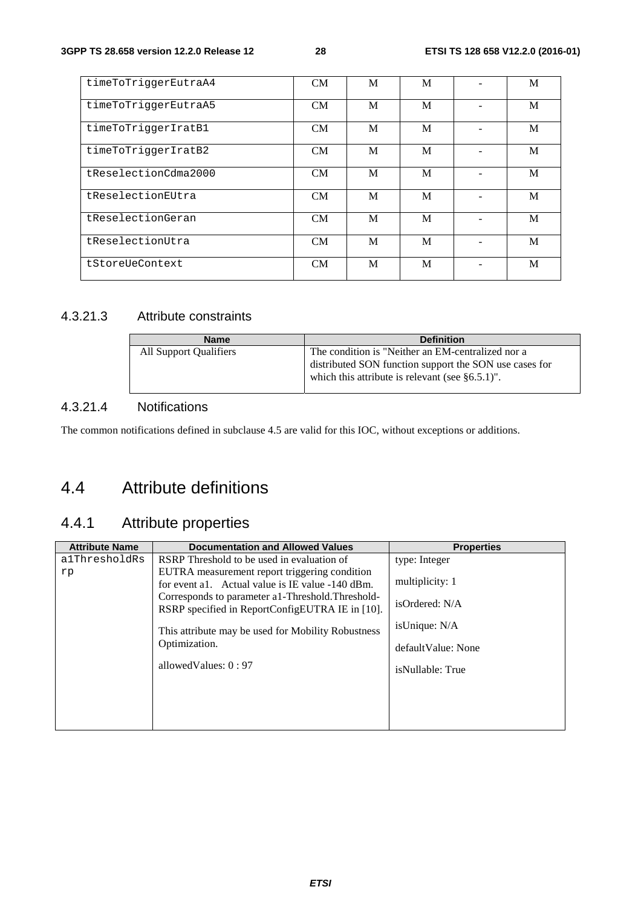| timeToTriggerEutraA4 | CM | M | M | - | M |
|---|---|---|---|---|---|
| timeToTriggerEutraA5 | CM | M | M | - | M |
| timeToTriggerIratB1 | CM | M | M | - | M |
| timeToTriggerIratB2 | CM | M | M | - | M |
| tReselectionCdma2000 | CM | M | M | - | M |
| tReselectionEUtra | CM | M | M | - | M |
| tReselectionGeran | CM | M | M | - | M |
| tReselectionUtra | CM | M | M | - | M |
| tStoreUeContext | CM | M | M | - | M |

### 4.3.21.3 Attribute constraints

| Name | Definition |
|---|---|
| All Support Qualifiers | The condition is "Neither an EM-centralized nor a distributed SON function support the SON use cases for which this attribute is relevant (see §6.5.1)". |

### 4.3.21.4 Notifications

The common notifications defined in subclause 4.5 are valid for this IOC, without exceptions or additions.

## 4.4 Attribute definitions

### 4.4.1 Attribute properties

| Attribute Name | Documentation and Allowed Values | Properties |
|---|---|---|
| a1ThresholdRsrp | RSRP Threshold to be used in evaluation of EUTRA measurement report triggering condition for event a1. Actual value is IE value -140 dBm. Corresponds to parameter a1-Threshold.Threshold-RSRP specified in ReportConfigEUTRA IE in [10].<br><br>This attribute may be used for Mobility Robustness Optimization.<br><br>allowedValues: 0 : 97 | type: Integer<br><br>multiplicity: 1<br><br>isOrdered: N/A<br><br>isUnique: N/A<br><br>defaultValue: None<br><br>isNullable: True |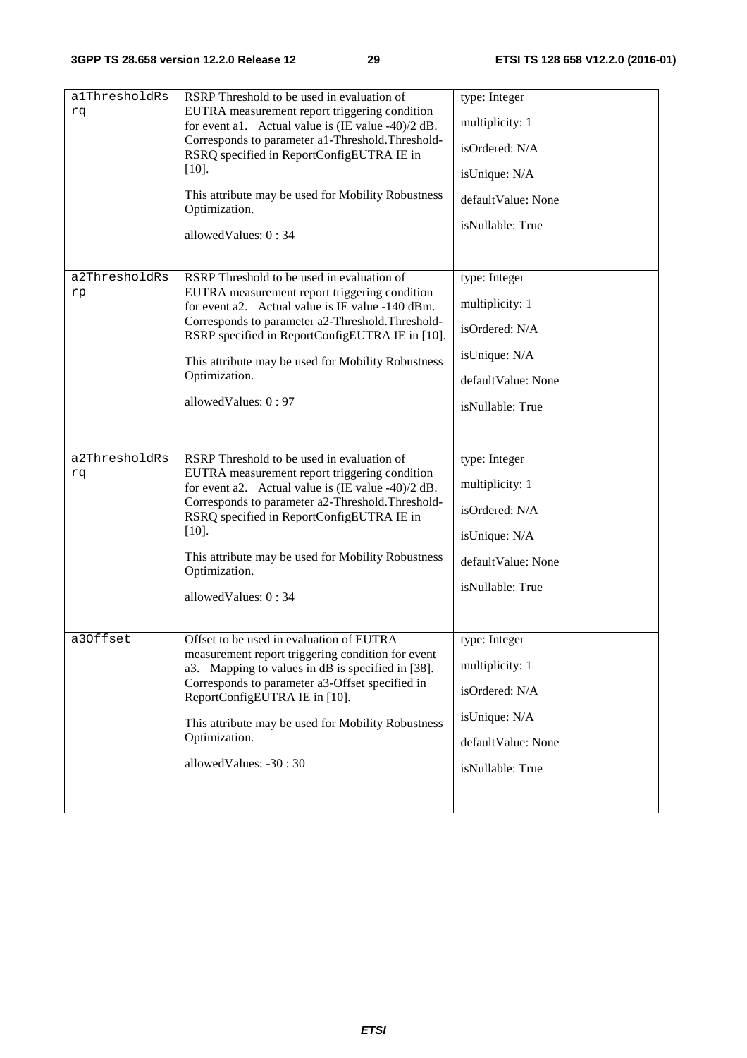| | | |
|---|---|---|
| a1ThresholdRsrq | RSRP Threshold to be used in evaluation of EUTRA measurement report triggering condition for event a1. Actual value is (IE value -40)/2 dB. Corresponds to parameter a1-Threshold.Threshold-RSRQ specified in ReportConfigEUTRA IE in [10].<br><br>This attribute may be used for Mobility Robustness Optimization.<br><br>allowedValues: 0 : 34 | type: Integer<br><br>multiplicity: 1<br><br>isOrdered: N/A<br><br>isUnique: N/A<br><br>defaultValue: None<br><br>isNullable: True |
| a2ThresholdRsrp | RSRP Threshold to be used in evaluation of EUTRA measurement report triggering condition for event a2. Actual value is IE value -140 dBm. Corresponds to parameter a2-Threshold.Threshold-RSRP specified in ReportConfigEUTRA IE in [10].<br><br>This attribute may be used for Mobility Robustness Optimization.<br><br>allowedValues: 0 : 97 | type: Integer<br><br>multiplicity: 1<br><br>isOrdered: N/A<br><br>isUnique: N/A<br><br>defaultValue: None<br><br>isNullable: True |
| a2ThresholdRsrq | RSRP Threshold to be used in evaluation of EUTRA measurement report triggering condition for event a2. Actual value is (IE value -40)/2 dB. Corresponds to parameter a2-Threshold.Threshold-RSRQ specified in ReportConfigEUTRA IE in [10].<br><br>This attribute may be used for Mobility Robustness Optimization.<br><br>allowedValues: 0 : 34 | type: Integer<br><br>multiplicity: 1<br><br>isOrdered: N/A<br><br>isUnique: N/A<br><br>defaultValue: None<br><br>isNullable: True |
| a3Offset | Offset to be used in evaluation of EUTRA measurement report triggering condition for event a3. Mapping to values in dB is specified in [38]. Corresponds to parameter a3-Offset specified in ReportConfigEUTRA IE in [10].<br><br>This attribute may be used for Mobility Robustness Optimization.<br><br>allowedValues: -30 : 30 | type: Integer<br><br>multiplicity: 1<br><br>isOrdered: N/A<br><br>isUnique: N/A<br><br>defaultValue: None<br><br>isNullable: True |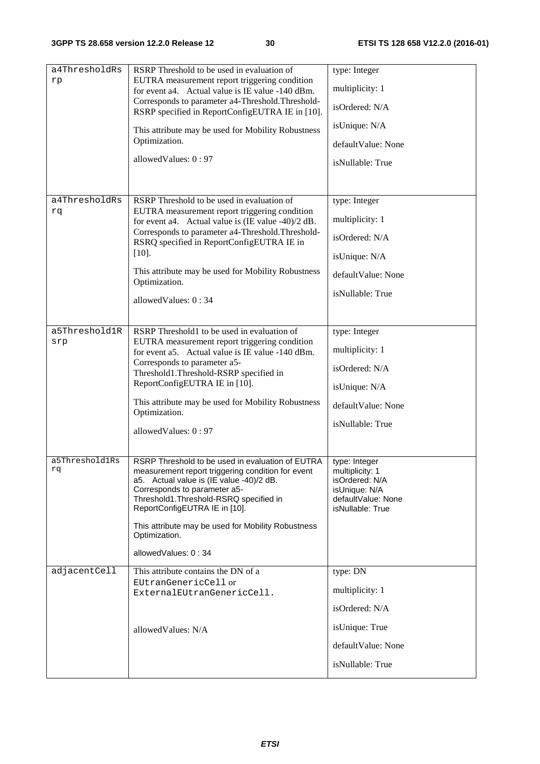| | | |
|---|---|---|
| a4ThresholdRsrp | RSRP Threshold to be used in evaluation of EUTRA measurement report triggering condition for event a4. Actual value is IE value -140 dBm. Corresponds to parameter a4-Threshold.Threshold-RSRP specified in ReportConfigEUTRA IE in [10].<br><br>This attribute may be used for Mobility Robustness Optimization.<br><br>allowedValues: 0 : 97 | type: Integer<br><br>multiplicity: 1<br><br>isOrdered: N/A<br><br>isUnique: N/A<br><br>defaultValue: None<br><br>isNullable: True |
| a4ThresholdRsrq | RSRP Threshold to be used in evaluation of EUTRA measurement report triggering condition for event a4. Actual value is (IE value -40)/2 dB. Corresponds to parameter a4-Threshold.Threshold-RSRQ specified in ReportConfigEUTRA IE in [10].<br><br>This attribute may be used for Mobility Robustness Optimization.<br><br>allowedValues: 0 : 34 | type: Integer<br><br>multiplicity: 1<br><br>isOrdered: N/A<br><br>isUnique: N/A<br><br>defaultValue: None<br><br>isNullable: True |
| a5Threshold1Rsrp | RSRP Threshold1 to be used in evaluation of EUTRA measurement report triggering condition for event a5. Actual value is IE value -140 dBm. Corresponds to parameter a5-Threshold1.Threshold-RSRP specified in ReportConfigEUTRA IE in [10].<br><br>This attribute may be used for Mobility Robustness Optimization.<br><br>allowedValues: 0 : 97 | type: Integer<br><br>multiplicity: 1<br><br>isOrdered: N/A<br><br>isUnique: N/A<br><br>defaultValue: None<br><br>isNullable: True |
| a5Threshold1Rsrq | RSRP Threshold to be used in evaluation of EUTRA measurement report triggering condition for event a5. Actual value is (IE value -40)/2 dB. Corresponds to parameter a5-Threshold1.Threshold-RSRQ specified in ReportConfigEUTRA IE in [10].<br><br>This attribute may be used for Mobility Robustness Optimization.<br><br>allowedValues: 0 : 34 | type: Integer<br>multiplicity: 1<br>isOrdered: N/A<br>isUnique: N/A<br>defaultValue: None<br>isNullable: True |
| adjacentCell | This attribute contains the DN of a EUtranGenericCell or ExternalEUtranGenericCell.<br><br>allowedValues: N/A | type: DN<br><br>multiplicity: 1<br><br>isOrdered: N/A<br><br>isUnique: True<br><br>defaultValue: None<br><br>isNullable: True |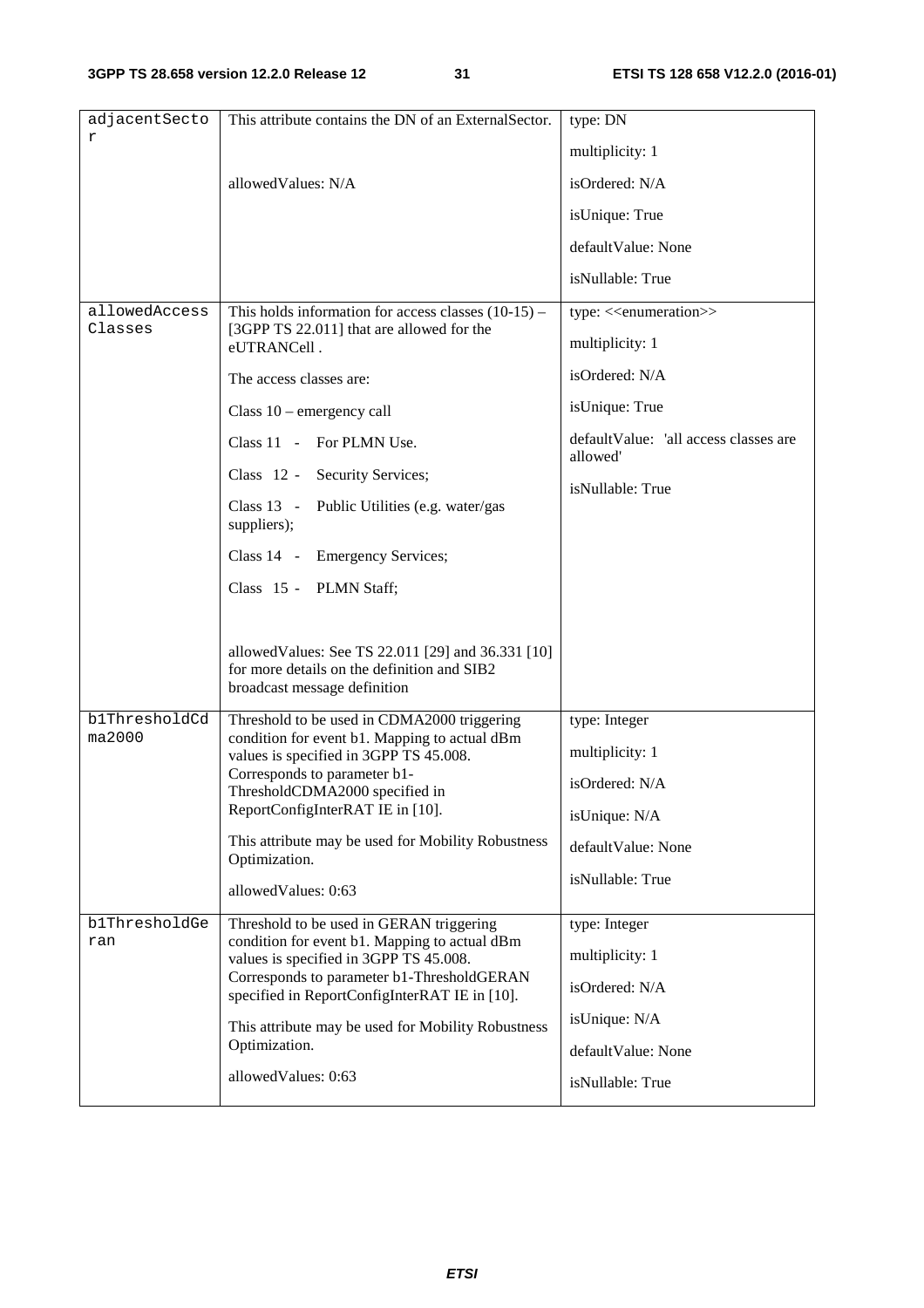| adjacentSector | This attribute contains the DN of an ExternalSector.<br><br>allowedValues: N/A | type: DN<br><br>multiplicity: 1<br><br>isOrdered: N/A<br><br>isUnique: True<br><br>defaultValue: None<br><br>isNullable: True |
|---|---|---|
| allowedAccessClasses | This holds information for access classes (10-15) – [3GPP TS 22.011] that are allowed for the eUTRANCell .<br><br>The access classes are:<br><br>Class 10 – emergency call<br><br>Class 11 - For PLMN Use.<br><br>Class 12 - Security Services;<br><br>Class 13 - Public Utilities (e.g. water/gas suppliers);<br><br>Class 14 - Emergency Services;<br><br>Class 15 - PLMN Staff;<br><br>allowedValues: See TS 22.011 [29] and 36.331 [10] for more details on the definition and SIB2 broadcast message definition | type: <<enumeration>><br><br>multiplicity: 1<br><br>isOrdered: N/A<br><br>isUnique: True<br><br>defaultValue: 'all access classes are allowed'<br><br>isNullable: True |
| b1ThresholdCdma2000 | Threshold to be used in CDMA2000 triggering condition for event b1. Mapping to actual dBm values is specified in 3GPP TS 45.008. Corresponds to parameter b1-ThresholdCDMA2000 specified in ReportConfigInterRAT IE in [10].<br><br>This attribute may be used for Mobility Robustness Optimization.<br><br>allowedValues: 0:63 | type: Integer<br><br>multiplicity: 1<br><br>isOrdered: N/A<br><br>isUnique: N/A<br><br>defaultValue: None<br><br>isNullable: True |
| b1ThresholdGeran | Threshold to be used in GERAN triggering condition for event b1. Mapping to actual dBm values is specified in 3GPP TS 45.008. Corresponds to parameter b1-ThresholdGERAN specified in ReportConfigInterRAT IE in [10].<br><br>This attribute may be used for Mobility Robustness Optimization.<br><br>allowedValues: 0:63 | type: Integer<br><br>multiplicity: 1<br><br>isOrdered: N/A<br><br>isUnique: N/A<br><br>defaultValue: None<br><br>isNullable: True |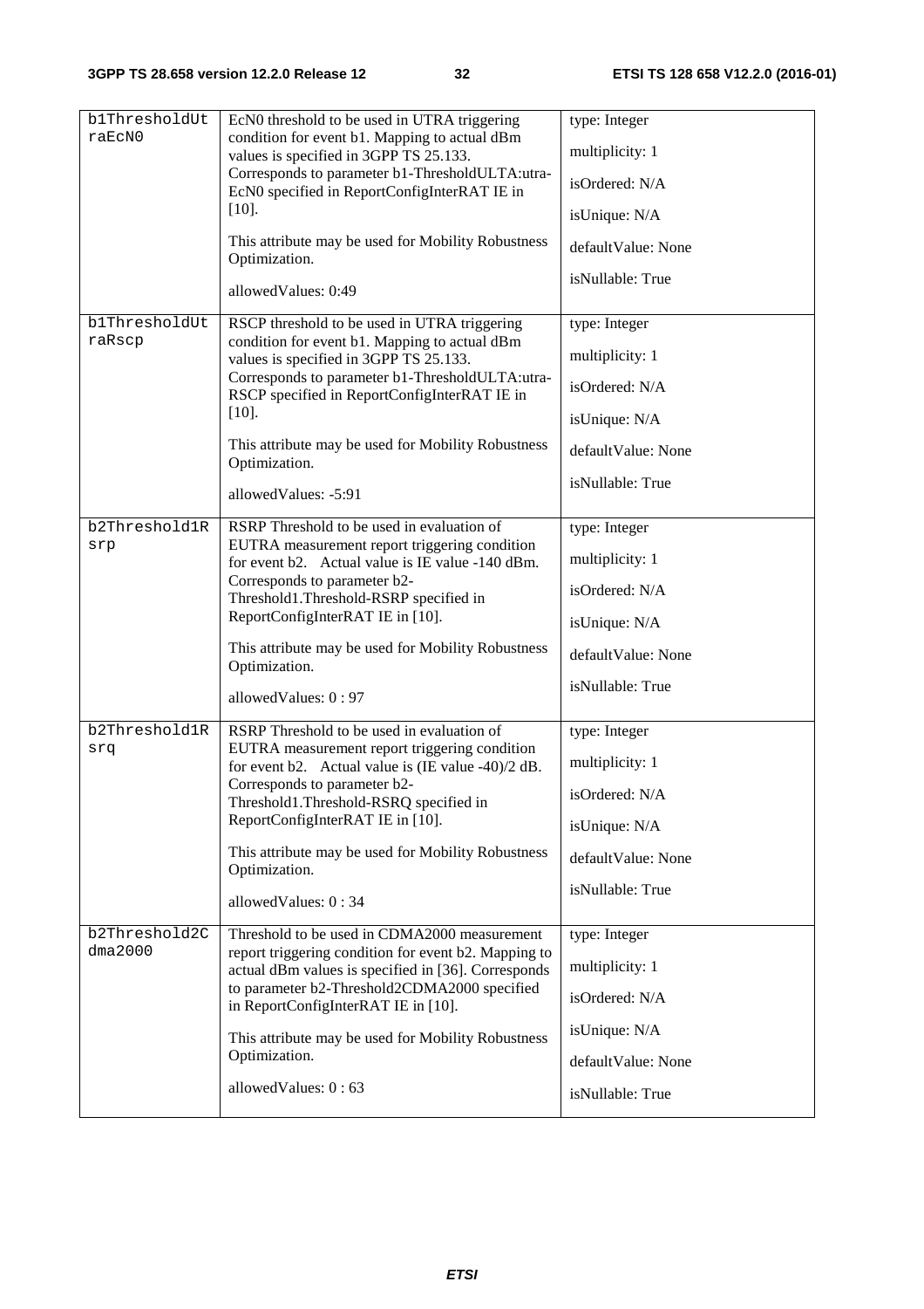| | | |
|---|---|---|
| b1ThresholdUtraEcN0 | EcN0 threshold to be used in UTRA triggering condition for event b1. Mapping to actual dBm values is specified in 3GPP TS 25.133. Corresponds to parameter b1-ThresholdULTA:utra-EcN0 specified in ReportConfigInterRAT IE in [10].<br><br>This attribute may be used for Mobility Robustness Optimization.<br><br>allowedValues: 0:49 | type: Integer<br>multiplicity: 1<br>isOrdered: N/A<br>isUnique: N/A<br>defaultValue: None<br>isNullable: True |
| b1ThresholdUtraRscp | RSCP threshold to be used in UTRA triggering condition for event b1. Mapping to actual dBm values is specified in 3GPP TS 25.133. Corresponds to parameter b1-ThresholdULTA:utra-RSCP specified in ReportConfigInterRAT IE in [10].<br><br>This attribute may be used for Mobility Robustness Optimization.<br><br>allowedValues: -5:91 | type: Integer<br>multiplicity: 1<br>isOrdered: N/A<br>isUnique: N/A<br>defaultValue: None<br>isNullable: True |
| b2Threshold1Rsrp | RSRP Threshold to be used in evaluation of EUTRA measurement report triggering condition for event b2. Actual value is IE value -140 dBm. Corresponds to parameter b2-Threshold1.Threshold-RSRP specified in ReportConfigInterRAT IE in [10].<br><br>This attribute may be used for Mobility Robustness Optimization.<br><br>allowedValues: 0 : 97 | type: Integer<br>multiplicity: 1<br>isOrdered: N/A<br>isUnique: N/A<br>defaultValue: None<br>isNullable: True |
| b2Threshold1Rsrq | RSRP Threshold to be used in evaluation of EUTRA measurement report triggering condition for event b2. Actual value is (IE value -40)/2 dB. Corresponds to parameter b2-Threshold1.Threshold-RSRQ specified in ReportConfigInterRAT IE in [10].<br><br>This attribute may be used for Mobility Robustness Optimization.<br><br>allowedValues: 0 : 34 | type: Integer<br>multiplicity: 1<br>isOrdered: N/A<br>isUnique: N/A<br>defaultValue: None<br>isNullable: True |
| b2Threshold2Cdma2000 | Threshold to be used in CDMA2000 measurement report triggering condition for event b2. Mapping to actual dBm values is specified in [36]. Corresponds to parameter b2-Threshold2CDMA2000 specified in ReportConfigInterRAT IE in [10].<br><br>This attribute may be used for Mobility Robustness Optimization.<br><br>allowedValues: 0 : 63 | type: Integer<br>multiplicity: 1<br>isOrdered: N/A<br>isUnique: N/A<br>defaultValue: None<br>isNullable: True |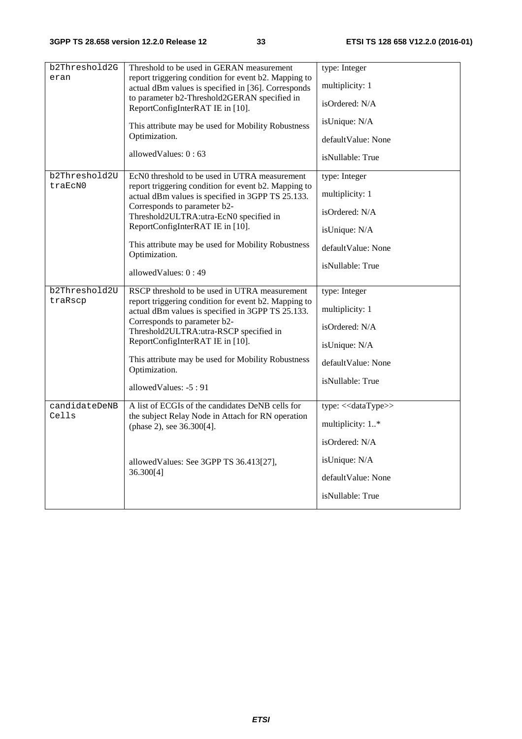| b2Threshold2Geran | Threshold to be used in GERAN measurement report triggering condition for event b2. Mapping to actual dBm values is specified in [36]. Corresponds to parameter b2-Threshold2GERAN specified in ReportConfigInterRAT IE in [10].<br><br>This attribute may be used for Mobility Robustness Optimization.<br><br>allowedValues: 0 : 63 | type: Integer<br><br>multiplicity: 1<br><br>isOrdered: N/A<br><br>isUnique: N/A<br><br>defaultValue: None<br><br>isNullable: True |
|---|---|---|
| b2Threshold2UtraEcN0 | EcN0 threshold to be used in UTRA measurement report triggering condition for event b2. Mapping to actual dBm values is specified in 3GPP TS 25.133. Corresponds to parameter b2-Threshold2ULTRA:utra-EcN0 specified in ReportConfigInterRAT IE in [10].<br><br>This attribute may be used for Mobility Robustness Optimization.<br><br>allowedValues: 0 : 49 | type: Integer<br><br>multiplicity: 1<br><br>isOrdered: N/A<br><br>isUnique: N/A<br><br>defaultValue: None<br><br>isNullable: True |
| b2Threshold2UtraRscp | RSCP threshold to be used in UTRA measurement report triggering condition for event b2. Mapping to actual dBm values is specified in 3GPP TS 25.133. Corresponds to parameter b2-Threshold2ULTRA:utra-RSCP specified in ReportConfigInterRAT IE in [10].<br><br>This attribute may be used for Mobility Robustness Optimization.<br><br>allowedValues: -5 : 91 | type: Integer<br><br>multiplicity: 1<br><br>isOrdered: N/A<br><br>isUnique: N/A<br><br>defaultValue: None<br><br>isNullable: True |
| candidateDeNBCells | A list of ECGIs of the candidates DeNB cells for the subject Relay Node in Attach for RN operation (phase 2), see 36.300[4].<br><br>allowedValues: See 3GPP TS 36.413[27], 36.300[4] | type: <<dataType>><br><br>multiplicity: 1..*<br><br>isOrdered: N/A<br><br>isUnique: N/A<br><br>defaultValue: None<br><br>isNullable: True |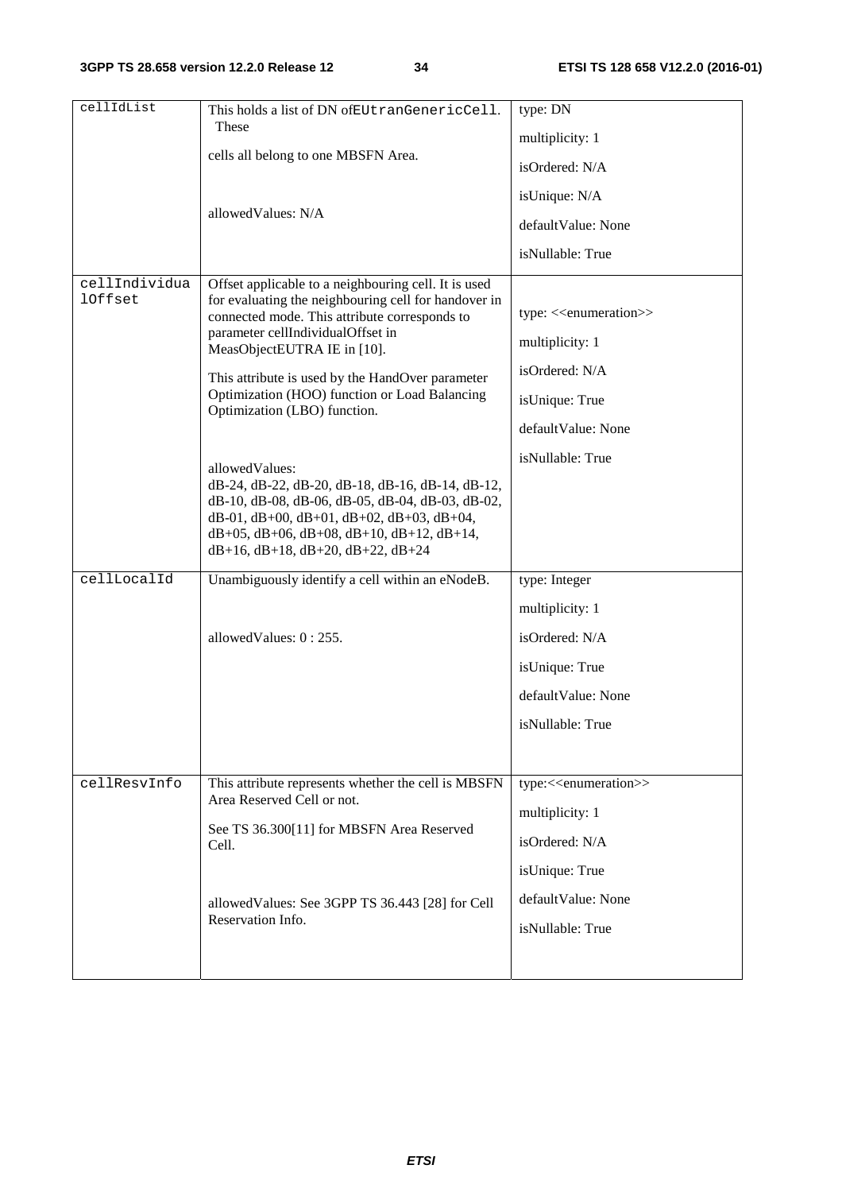| cellIdList | This holds a list of DN of EUtranGenericCell. These<br><br>cells all belong to one MBSFN Area.<br><br>allowedValues: N/A | type: DN<br><br>multiplicity: 1<br><br>isOrdered: N/A<br><br>isUnique: N/A<br><br>defaultValue: None<br><br>isNullable: True |
|---|---|---|
| cellIndividualOffset | Offset applicable to a neighbouring cell. It is used for evaluating the neighbouring cell for handover in connected mode. This attribute corresponds to parameter cellIndividualOffset in MeasObjectEUTRA IE in [10].<br><br>This attribute is used by the HandOver parameter Optimization (HOO) function or Load Balancing Optimization (LBO) function.<br><br>allowedValues:<br>dB-24, dB-22, dB-20, dB-18, dB-16, dB-14, dB-12, dB-10, dB-08, dB-06, dB-05, dB-04, dB-03, dB-02, dB-01, dB+00, dB+01, dB+02, dB+03, dB+04, dB+05, dB+06, dB+08, dB+10, dB+12, dB+14, dB+16, dB+18, dB+20, dB+22, dB+24 | type: <<enumeration>><br><br>multiplicity: 1<br><br>isOrdered: N/A<br><br>isUnique: True<br><br>defaultValue: None<br><br>isNullable: True |
| cellLocalId | Unambiguously identify a cell within an eNodeB.<br><br>allowedValues: 0 : 255. | type: Integer<br><br>multiplicity: 1<br><br>isOrdered: N/A<br><br>isUnique: True<br><br>defaultValue: None<br><br>isNullable: True |
| cellResvInfo | This attribute represents whether the cell is MBSFN Area Reserved Cell or not.<br><br>See TS 36.300[11] for MBSFN Area Reserved Cell.<br><br>allowedValues: See 3GPP TS 36.443 [28] for Cell Reservation Info. | type:<<enumeration>><br><br>multiplicity: 1<br><br>isOrdered: N/A<br><br>isUnique: True<br><br>defaultValue: None<br><br>isNullable: True |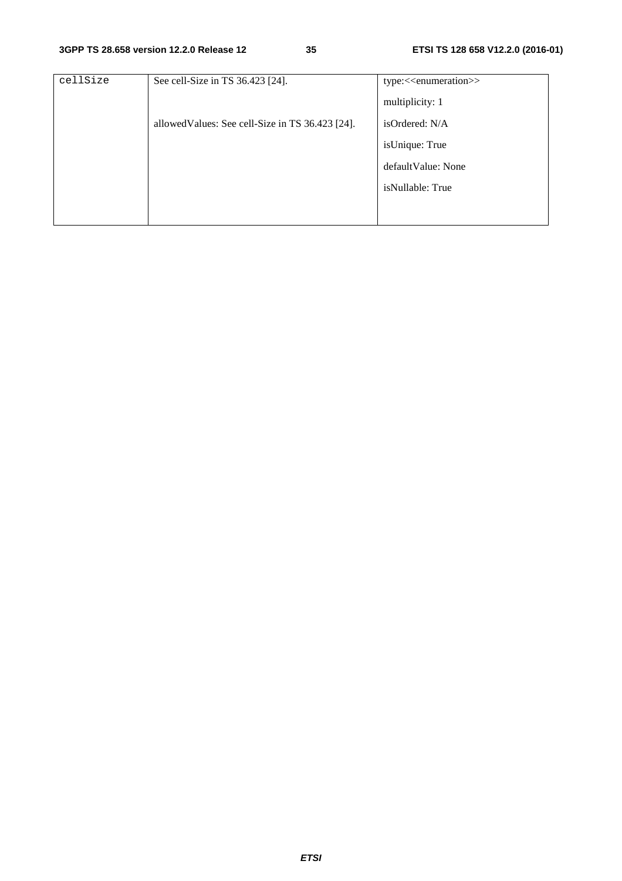| cellSize | See cell-Size in TS 36.423 [24].<br><br>allowedValues: See cell-Size in TS 36.423 [24]. | type:<<enumeration>><br>multiplicity: 1<br>isOrdered: N/A<br>isUnique: True<br>defaultValue: None<br>isNullable: True |
|---|---|---|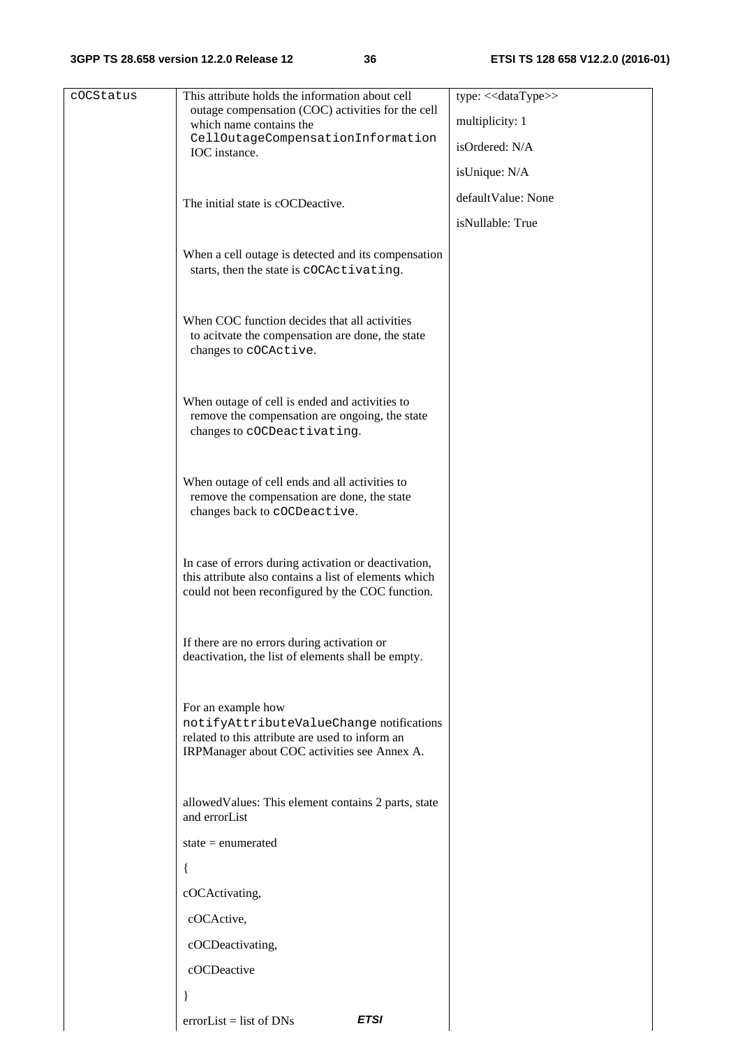| cOCStatus | This attribute holds the information about cell outage compensation (COC) activities for the cell which name contains the CellOutageCompensationInformation IOC instance.<br><br>The initial state is cOCDeactive.<br><br>When a cell outage is detected and its compensation starts, then the state is cOCActivating.<br><br>When COC function decides that all activities to acitvate the compensation are done, the state changes to cOCActive.<br><br>When outage of cell is ended and activities to remove the compensation are ongoing, the state changes to cOCDeactivating.<br><br>When outage of cell ends and all activities to remove the compensation are done, the state changes back to cOCDeactive.<br><br>In case of errors during activation or deactivation, this attribute also contains a list of elements which could not been reconfigured by the COC function.<br><br>If there are no errors during activation or deactivation, the list of elements shall be empty.<br><br>For an example how notifyAttributeValueChange notifications related to this attribute are used to inform an IRPManager about COC activities see Annex A.<br><br>allowedValues: This element contains 2 parts, state and errorList<br><br>state = enumerated<br><br>{<br><br>cOCActivating,<br><br>cOCActive,<br><br>cOCDeactivating,<br><br>cOCDeactive<br><br>}<br><br>errorList = list of DNs | type: <<dataType>><br><br>multiplicity: 1<br><br>isOrdered: N/A<br><br>isUnique: N/A<br><br>defaultValue: None<br><br>isNullable: True |
|---|---|---|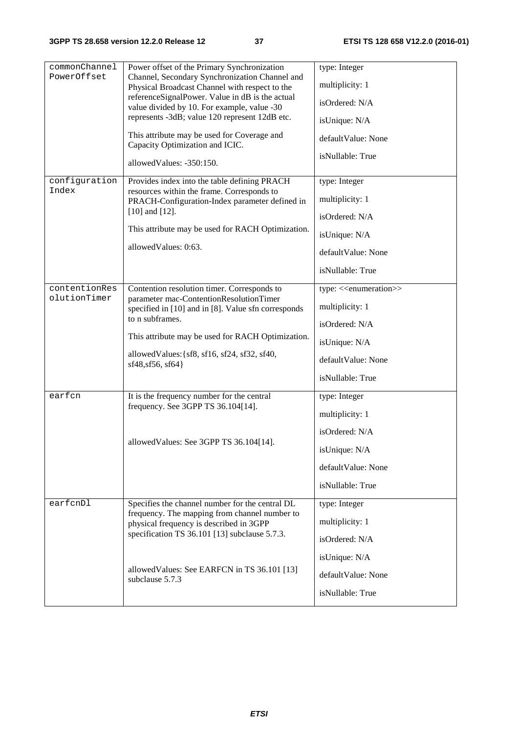| commonChannelPowerOffset | Power offset of the Primary Synchronization Channel, Secondary Synchronization Channel and Physical Broadcast Channel with respect to the referenceSignalPower. Value in dB is the actual value divided by 10. For example, value -30 represents -3dB; value 120 represent 12dB etc.<br><br>This attribute may be used for Coverage and Capacity Optimization and ICIC.<br><br>allowedValues: -350:150. | type: Integer<br><br>multiplicity: 1<br><br>isOrdered: N/A<br><br>isUnique: N/A<br><br>defaultValue: None<br><br>isNullable: True |
|---|---|---|
| configurationIndex | Provides index into the table defining PRACH resources within the frame. Corresponds to PRACH-Configuration-Index parameter defined in [10] and [12].<br><br>This attribute may be used for RACH Optimization.<br><br>allowedValues: 0:63. | type: Integer<br><br>multiplicity: 1<br><br>isOrdered: N/A<br><br>isUnique: N/A<br><br>defaultValue: None<br><br>isNullable: True |
| contentionResolutionTimer | Contention resolution timer. Corresponds to parameter mac-ContentionResolutionTimer specified in [10] and in [8]. Value sfn corresponds to n subframes.<br><br>This attribute may be used for RACH Optimization.<br><br>allowedValues:{sf8, sf16, sf24, sf32, sf40, sf48,sf56, sf64} | type: <<enumeration>><br><br>multiplicity: 1<br><br>isOrdered: N/A<br><br>isUnique: N/A<br><br>defaultValue: None<br><br>isNullable: True |
| earfcn | It is the frequency number for the central frequency. See 3GPP TS 36.104[14].<br><br>allowedValues: See 3GPP TS 36.104[14]. | type: Integer<br><br>multiplicity: 1<br><br>isOrdered: N/A<br><br>isUnique: N/A<br><br>defaultValue: None<br><br>isNullable: True |
| earfcnDl | Specifies the channel number for the central DL frequency. The mapping from channel number to physical frequency is described in 3GPP specification TS 36.101 [13] subclause 5.7.3.<br><br>allowedValues: See EARFCN in TS 36.101 [13] subclause 5.7.3 | type: Integer<br><br>multiplicity: 1<br><br>isOrdered: N/A<br><br>isUnique: N/A<br><br>defaultValue: None<br><br>isNullable: True |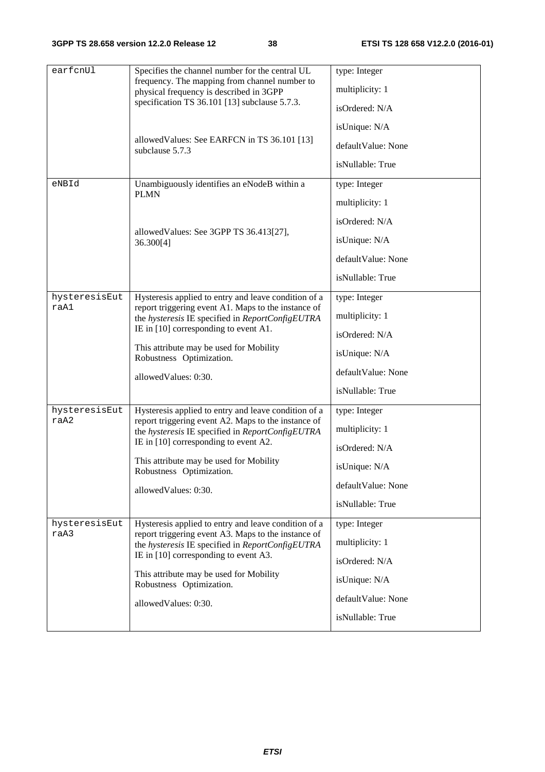| earfcnUl | Specifies the channel number for the central UL frequency. The mapping from channel number to physical frequency is described in 3GPP specification TS 36.101 [13] subclause 5.7.3.<br><br>allowedValues: See EARFCN in TS 36.101 [13] subclause 5.7.3 | type: Integer<br>multiplicity: 1<br>isOrdered: N/A<br>isUnique: N/A<br>defaultValue: None<br>isNullable: True |
|---|---|---|
| eNBId | Unambiguously identifies an eNodeB within a PLMN<br><br>allowedValues: See 3GPP TS 36.413[27], 36.300[4] | type: Integer<br>multiplicity: 1<br>isOrdered: N/A<br>isUnique: N/A<br>defaultValue: None<br>isNullable: True |
| hysteresisEutraA1 | Hysteresis applied to entry and leave condition of a report triggering event A1. Maps to the instance of the *hysteresis* IE specified in *ReportConfigEUTRA* IE in [10] corresponding to event A1.<br><br>This attribute may be used for Mobility Robustness Optimization.<br><br>allowedValues: 0:30. | type: Integer<br>multiplicity: 1<br>isOrdered: N/A<br>isUnique: N/A<br>defaultValue: None<br>isNullable: True |
| hysteresisEutraA2 | Hysteresis applied to entry and leave condition of a report triggering event A2. Maps to the instance of the *hysteresis* IE specified in *ReportConfigEUTRA* IE in [10] corresponding to event A2.<br><br>This attribute may be used for Mobility Robustness Optimization.<br><br>allowedValues: 0:30. | type: Integer<br>multiplicity: 1<br>isOrdered: N/A<br>isUnique: N/A<br>defaultValue: None<br>isNullable: True |
| hysteresisEutraA3 | Hysteresis applied to entry and leave condition of a report triggering event A3. Maps to the instance of the *hysteresis* IE specified in *ReportConfigEUTRA* IE in [10] corresponding to event A3.<br><br>This attribute may be used for Mobility Robustness Optimization.<br><br>allowedValues: 0:30. | type: Integer<br>multiplicity: 1<br>isOrdered: N/A<br>isUnique: N/A<br>defaultValue: None<br>isNullable: True |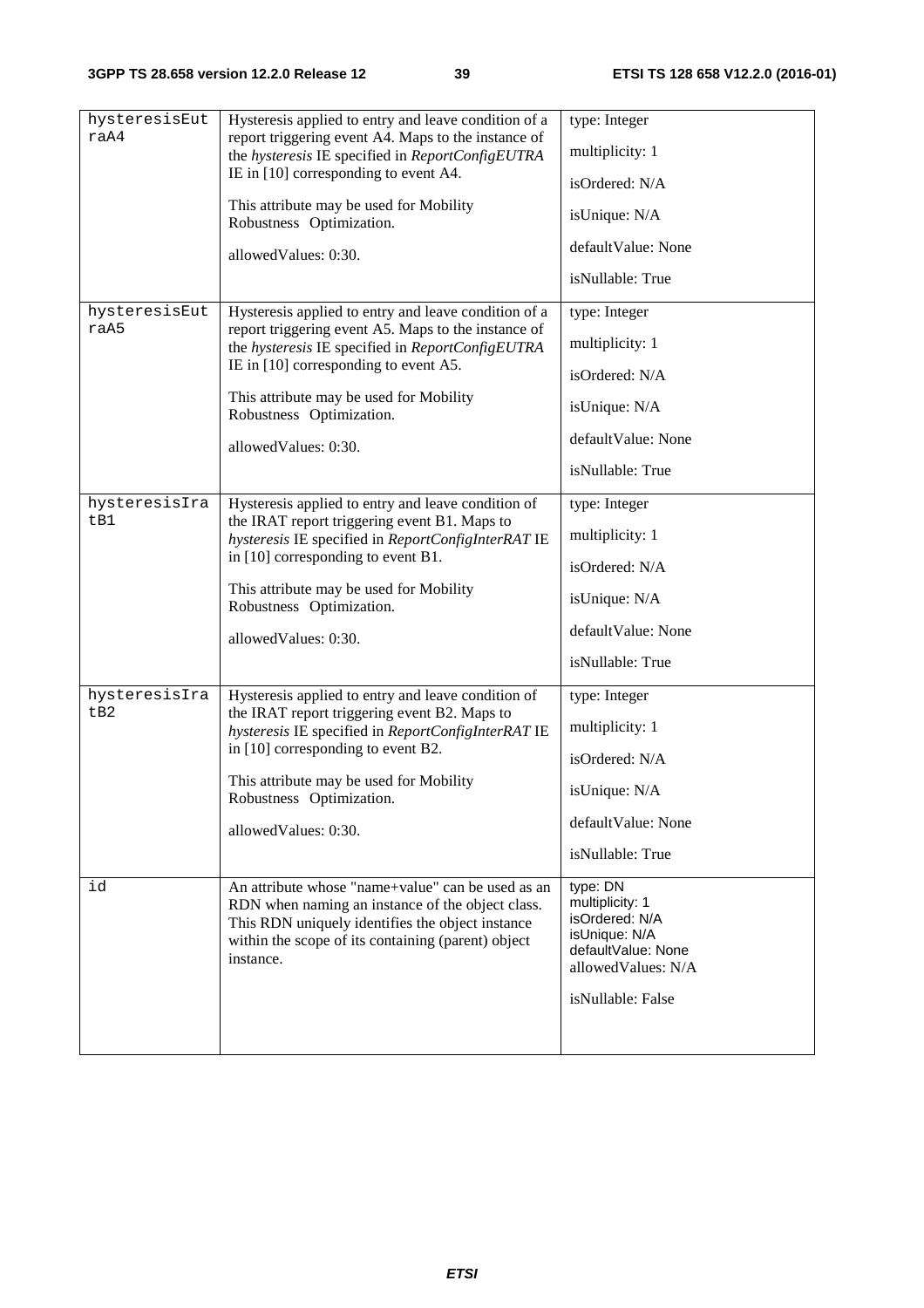| | | |
|---|---|---|
| hysteresisEutraA4 | Hysteresis applied to entry and leave condition of a report triggering event A4. Maps to the instance of the *hysteresis* IE specified in *ReportConfigEUTRA* IE in [10] corresponding to event A4.<br><br>This attribute may be used for Mobility Robustness Optimization.<br><br>allowedValues: 0:30. | type: Integer<br><br>multiplicity: 1<br><br>isOrdered: N/A<br><br>isUnique: N/A<br><br>defaultValue: None<br><br>isNullable: True |
| hysteresisEutraA5 | Hysteresis applied to entry and leave condition of a report triggering event A5. Maps to the instance of the *hysteresis* IE specified in *ReportConfigEUTRA* IE in [10] corresponding to event A5.<br><br>This attribute may be used for Mobility Robustness Optimization.<br><br>allowedValues: 0:30. | type: Integer<br><br>multiplicity: 1<br><br>isOrdered: N/A<br><br>isUnique: N/A<br><br>defaultValue: None<br><br>isNullable: True |
| hysteresisIratB1 | Hysteresis applied to entry and leave condition of the IRAT report triggering event B1. Maps to *hysteresis* IE specified in *ReportConfigInterRAT* IE in [10] corresponding to event B1.<br><br>This attribute may be used for Mobility Robustness Optimization.<br><br>allowedValues: 0:30. | type: Integer<br><br>multiplicity: 1<br><br>isOrdered: N/A<br><br>isUnique: N/A<br><br>defaultValue: None<br><br>isNullable: True |
| hysteresisIratB2 | Hysteresis applied to entry and leave condition of the IRAT report triggering event B2. Maps to *hysteresis* IE specified in *ReportConfigInterRAT* IE in [10] corresponding to event B2.<br><br>This attribute may be used for Mobility Robustness Optimization.<br><br>allowedValues: 0:30. | type: Integer<br><br>multiplicity: 1<br><br>isOrdered: N/A<br><br>isUnique: N/A<br><br>defaultValue: None<br><br>isNullable: True |
| id | An attribute whose "name+value" can be used as an RDN when naming an instance of the object class. This RDN uniquely identifies the object instance within the scope of its containing (parent) object instance. | type: DN<br>multiplicity: 1<br>isOrdered: N/A<br>isUnique: N/A<br>defaultValue: None<br>allowedValues: N/A<br><br>isNullable: False |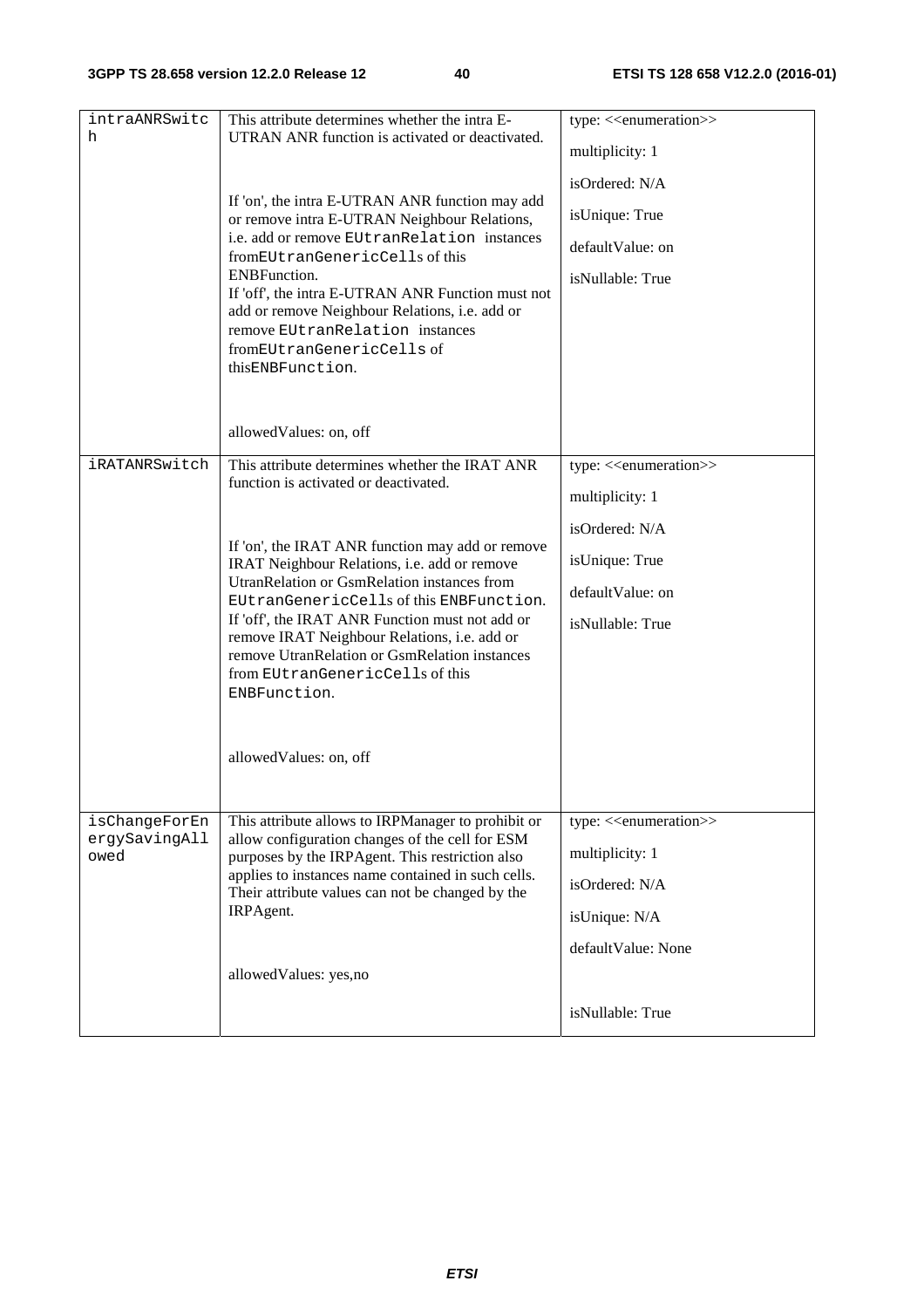| intraANRSwitch | This attribute determines whether the intra E-UTRAN ANR function is activated or deactivated. <br><br> If 'on', the intra E-UTRAN ANR function may add or remove intra E-UTRAN Neighbour Relations, i.e. add or remove EUtranRelation instances fromEUtranGenericCells of this ENBFunction. <br> If 'off', the intra E-UTRAN ANR Function must not add or remove Neighbour Relations, i.e. add or remove EUtranRelation instances fromEUtranGenericCells of thisENBFunction. <br><br> allowedValues: on, off | type: <<enumeration>> <br> multiplicity: 1 <br> isOrdered: N/A <br> isUnique: True <br> defaultValue: on <br> isNullable: True |
|---|---|---|
| iRATANRSwitch | This attribute determines whether the IRAT ANR function is activated or deactivated. <br><br> If 'on', the IRAT ANR function may add or remove IRAT Neighbour Relations, i.e. add or remove UtranRelation or GsmRelation instances from EUtranGenericCells of this ENBFunction. <br> If 'off', the IRAT ANR Function must not add or remove IRAT Neighbour Relations, i.e. add or remove UtranRelation or GsmRelation instances from EUtranGenericCells of this ENBFunction. <br><br> allowedValues: on, off | type: <<enumeration>> <br> multiplicity: 1 <br> isOrdered: N/A <br> isUnique: True <br> defaultValue: on <br> isNullable: True |
| isChangeForEnergySavingAllowed | This attribute allows to IRPManager to prohibit or allow configuration changes of the cell for ESM purposes by the IRPAgent. This restriction also applies to instances name contained in such cells. Their attribute values can not be changed by the IRPAgent. <br><br> allowedValues: yes,no | type: <<enumeration>> <br> multiplicity: 1 <br> isOrdered: N/A <br> isUnique: N/A <br> defaultValue: None <br> isNullable: True |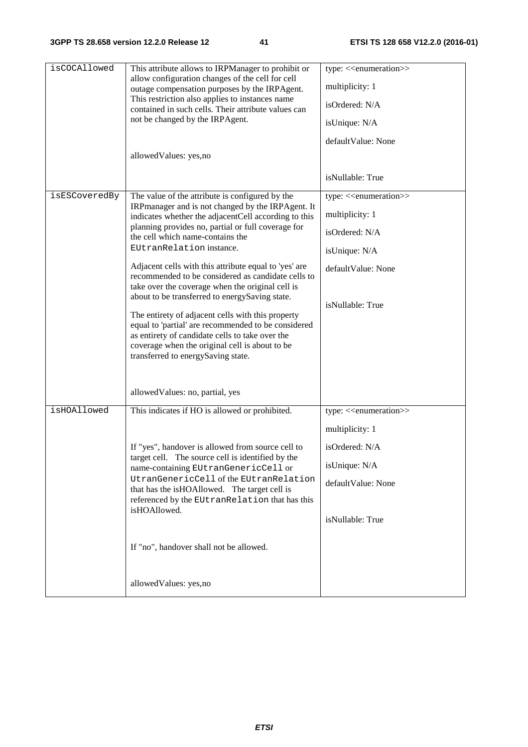| | | |
|---|---|---|
| isCOCAllowed | This attribute allows to IRPManager to prohibit or allow configuration changes of the cell for cell outage compensation purposes by the IRPAgent. This restriction also applies to instances name contained in such cells. Their attribute values can not be changed by the IRPAgent.<br><br>allowedValues: yes,no | type: <<enumeration>><br>multiplicity: 1<br>isOrdered: N/A<br>isUnique: N/A<br>defaultValue: None<br>isNullable: True |
| isESCoveredBy | The value of the attribute is configured by the IRPmanager and is not changed by the IRPAgent. It indicates whether the adjacentCell according to this planning provides no, partial or full coverage for the cell which name-contains the EUtranRelation instance.<br><br>Adjacent cells with this attribute equal to 'yes' are recommended to be considered as candidate cells to take over the coverage when the original cell is about to be transferred to energySaving state.<br><br>The entirety of adjacent cells with this property equal to 'partial' are recommended to be considered as entirety of candidate cells to take over the coverage when the original cell is about to be transferred to energySaving state.<br><br>allowedValues: no, partial, yes | type: <<enumeration>><br>multiplicity: 1<br>isOrdered: N/A<br>isUnique: N/A<br>defaultValue: None<br>isNullable: True |
| isHOAllowed | This indicates if HO is allowed or prohibited.<br><br>If "yes", handover is allowed from source cell to target cell. The source cell is identified by the name-containing EUtranGenericCell or UtranGenericCell of the EUtranRelation that has the isHOAllowed. The target cell is referenced by the EUtranRelation that has this isHOAllowed.<br><br>If "no", handover shall not be allowed.<br><br>allowedValues: yes,no | type: <<enumeration>><br>multiplicity: 1<br>isOrdered: N/A<br>isUnique: N/A<br>defaultValue: None<br>isNullable: True |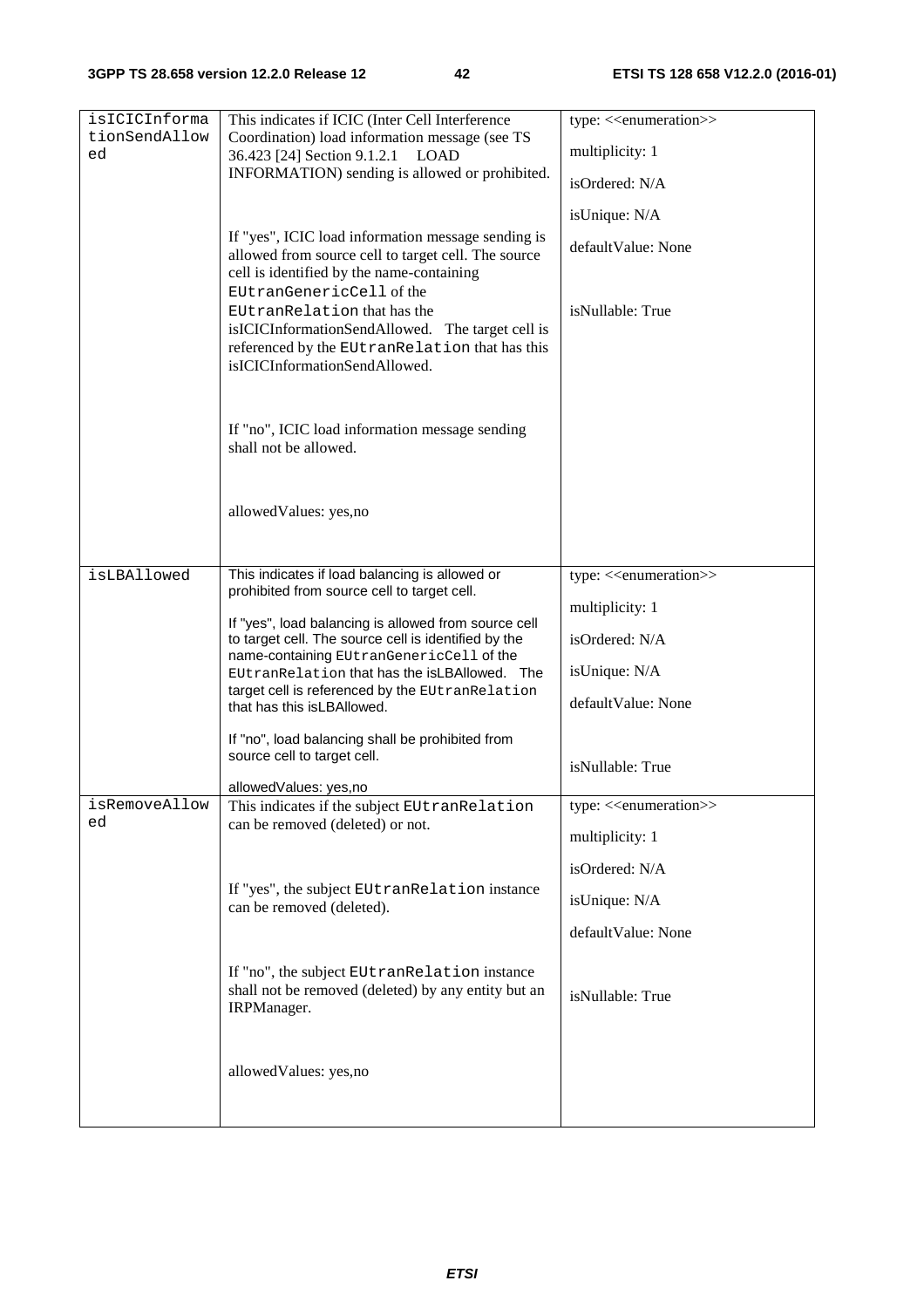| | | |
|---|---|---|
| isICICInformationSendAllowed | This indicates if ICIC (Inter Cell Interference Coordination) load information message (see TS 36.423 [24] Section 9.1.2.1 LOAD INFORMATION) sending is allowed or prohibited.<br><br>If "yes", ICIC load information message sending is allowed from source cell to target cell. The source cell is identified by the name-containing EUtranGenericCell of the EUtranRelation that has the isICICInformationSendAllowed. The target cell is referenced by the EUtranRelation that has this isICICInformationSendAllowed.<br><br>If "no", ICIC load information message sending shall not be allowed.<br><br>allowedValues: yes,no | type: <<enumeration>><br><br>multiplicity: 1<br><br>isOrdered: N/A<br><br>isUnique: N/A<br><br>defaultValue: None<br><br>isNullable: True |
| isLBAllowed | This indicates if load balancing is allowed or prohibited from source cell to target cell.<br><br>If "yes", load balancing is allowed from source cell to target cell. The source cell is identified by the name-containing EUtranGenericCell of the EUtranRelation that has the isLBAllowed. The target cell is referenced by the EUtranRelation that has this isLBAllowed.<br><br>If "no", load balancing shall be prohibited from source cell to target cell.<br><br>allowedValues: yes,no | type: <<enumeration>><br><br>multiplicity: 1<br><br>isOrdered: N/A<br><br>isUnique: N/A<br><br>defaultValue: None<br><br>isNullable: True |
| isRemoveAllowed | This indicates if the subject EUtranRelation can be removed (deleted) or not.<br><br>If "yes", the subject EUtranRelation instance can be removed (deleted).<br><br>If "no", the subject EUtranRelation instance shall not be removed (deleted) by any entity but an IRPManager.<br><br>allowedValues: yes,no | type: <<enumeration>><br><br>multiplicity: 1<br><br>isOrdered: N/A<br><br>isUnique: N/A<br><br>defaultValue: None<br><br>isNullable: True |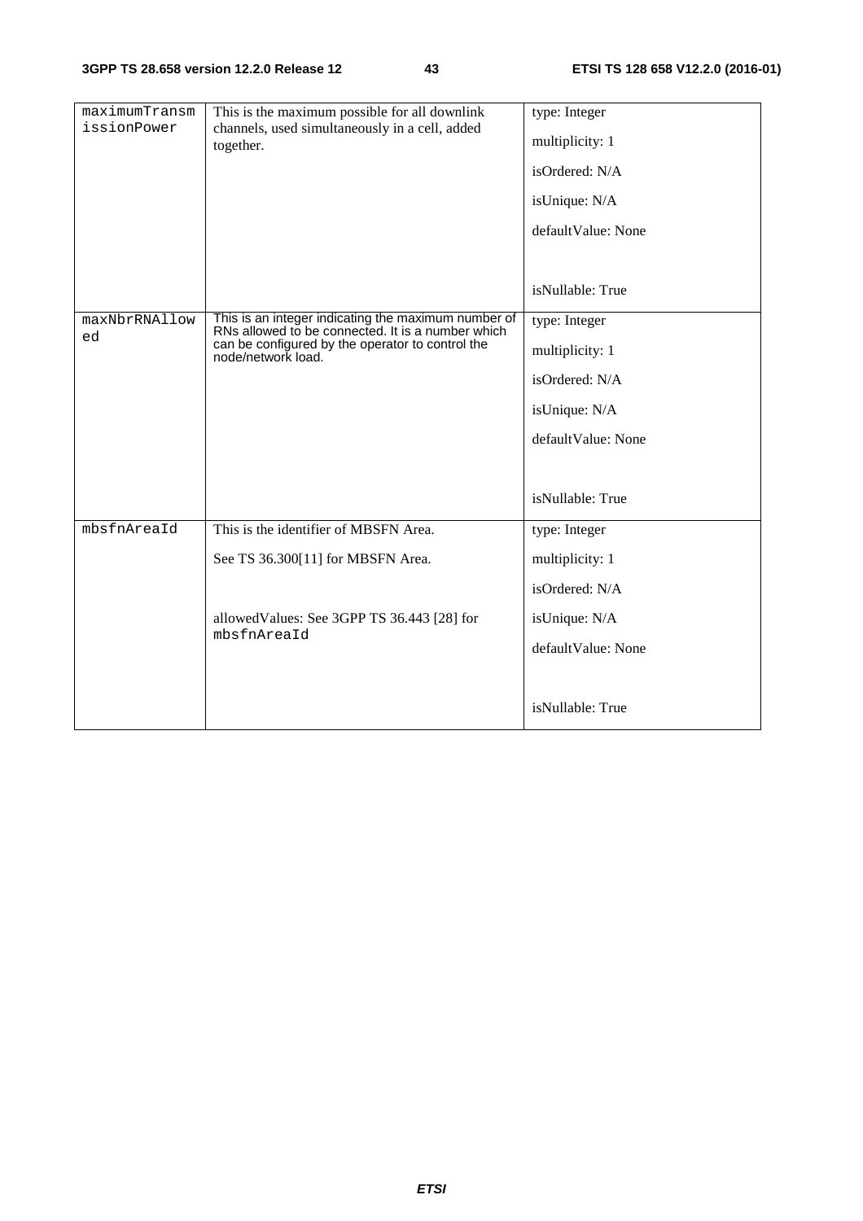| | | |
|---|---|---|
| maximumTransmissionPower | This is the maximum possible for all downlink channels, used simultaneously in a cell, added together. | type: Integer<br><br>multiplicity: 1<br><br>isOrdered: N/A<br><br>isUnique: N/A<br><br>defaultValue: None<br><br>isNullable: True |
| maxNbrRNAllowed | This is an integer indicating the maximum number of RNs allowed to be connected. It is a number which can be configured by the operator to control the node/network load. | type: Integer<br><br>multiplicity: 1<br><br>isOrdered: N/A<br><br>isUnique: N/A<br><br>defaultValue: None<br><br>isNullable: True |
| mbsfnAreaId | This is the identifier of MBSFN Area.<br><br>See TS 36.300[11] for MBSFN Area.<br><br>allowedValues: See 3GPP TS 36.443 [28] for mbsfnAreaId | type: Integer<br><br>multiplicity: 1<br><br>isOrdered: N/A<br><br>isUnique: N/A<br><br>defaultValue: None<br><br>isNullable: True |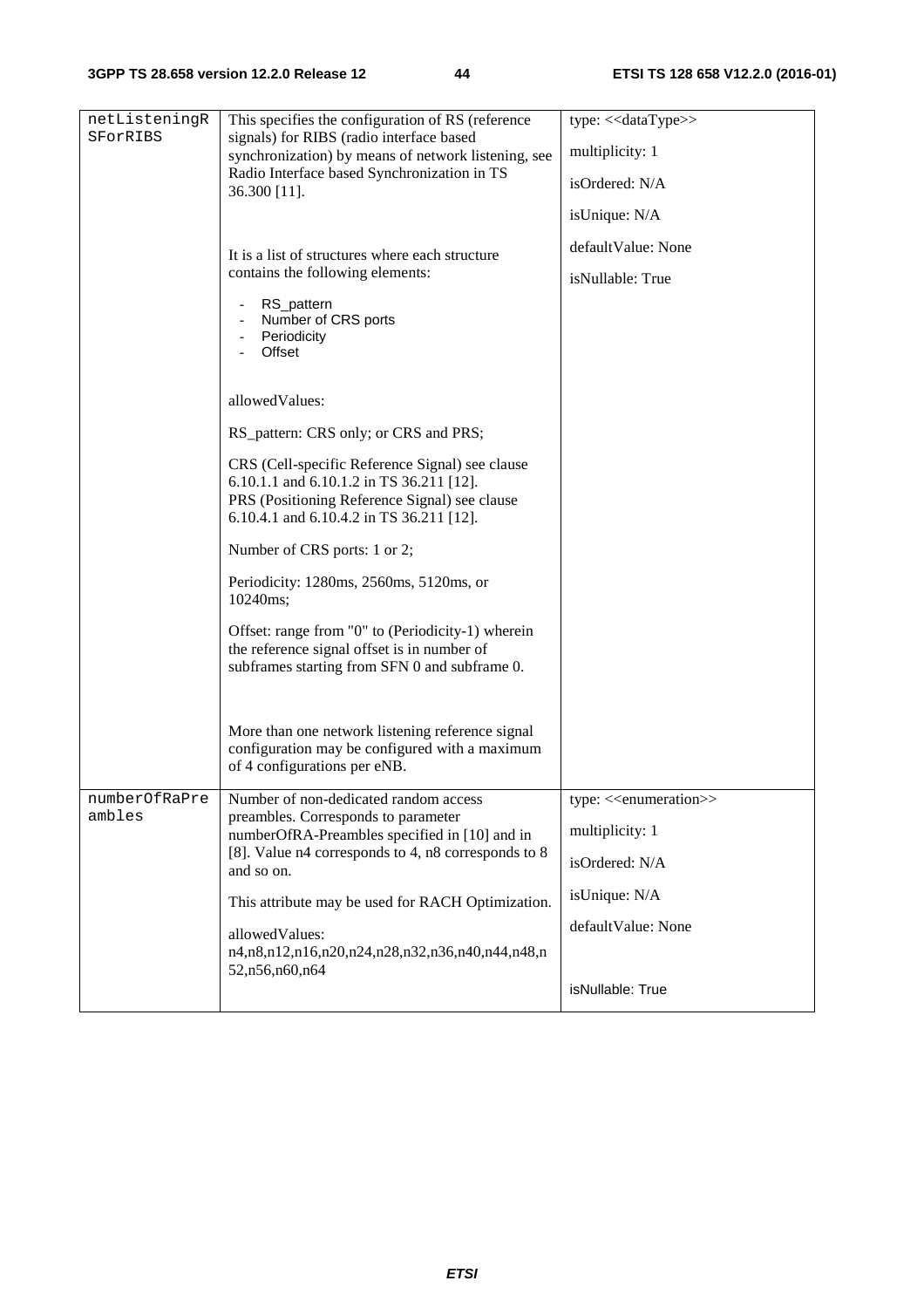| | | |
|---|---|---|
| netListeningRSForRIBS | This specifies the configuration of RS (reference signals) for RIBS (radio interface based synchronization) by means of network listening, see Radio Interface based Synchronization in TS 36.300 [11].<br><br>It is a list of structures where each structure contains the following elements:<br>- RS_pattern<br>- Number of CRS ports<br>- Periodicity<br>- Offset<br><br>allowedValues:<br><br>RS_pattern: CRS only; or CRS and PRS;<br><br>CRS (Cell-specific Reference Signal) see clause 6.10.1.1 and 6.10.1.2 in TS 36.211 [12].<br>PRS (Positioning Reference Signal) see clause 6.10.4.1 and 6.10.4.2 in TS 36.211 [12].<br><br>Number of CRS ports: 1 or 2;<br><br>Periodicity: 1280ms, 2560ms, 5120ms, or 10240ms;<br><br>Offset: range from "0" to (Periodicity-1) wherein the reference signal offset is in number of subframes starting from SFN 0 and subframe 0.<br><br>More than one network listening reference signal configuration may be configured with a maximum of 4 configurations per eNB. | type: <<dataType>><br><br>multiplicity: 1<br><br>isOrdered: N/A<br><br>isUnique: N/A<br><br>defaultValue: None<br><br>isNullable: True |
| numberOfRaPreambles | Number of non-dedicated random access preambles. Corresponds to parameter numberOfRA-Preambles specified in [10] and in [8]. Value n4 corresponds to 4, n8 corresponds to 8 and so on.<br><br>This attribute may be used for RACH Optimization.<br><br>allowedValues:<br>n4,n8,n12,n16,n20,n24,n28,n32,n36,n40,n44,n48,n52,n56,n60,n64 | type: <<enumeration>><br><br>multiplicity: 1<br><br>isOrdered: N/A<br><br>isUnique: N/A<br><br>defaultValue: None<br><br>isNullable: True |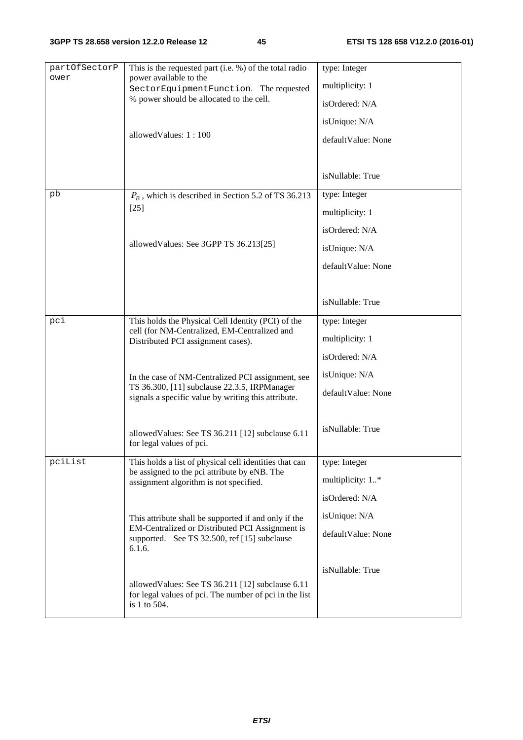| partOfSectorPower | This is the requested part (i.e. %) of the total radio power available to the SectorEquipmentFunction. The requested % power should be allocated to the cell.<br><br>allowedValues: 1 : 100 | type: Integer<br>multiplicity: 1<br>isOrdered: N/A<br>isUnique: N/A<br>defaultValue: None<br><br>isNullable: True |
|---|---|---|
| pb | $P_B$, which is described in Section 5.2 of TS 36.213 [25]<br><br>allowedValues: See 3GPP TS 36.213[25] | type: Integer<br>multiplicity: 1<br>isOrdered: N/A<br>isUnique: N/A<br>defaultValue: None<br><br>isNullable: True |
| pci | This holds the Physical Cell Identity (PCI) of the cell (for NM-Centralized, EM-Centralized and Distributed PCI assignment cases).<br><br>In the case of NM-Centralized PCI assignment, see TS 36.300, [11] subclause 22.3.5, IRPManager signals a specific value by writing this attribute.<br><br>allowedValues: See TS 36.211 [12] subclause 6.11 for legal values of pci. | type: Integer<br>multiplicity: 1<br>isOrdered: N/A<br>isUnique: N/A<br>defaultValue: None<br><br>isNullable: True |
| pciList | This holds a list of physical cell identities that can be assigned to the pci attribute by eNB. The assignment algorithm is not specified.<br><br>This attribute shall be supported if and only if the EM-Centralized or Distributed PCI Assignment is supported. See TS 32.500, ref [15] subclause 6.1.6.<br><br>allowedValues: See TS 36.211 [12] subclause 6.11 for legal values of pci. The number of pci in the list is 1 to 504. | type: Integer<br>multiplicity: 1..*<br>isOrdered: N/A<br>isUnique: N/A<br>defaultValue: None<br><br>isNullable: True |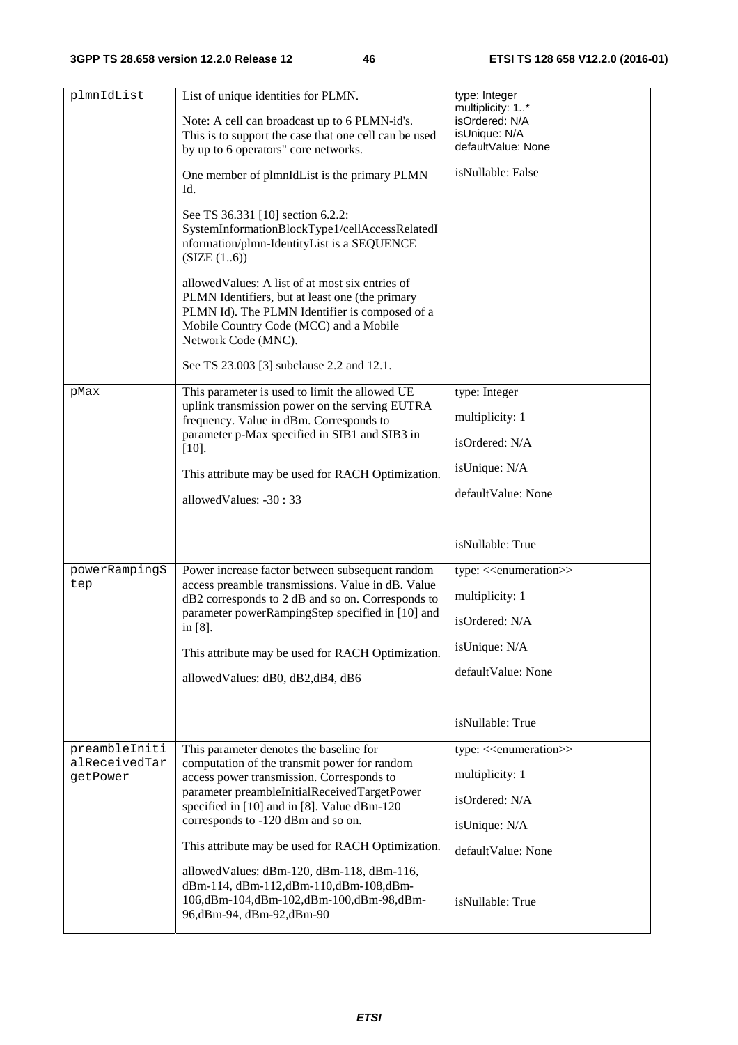| plmnIdList | List of unique identities for PLMN.<br><br>Note: A cell can broadcast up to 6 PLMN-id's. This is to support the case that one cell can be used by up to 6 operators" core networks.<br><br>One member of plmnIdList is the primary PLMN Id.<br><br>See TS 36.331 [10] section 6.2.2: SystemInformationBlockType1/cellAccessRelatedInformation/plmn-IdentityList is a SEQUENCE (SIZE (1..6))<br><br>allowedValues: A list of at most six entries of PLMN Identifiers, but at least one (the primary PLMN Id). The PLMN Identifier is composed of a Mobile Country Code (MCC) and a Mobile Network Code (MNC).<br><br>See TS 23.003 [3] subclause 2.2 and 12.1. | type: Integer<br>multiplicity: 1..*<br>isOrdered: N/A<br>isUnique: N/A<br>defaultValue: None<br><br>isNullable: False |
|---|---|---|
| pMax | This parameter is used to limit the allowed UE uplink transmission power on the serving EUTRA frequency. Value in dBm. Corresponds to parameter p-Max specified in SIB1 and SIB3 in [10].<br><br>This attribute may be used for RACH Optimization.<br><br>allowedValues: -30 : 33 | type: Integer<br><br>multiplicity: 1<br><br>isOrdered: N/A<br><br>isUnique: N/A<br><br>defaultValue: None<br><br>isNullable: True |
| powerRampingStep | Power increase factor between subsequent random access preamble transmissions. Value in dB. Value dB2 corresponds to 2 dB and so on. Corresponds to parameter powerRampingStep specified in [10] and in [8].<br><br>This attribute may be used for RACH Optimization.<br><br>allowedValues: dB0, dB2,dB4, dB6 | type: <<enumeration>><br><br>multiplicity: 1<br><br>isOrdered: N/A<br><br>isUnique: N/A<br><br>defaultValue: None<br><br>isNullable: True |
| preambleInitialReceivedTargetPower | This parameter denotes the baseline for computation of the transmit power for random access power transmission. Corresponds to parameter preambleInitialReceivedTargetPower specified in [10] and in [8]. Value dBm-120 corresponds to -120 dBm and so on.<br><br>This attribute may be used for RACH Optimization.<br><br>allowedValues: dBm-120, dBm-118, dBm-116, dBm-114, dBm-112,dBm-110,dBm-108,dBm-106,dBm-104,dBm-102,dBm-100,dBm-98,dBm-96,dBm-94, dBm-92,dBm-90 | type: <<enumeration>><br><br>multiplicity: 1<br><br>isOrdered: N/A<br><br>isUnique: N/A<br><br>defaultValue: None<br><br>isNullable: True |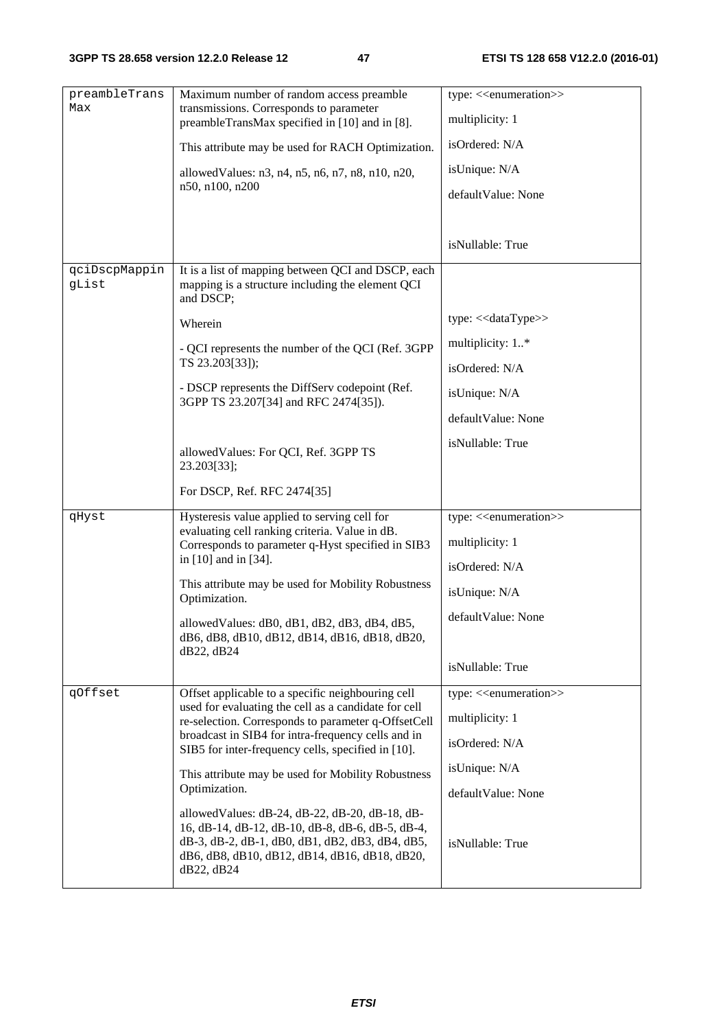| preambleTransMax | Maximum number of random access preamble transmissions. Corresponds to parameter preambleTransMax specified in [10] and in [8].<br><br>This attribute may be used for RACH Optimization.<br><br>allowedValues: n3, n4, n5, n6, n7, n8, n10, n20, n50, n100, n200 | type: <<enumeration>><br><br>multiplicity: 1<br><br>isOrdered: N/A<br><br>isUnique: N/A<br><br>defaultValue: None<br><br>isNullable: True |
|---|---|---|
| qciDscpMappingList | It is a list of mapping between QCI and DSCP, each mapping is a structure including the element QCI and DSCP;<br><br>Wherein<br><br>- QCI represents the number of the QCI (Ref. 3GPP TS 23.203[33]);<br><br>- DSCP represents the DiffServ codepoint (Ref. 3GPP TS 23.207[34] and RFC 2474[35]).<br><br>allowedValues: For QCI, Ref. 3GPP TS 23.203[33];<br><br>For DSCP, Ref. RFC 2474[35] | type: <<dataType>><br><br>multiplicity: 1..*<br><br>isOrdered: N/A<br><br>isUnique: N/A<br><br>defaultValue: None<br><br>isNullable: True |
| qHyst | Hysteresis value applied to serving cell for evaluating cell ranking criteria. Value in dB. Corresponds to parameter q-Hyst specified in SIB3 in [10] and in [34].<br><br>This attribute may be used for Mobility Robustness Optimization.<br><br>allowedValues: dB0, dB1, dB2, dB3, dB4, dB5, dB6, dB8, dB10, dB12, dB14, dB16, dB18, dB20, dB22, dB24 | type: <<enumeration>><br><br>multiplicity: 1<br><br>isOrdered: N/A<br><br>isUnique: N/A<br><br>defaultValue: None<br><br>isNullable: True |
| qOffset | Offset applicable to a specific neighbouring cell used for evaluating the cell as a candidate for cell re-selection. Corresponds to parameter q-OffsetCell broadcast in SIB4 for intra-frequency cells and in SIB5 for inter-frequency cells, specified in [10].<br><br>This attribute may be used for Mobility Robustness Optimization.<br><br>allowedValues: dB-24, dB-22, dB-20, dB-18, dB-16, dB-14, dB-12, dB-10, dB-8, dB-6, dB-5, dB-4, dB-3, dB-2, dB-1, dB0, dB1, dB2, dB3, dB4, dB5, dB6, dB8, dB10, dB12, dB14, dB16, dB18, dB20, dB22, dB24 | type: <<enumeration>><br><br>multiplicity: 1<br><br>isOrdered: N/A<br><br>isUnique: N/A<br><br>defaultValue: None<br><br>isNullable: True |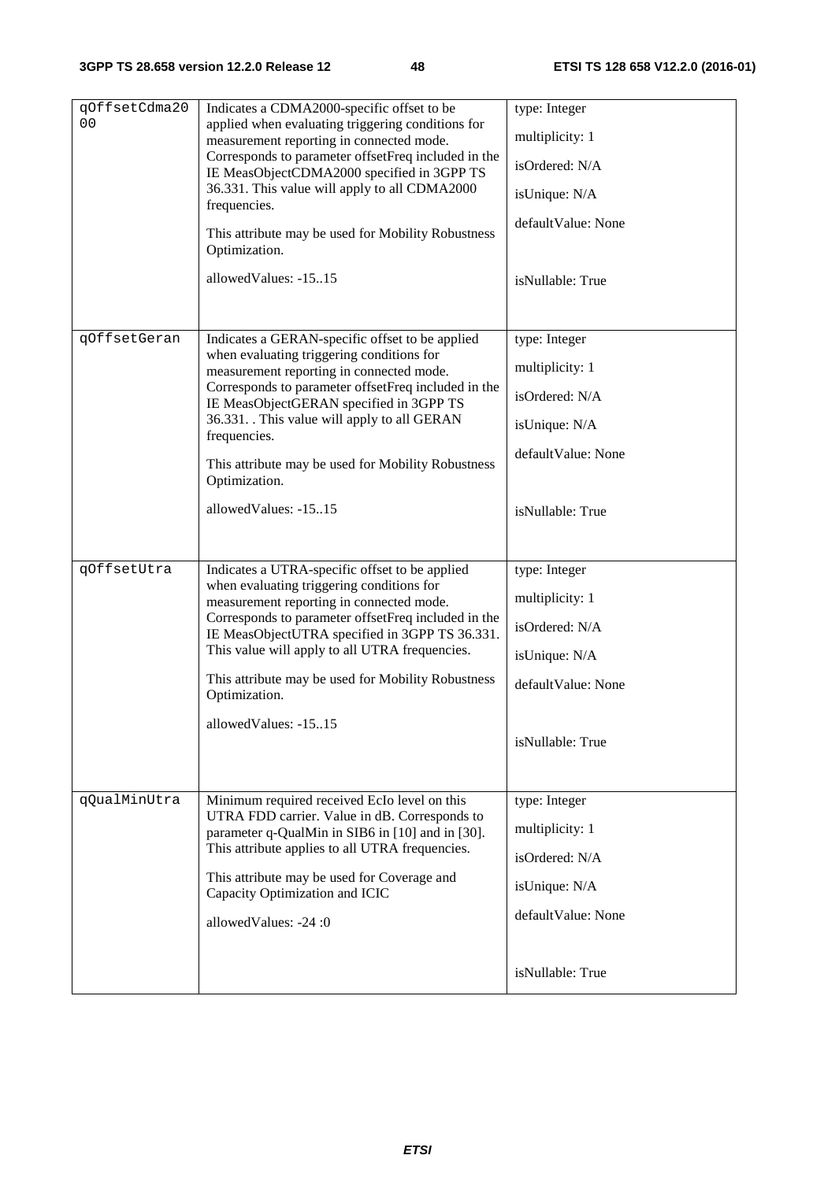| qOffsetCdma2000 | Indicates a CDMA2000-specific offset to be applied when evaluating triggering conditions for measurement reporting in connected mode. Corresponds to parameter offsetFreq included in the IE MeasObjectCDMA2000 specified in 3GPP TS 36.331. This value will apply to all CDMA2000 frequencies.<br><br>This attribute may be used for Mobility Robustness Optimization.<br><br>allowedValues: -15..15 | type: Integer<br><br>multiplicity: 1<br><br>isOrdered: N/A<br><br>isUnique: N/A<br><br>defaultValue: None<br><br>isNullable: True |
|---|---|---|
| qOffsetGeran | Indicates a GERAN-specific offset to be applied when evaluating triggering conditions for measurement reporting in connected mode. Corresponds to parameter offsetFreq included in the IE MeasObjectGERAN specified in 3GPP TS 36.331. . This value will apply to all GERAN frequencies.<br><br>This attribute may be used for Mobility Robustness Optimization.<br><br>allowedValues: -15..15 | type: Integer<br><br>multiplicity: 1<br><br>isOrdered: N/A<br><br>isUnique: N/A<br><br>defaultValue: None<br><br>isNullable: True |
| qOffsetUtra | Indicates a UTRA-specific offset to be applied when evaluating triggering conditions for measurement reporting in connected mode. Corresponds to parameter offsetFreq included in the IE MeasObjectUTRA specified in 3GPP TS 36.331. This value will apply to all UTRA frequencies.<br><br>This attribute may be used for Mobility Robustness Optimization.<br><br>allowedValues: -15..15 | type: Integer<br><br>multiplicity: 1<br><br>isOrdered: N/A<br><br>isUnique: N/A<br><br>defaultValue: None<br><br>isNullable: True |
| qQualMinUtra | Minimum required received EcIo level on this UTRA FDD carrier. Value in dB. Corresponds to parameter q-QualMin in SIB6 in [10] and in [30]. This attribute applies to all UTRA frequencies.<br><br>This attribute may be used for Coverage and Capacity Optimization and ICIC<br><br>allowedValues: -24 :0 | type: Integer<br><br>multiplicity: 1<br><br>isOrdered: N/A<br><br>isUnique: N/A<br><br>defaultValue: None<br><br>isNullable: True |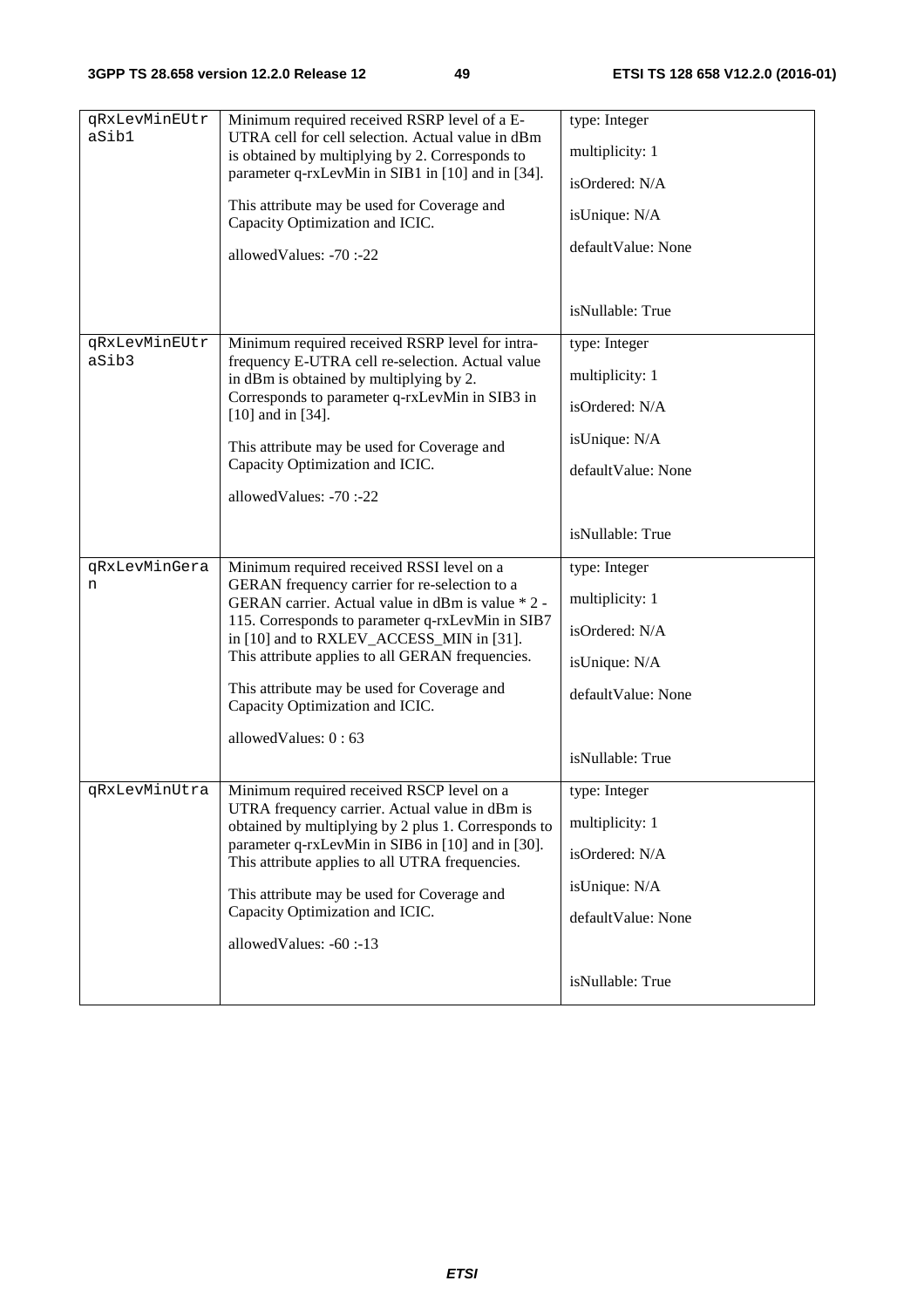| qRxLevMinEUtraSib1 | Minimum required received RSRP level of a E-UTRA cell for cell selection. Actual value in dBm is obtained by multiplying by 2. Corresponds to parameter q-rxLevMin in SIB1 in [10] and in [34].<br><br>This attribute may be used for Coverage and Capacity Optimization and ICIC.<br><br>allowedValues: -70 :-22 | type: Integer<br><br>multiplicity: 1<br><br>isOrdered: N/A<br><br>isUnique: N/A<br><br>defaultValue: None<br><br>isNullable: True |
|---|---|---|
| qRxLevMinEUtraSib3 | Minimum required received RSRP level for intra-frequency E-UTRA cell re-selection. Actual value in dBm is obtained by multiplying by 2. Corresponds to parameter q-rxLevMin in SIB3 in [10] and in [34].<br><br>This attribute may be used for Coverage and Capacity Optimization and ICIC.<br><br>allowedValues: -70 :-22 | type: Integer<br><br>multiplicity: 1<br><br>isOrdered: N/A<br><br>isUnique: N/A<br><br>defaultValue: None<br><br>isNullable: True |
| qRxLevMinGeran | Minimum required received RSSI level on a GERAN frequency carrier for re-selection to a GERAN carrier. Actual value in dBm is value * 2 - 115. Corresponds to parameter q-rxLevMin in SIB7 in [10] and to RXLEV_ACCESS_MIN in [31]. This attribute applies to all GERAN frequencies.<br><br>This attribute may be used for Coverage and Capacity Optimization and ICIC.<br><br>allowedValues: 0 : 63 | type: Integer<br><br>multiplicity: 1<br><br>isOrdered: N/A<br><br>isUnique: N/A<br><br>defaultValue: None<br><br>isNullable: True |
| qRxLevMinUtra | Minimum required received RSCP level on a UTRA frequency carrier. Actual value in dBm is obtained by multiplying by 2 plus 1. Corresponds to parameter q-rxLevMin in SIB6 in [10] and in [30]. This attribute applies to all UTRA frequencies.<br><br>This attribute may be used for Coverage and Capacity Optimization and ICIC.<br><br>allowedValues: -60 :-13 | type: Integer<br><br>multiplicity: 1<br><br>isOrdered: N/A<br><br>isUnique: N/A<br><br>defaultValue: None<br><br>isNullable: True |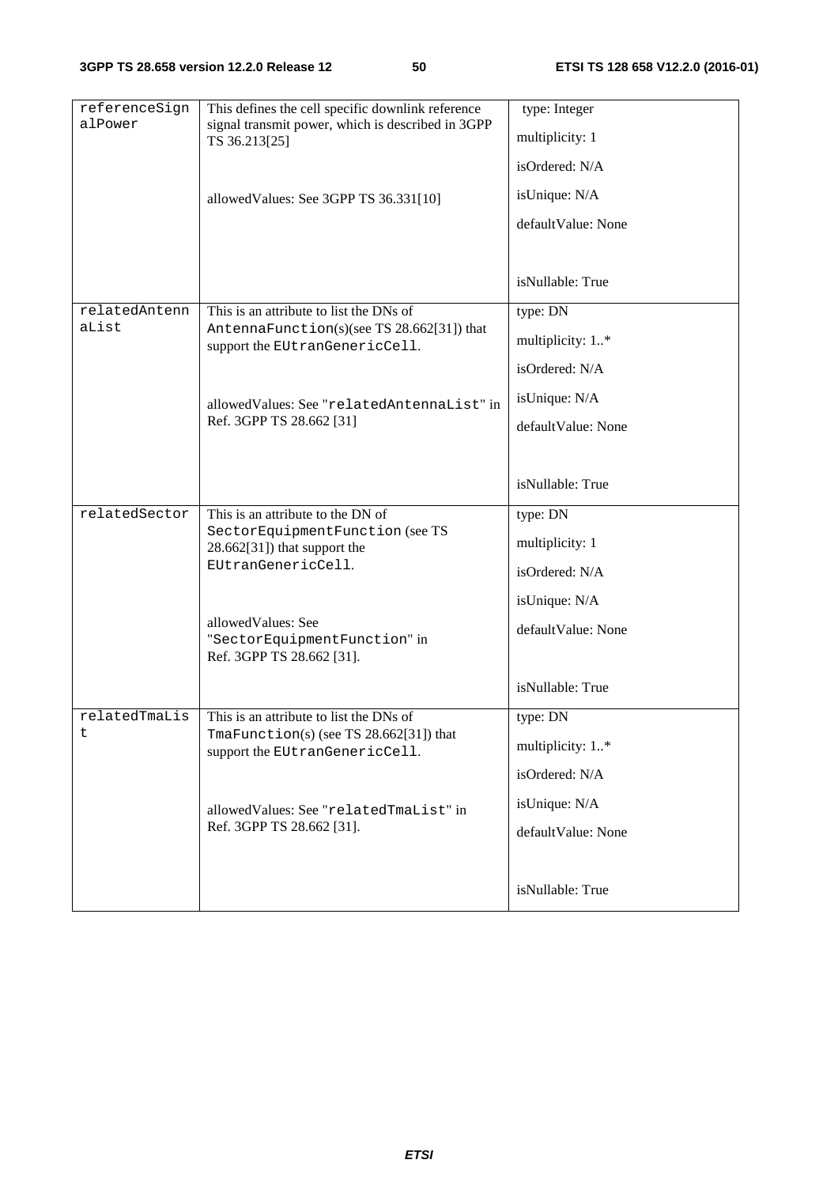| referenceSignalPower | This defines the cell specific downlink reference signal transmit power, which is described in 3GPP TS 36.213[25]<br><br>allowedValues: See 3GPP TS 36.331[10] | type: Integer<br>multiplicity: 1<br>isOrdered: N/A<br>isUnique: N/A<br>defaultValue: None<br><br>isNullable: True |
|---|---|---|
| relatedAntennaList | This is an attribute to list the DNs of AntennaFunction(s)(see TS 28.662[31]) that support the EUtranGenericCell.<br><br>allowedValues: See "relatedAntennaList" in Ref. 3GPP TS 28.662 [31] | type: DN<br>multiplicity: 1..*<br>isOrdered: N/A<br>isUnique: N/A<br>defaultValue: None<br><br>isNullable: True |
| relatedSector | This is an attribute to the DN of SectorEquipmentFunction (see TS 28.662[31]) that support the EUtranGenericCell.<br><br>allowedValues: See "SectorEquipmentFunction" in Ref. 3GPP TS 28.662 [31]. | type: DN<br>multiplicity: 1<br>isOrdered: N/A<br>isUnique: N/A<br>defaultValue: None<br><br>isNullable: True |
| relatedTmaList | This is an attribute to list the DNs of TmaFunction(s) (see TS 28.662[31]) that support the EUtranGenericCell.<br><br>allowedValues: See "relatedTmaList" in Ref. 3GPP TS 28.662 [31]. | type: DN<br>multiplicity: 1..*<br>isOrdered: N/A<br>isUnique: N/A<br>defaultValue: None<br><br>isNullable: True |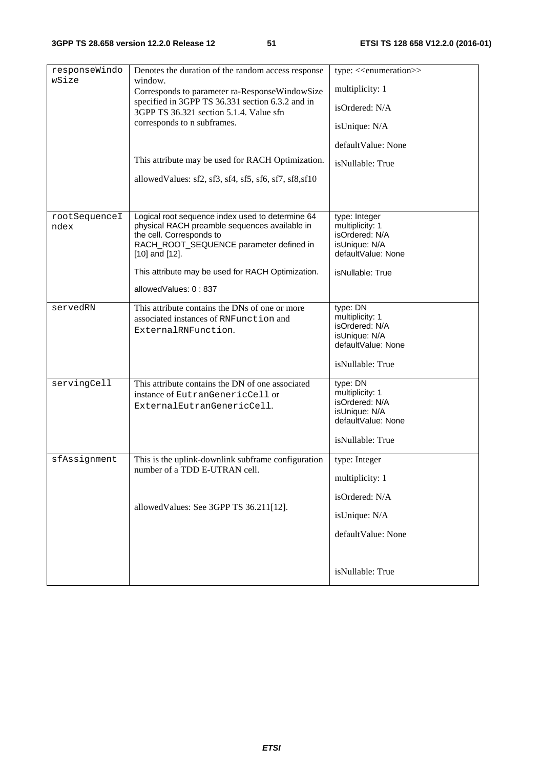| | | |
|---|---|---|
| responseWindowSize | Denotes the duration of the random access response window.<br>Corresponds to parameter ra-ResponseWindowSize specified in 3GPP TS 36.331 section 6.3.2 and in 3GPP TS 36.321 section 5.1.4. Value sfn corresponds to n subframes.<br><br>This attribute may be used for RACH Optimization.<br><br>allowedValues: sf2, sf3, sf4, sf5, sf6, sf7, sf8,sf10 | type: <<enumeration>><br>multiplicity: 1<br>isOrdered: N/A<br>isUnique: N/A<br>defaultValue: None<br>isNullable: True |
| rootSequenceIndex | Logical root sequence index used to determine 64 physical RACH preamble sequences available in the cell. Corresponds to RACH_ROOT_SEQUENCE parameter defined in [10] and [12].<br><br>This attribute may be used for RACH Optimization.<br><br>allowedValues: 0 : 837 | type: Integer<br>multiplicity: 1<br>isOrdered: N/A<br>isUnique: N/A<br>defaultValue: None<br>isNullable: True |
| servedRN | This attribute contains the DNs of one or more associated instances of RNFunction and ExternalRNFunction. | type: DN<br>multiplicity: 1<br>isOrdered: N/A<br>isUnique: N/A<br>defaultValue: None<br>isNullable: True |
| servingCell | This attribute contains the DN of one associated instance of EutranGenericCell or ExternalEutranGenericCell. | type: DN<br>multiplicity: 1<br>isOrdered: N/A<br>isUnique: N/A<br>defaultValue: None<br>isNullable: True |
| sfAssignment | This is the uplink-downlink subframe configuration number of a TDD E-UTRAN cell.<br><br>allowedValues: See 3GPP TS 36.211[12]. | type: Integer<br>multiplicity: 1<br>isOrdered: N/A<br>isUnique: N/A<br>defaultValue: None<br>isNullable: True |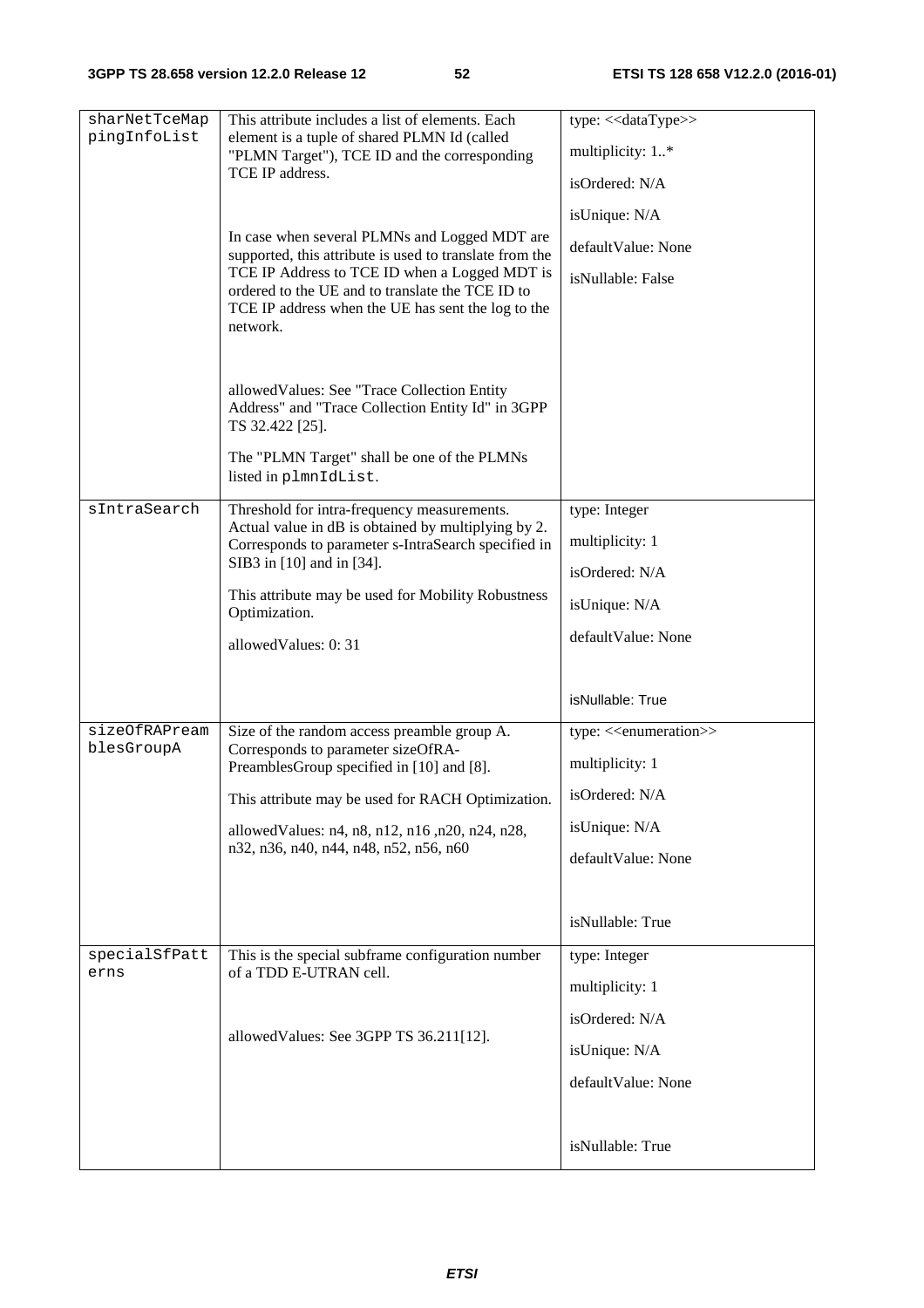| sharNetTceMappingInfoList | This attribute includes a list of elements. Each element is a tuple of shared PLMN Id (called "PLMN Target"), TCE ID and the corresponding TCE IP address.<br><br>In case when several PLMNs and Logged MDT are supported, this attribute is used to translate from the TCE IP Address to TCE ID when a Logged MDT is ordered to the UE and to translate the TCE ID to TCE IP address when the UE has sent the log to the network.<br><br>allowedValues: See "Trace Collection Entity Address" and "Trace Collection Entity Id" in 3GPP TS 32.422 [25].<br><br>The "PLMN Target" shall be one of the PLMNs listed in `plmnIdList`. | type: <<dataType>><br>multiplicity: 1..*<br>isOrdered: N/A<br>isUnique: N/A<br>defaultValue: None<br>isNullable: False |
|---|---|---|
| sIntraSearch | Threshold for intra-frequency measurements. Actual value in dB is obtained by multiplying by 2. Corresponds to parameter s-IntraSearch specified in SIB3 in [10] and in [34].<br><br>This attribute may be used for Mobility Robustness Optimization.<br><br>allowedValues: 0: 31 | type: Integer<br>multiplicity: 1<br>isOrdered: N/A<br>isUnique: N/A<br>defaultValue: None<br>isNullable: True |
| sizeOfRAPreamblesGroupA | Size of the random access preamble group A. Corresponds to parameter sizeOfRA-PreamblesGroup specified in [10] and [8].<br><br>This attribute may be used for RACH Optimization.<br><br>allowedValues: n4, n8, n12, n16 ,n20, n24, n28, n32, n36, n40, n44, n48, n52, n56, n60 | type: <<enumeration>><br>multiplicity: 1<br>isOrdered: N/A<br>isUnique: N/A<br>defaultValue: None<br>isNullable: True |
| specialSfPatterns | This is the special subframe configuration number of a TDD E-UTRAN cell.<br><br>allowedValues: See 3GPP TS 36.211[12]. | type: Integer<br>multiplicity: 1<br>isOrdered: N/A<br>isUnique: N/A<br>defaultValue: None<br>isNullable: True |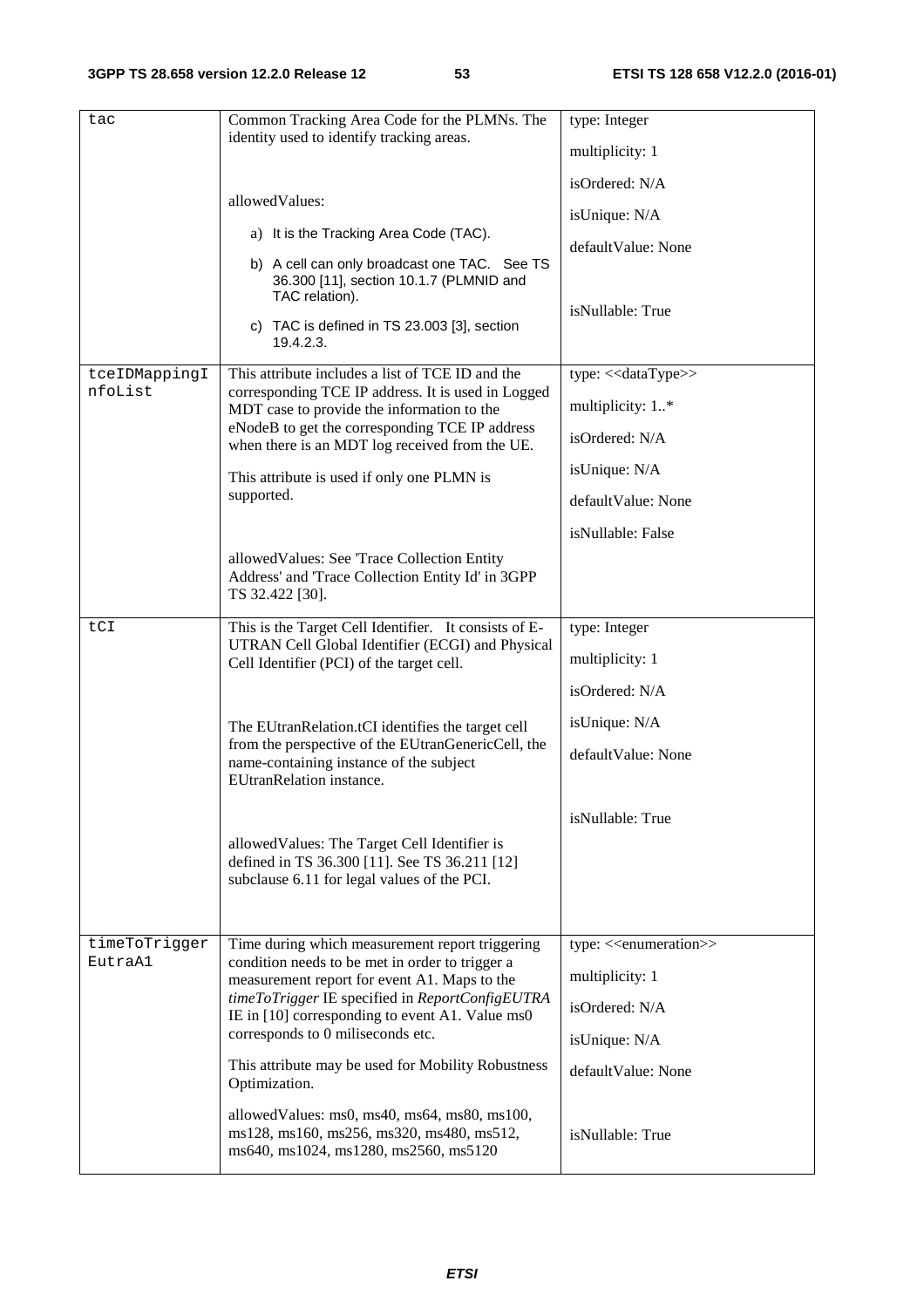| tac | Common Tracking Area Code for the PLMNs. The identity used to identify tracking areas.<br><br>allowedValues:<br>a) It is the Tracking Area Code (TAC).<br>b) A cell can only broadcast one TAC. See TS 36.300 [11], section 10.1.7 (PLMNID and TAC relation).<br>c) TAC is defined in TS 23.003 [3], section 19.4.2.3. | type: Integer<br>multiplicity: 1<br>isOrdered: N/A<br>isUnique: N/A<br>defaultValue: None<br>isNullable: True |
|---|---|---|
| tceIDMappingInfoList | This attribute includes a list of TCE ID and the corresponding TCE IP address. It is used in Logged MDT case to provide the information to the eNodeB to get the corresponding TCE IP address when there is an MDT log received from the UE.<br>This attribute is used if only one PLMN is supported.<br><br>allowedValues: See 'Trace Collection Entity Address' and 'Trace Collection Entity Id' in 3GPP TS 32.422 [30]. | type: <<dataType>><br>multiplicity: 1..*<br>isOrdered: N/A<br>isUnique: N/A<br>defaultValue: None<br>isNullable: False |
| tCI | This is the Target Cell Identifier. It consists of E-UTRAN Cell Global Identifier (ECGI) and Physical Cell Identifier (PCI) of the target cell.<br><br>The EUtranRelation.tCI identifies the target cell from the perspective of the EUtranGenericCell, the name-containing instance of the subject EUtranRelation instance.<br><br>allowedValues: The Target Cell Identifier is defined in TS 36.300 [11]. See TS 36.211 [12] subclause 6.11 for legal values of the PCI. | type: Integer<br>multiplicity: 1<br>isOrdered: N/A<br>isUnique: N/A<br>defaultValue: None<br>isNullable: True |
| timeToTriggerEutraA1 | Time during which measurement report triggering condition needs to be met in order to trigger a measurement report for event A1. Maps to the *timeToTrigger* IE specified in *ReportConfigEUTRA* IE in [10] corresponding to event A1. Value ms0 corresponds to 0 miliseconds etc.<br>This attribute may be used for Mobility Robustness Optimization.<br>allowedValues: ms0, ms40, ms64, ms80, ms100, ms128, ms160, ms256, ms320, ms480, ms512, ms640, ms1024, ms1280, ms2560, ms5120 | type: <<enumeration>><br>multiplicity: 1<br>isOrdered: N/A<br>isUnique: N/A<br>defaultValue: None<br>isNullable: True |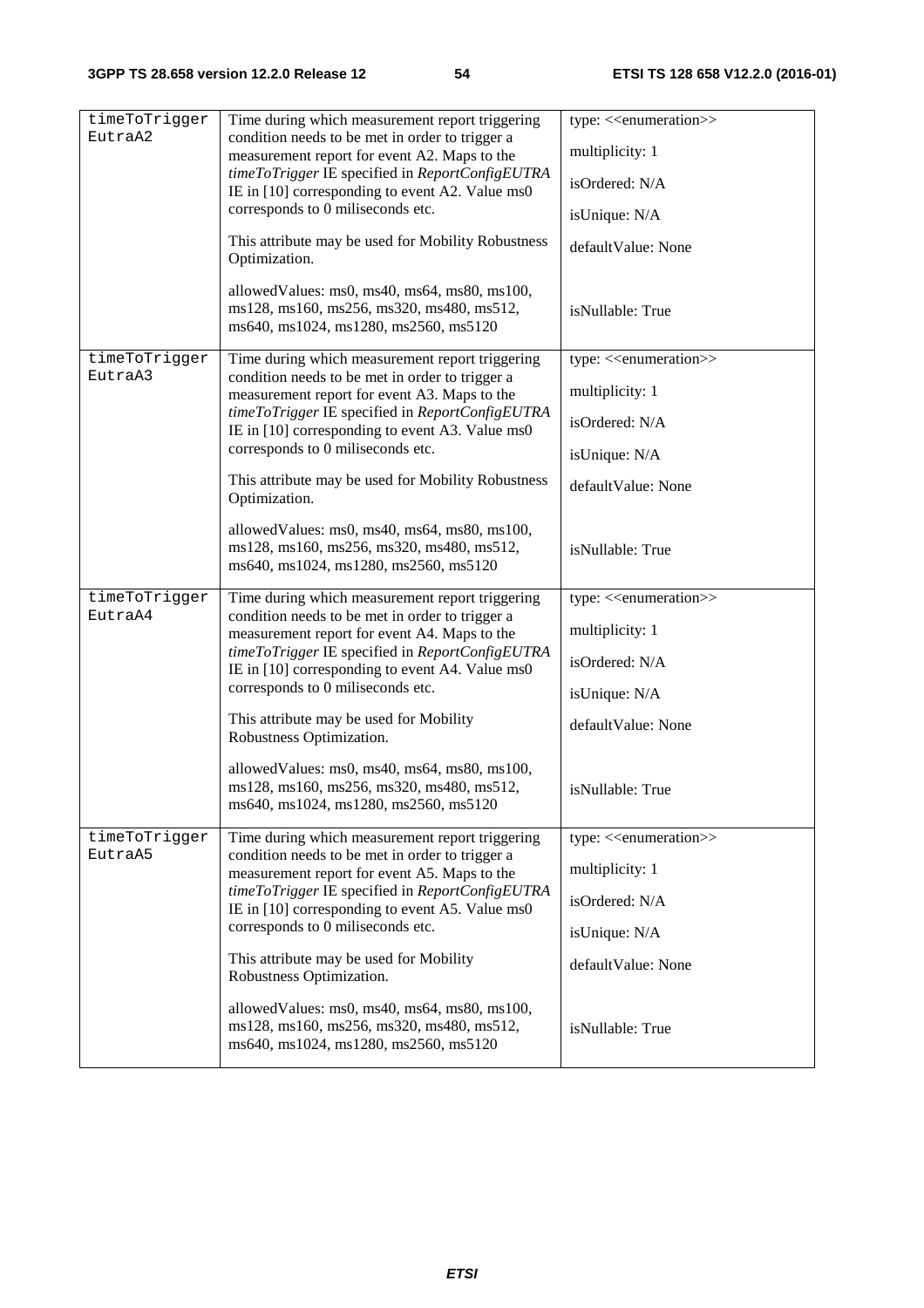| timeToTrigger EutraA2 | Time during which measurement report triggering condition needs to be met in order to trigger a measurement report for event A2. Maps to the *timeToTrigger* IE specified in *ReportConfigEUTRA* IE in [10] corresponding to event A2. Value ms0 corresponds to 0 miliseconds etc.<br><br>This attribute may be used for Mobility Robustness Optimization.<br><br>allowedValues: ms0, ms40, ms64, ms80, ms100, ms128, ms160, ms256, ms320, ms480, ms512, ms640, ms1024, ms1280, ms2560, ms5120 | type: <<enumeration>><br><br>multiplicity: 1<br><br>isOrdered: N/A<br><br>isUnique: N/A<br><br>defaultValue: None<br><br>isNullable: True |
|---|---|---|
| timeToTrigger EutraA3 | Time during which measurement report triggering condition needs to be met in order to trigger a measurement report for event A3. Maps to the *timeToTrigger* IE specified in *ReportConfigEUTRA* IE in [10] corresponding to event A3. Value ms0 corresponds to 0 miliseconds etc.<br><br>This attribute may be used for Mobility Robustness Optimization.<br><br>allowedValues: ms0, ms40, ms64, ms80, ms100, ms128, ms160, ms256, ms320, ms480, ms512, ms640, ms1024, ms1280, ms2560, ms5120 | type: <<enumeration>><br><br>multiplicity: 1<br><br>isOrdered: N/A<br><br>isUnique: N/A<br><br>defaultValue: None<br><br>isNullable: True |
| timeToTrigger EutraA4 | Time during which measurement report triggering condition needs to be met in order to trigger a measurement report for event A4. Maps to the *timeToTrigger* IE specified in *ReportConfigEUTRA* IE in [10] corresponding to event A4. Value ms0 corresponds to 0 miliseconds etc.<br><br>This attribute may be used for Mobility Robustness Optimization.<br><br>allowedValues: ms0, ms40, ms64, ms80, ms100, ms128, ms160, ms256, ms320, ms480, ms512, ms640, ms1024, ms1280, ms2560, ms5120 | type: <<enumeration>><br><br>multiplicity: 1<br><br>isOrdered: N/A<br><br>isUnique: N/A<br><br>defaultValue: None<br><br>isNullable: True |
| timeToTrigger EutraA5 | Time during which measurement report triggering condition needs to be met in order to trigger a measurement report for event A5. Maps to the *timeToTrigger* IE specified in *ReportConfigEUTRA* IE in [10] corresponding to event A5. Value ms0 corresponds to 0 miliseconds etc.<br><br>This attribute may be used for Mobility Robustness Optimization.<br><br>allowedValues: ms0, ms40, ms64, ms80, ms100, ms128, ms160, ms256, ms320, ms480, ms512, ms640, ms1024, ms1280, ms2560, ms5120 | type: <<enumeration>><br><br>multiplicity: 1<br><br>isOrdered: N/A<br><br>isUnique: N/A<br><br>defaultValue: None<br><br>isNullable: True |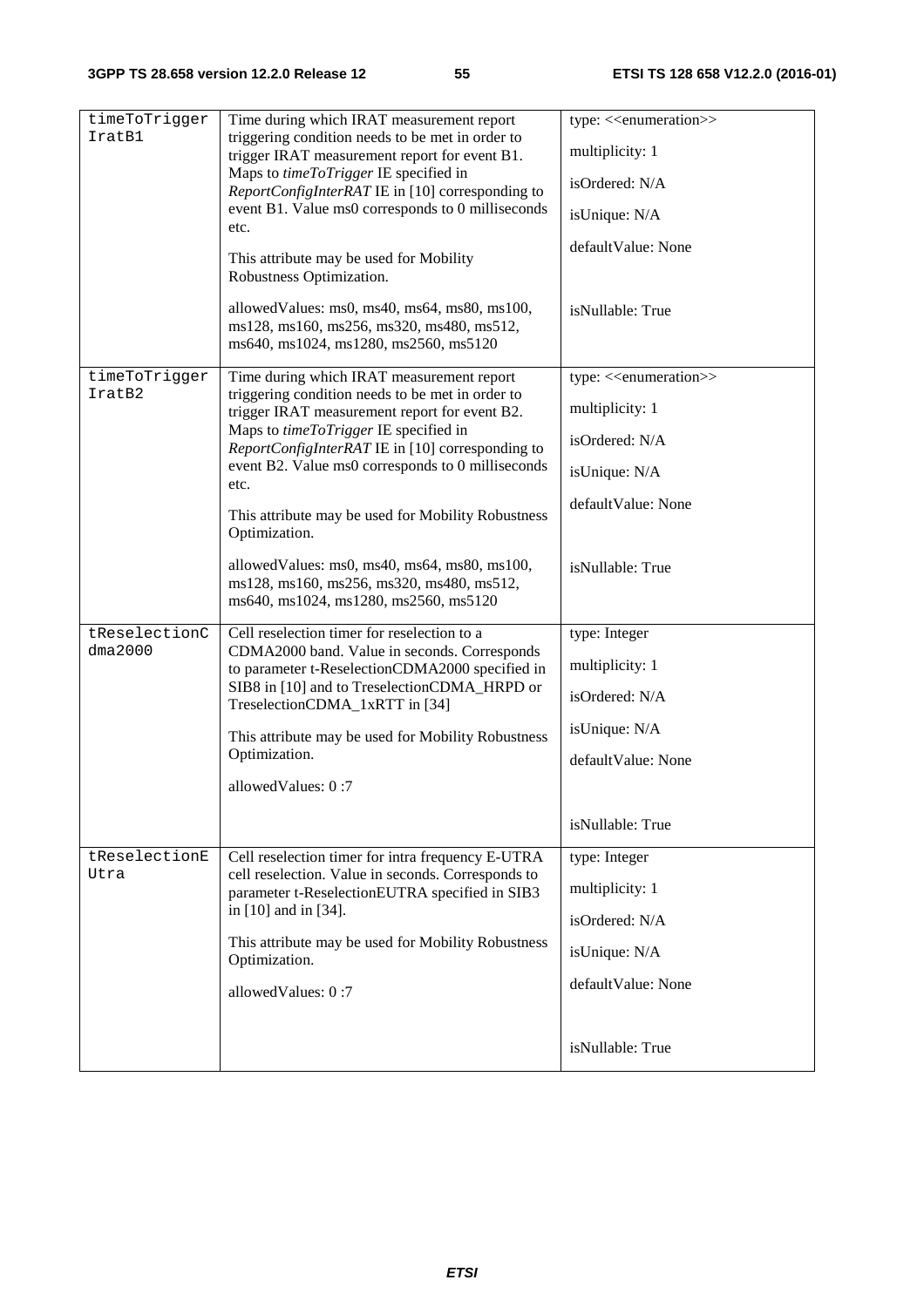| timeToTriggerIratB1 | Time during which IRAT measurement report triggering condition needs to be met in order to trigger IRAT measurement report for event B1. Maps to *timeToTrigger* IE specified in *ReportConfigInterRAT* IE in [10] corresponding to event B1. Value ms0 corresponds to 0 milliseconds etc.<br><br>This attribute may be used for Mobility Robustness Optimization.<br><br>allowedValues: ms0, ms40, ms64, ms80, ms100, ms128, ms160, ms256, ms320, ms480, ms512, ms640, ms1024, ms1280, ms2560, ms5120 | type: <<enumeration>><br><br>multiplicity: 1<br><br>isOrdered: N/A<br><br>isUnique: N/A<br><br>defaultValue: None<br><br>isNullable: True |
|---|---|---|
| timeToTriggerIratB2 | Time during which IRAT measurement report triggering condition needs to be met in order to trigger IRAT measurement report for event B2. Maps to *timeToTrigger* IE specified in *ReportConfigInterRAT* IE in [10] corresponding to event B2. Value ms0 corresponds to 0 milliseconds etc.<br><br>This attribute may be used for Mobility Robustness Optimization.<br><br>allowedValues: ms0, ms40, ms64, ms80, ms100, ms128, ms160, ms256, ms320, ms480, ms512, ms640, ms1024, ms1280, ms2560, ms5120 | type: <<enumeration>><br><br>multiplicity: 1<br><br>isOrdered: N/A<br><br>isUnique: N/A<br><br>defaultValue: None<br><br>isNullable: True |
| tReselectionCdma2000 | Cell reselection timer for reselection to a CDMA2000 band. Value in seconds. Corresponds to parameter t-ReselectionCDMA2000 specified in SIB8 in [10] and to TreselectionCDMA_HRPD or TreselectionCDMA_1xRTT in [34]<br><br>This attribute may be used for Mobility Robustness Optimization.<br><br>allowedValues: 0 :7 | type: Integer<br><br>multiplicity: 1<br><br>isOrdered: N/A<br><br>isUnique: N/A<br><br>defaultValue: None<br><br>isNullable: True |
| tReselectionEUtra | Cell reselection timer for intra frequency E-UTRA cell reselection. Value in seconds. Corresponds to parameter t-ReselectionEUTRA specified in SIB3 in [10] and in [34].<br><br>This attribute may be used for Mobility Robustness Optimization.<br><br>allowedValues: 0 :7 | type: Integer<br><br>multiplicity: 1<br><br>isOrdered: N/A<br><br>isUnique: N/A<br><br>defaultValue: None<br><br>isNullable: True |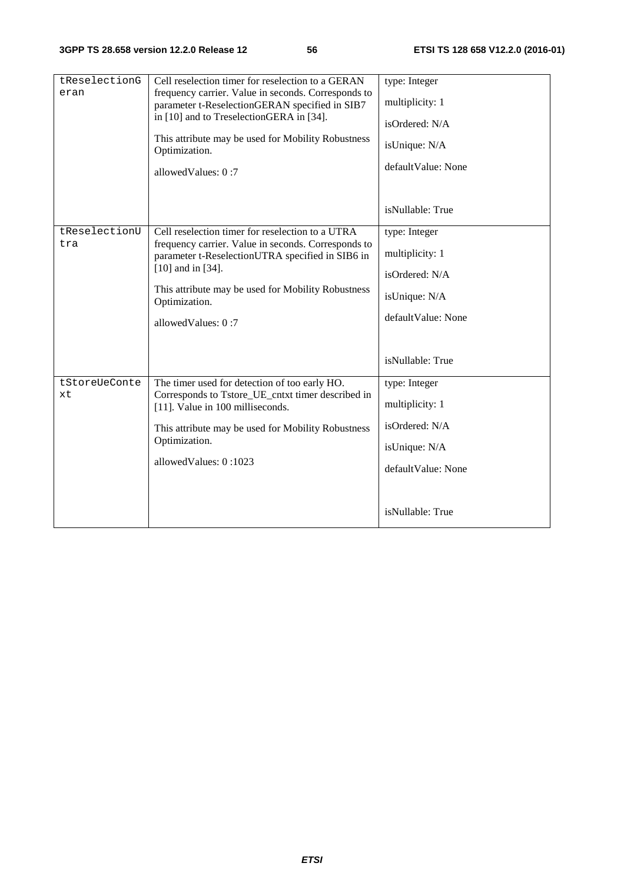| | | |
|---|---|---|
| tReselectionGeran | Cell reselection timer for reselection to a GERAN frequency carrier. Value in seconds. Corresponds to parameter t-ReselectionGERAN specified in SIB7 in [10] and to TreselectionGERA in [34].<br><br>This attribute may be used for Mobility Robustness Optimization.<br><br>allowedValues: 0 :7 | type: Integer<br><br>multiplicity: 1<br><br>isOrdered: N/A<br><br>isUnique: N/A<br><br>defaultValue: None<br><br>isNullable: True |
| tReselectionUtra | Cell reselection timer for reselection to a UTRA frequency carrier. Value in seconds. Corresponds to parameter t-ReselectionUTRA specified in SIB6 in [10] and in [34].<br><br>This attribute may be used for Mobility Robustness Optimization.<br><br>allowedValues: 0 :7 | type: Integer<br><br>multiplicity: 1<br><br>isOrdered: N/A<br><br>isUnique: N/A<br><br>defaultValue: None<br><br>isNullable: True |
| tStoreUeContext | The timer used for detection of too early HO. Corresponds to Tstore_UE_cntxt timer described in [11]. Value in 100 milliseconds.<br><br>This attribute may be used for Mobility Robustness Optimization.<br><br>allowedValues: 0 :1023 | type: Integer<br><br>multiplicity: 1<br><br>isOrdered: N/A<br><br>isUnique: N/A<br><br>defaultValue: None<br><br>isNullable: True |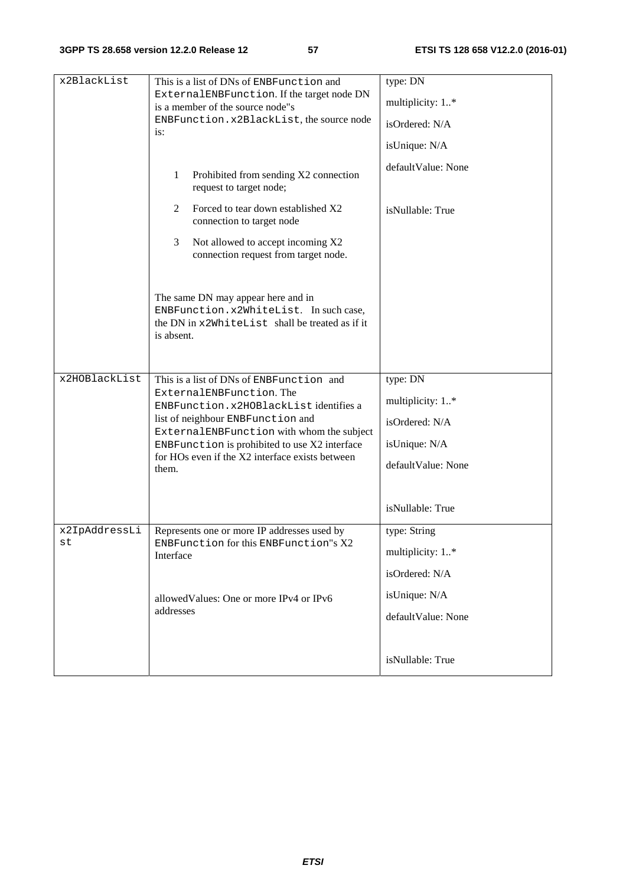| x2BlackList | This is a list of DNs of ENBFunction and ExternalENBFunction. If the target node DN is a member of the source node"s ENBFunction.x2BlackList, the source node is:<br><br>1 Prohibited from sending X2 connection request to target node;<br>2 Forced to tear down established X2 connection to target node<br>3 Not allowed to accept incoming X2 connection request from target node.<br><br>The same DN may appear here and in ENBFunction.x2WhiteList. In such case, the DN in x2WhiteList shall be treated as if it is absent. | type: DN<br>multiplicity: 1..*<br>isOrdered: N/A<br>isUnique: N/A<br>defaultValue: None<br>isNullable: True |
|---|---|---|
| x2HOBlackList | This is a list of DNs of ENBFunction and ExternalENBFunction. The ENBFunction.x2HOBlackList identifies a list of neighbour ENBFunction and ExternalENBFunction with whom the subject ENBFunction is prohibited to use X2 interface for HOs even if the X2 interface exists between them. | type: DN<br>multiplicity: 1..*<br>isOrdered: N/A<br>isUnique: N/A<br>defaultValue: None<br>isNullable: True |
| x2IpAddressList | Represents one or more IP addresses used by ENBFunction for this ENBFunction"s X2 Interface<br><br>allowedValues: One or more IPv4 or IPv6 addresses | type: String<br>multiplicity: 1..*<br>isOrdered: N/A<br>isUnique: N/A<br>defaultValue: None<br>isNullable: True |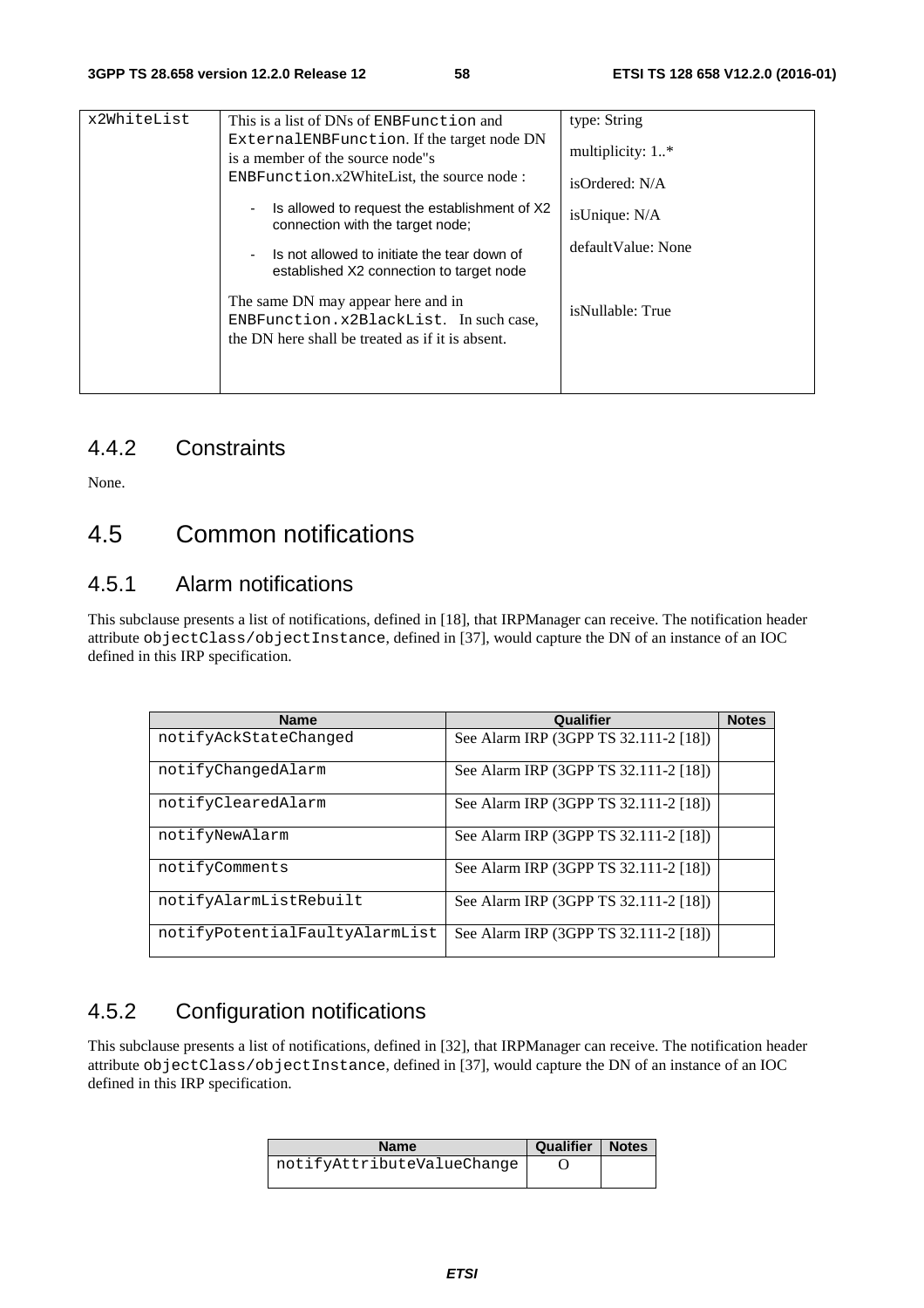| x2WhiteList | This is a list of DNs of ENBFunction and ExternalENBFunction. If the target node DN is a member of the source node"s ENBFunction.x2WhiteList, the source node : <br> - Is allowed to request the establishment of X2 connection with the target node; <br> - Is not allowed to initiate the tear down of established X2 connection to target node <br> The same DN may appear here and in ENBFunction.x2BlackList. In such case, the DN here shall be treated as if it is absent. | type: String <br> multiplicity: 1..* <br> isOrdered: N/A <br> isUnique: N/A <br> defaultValue: None <br> isNullable: True |
|---|---|---|

### 4.4.2 Constraints

None.

## 4.5 Common notifications

### 4.5.1 Alarm notifications

This subclause presents a list of notifications, defined in [18], that IRPManager can receive. The notification header attribute objectClass/objectInstance, defined in [37], would capture the DN of an instance of an IOC defined in this IRP specification.

| Name | Qualifier | Notes |
|---|---|---|
| notifyAckStateChanged | See Alarm IRP (3GPP TS 32.111-2 [18]) | |
| notifyChangedAlarm | See Alarm IRP (3GPP TS 32.111-2 [18]) | |
| notifyClearedAlarm | See Alarm IRP (3GPP TS 32.111-2 [18]) | |
| notifyNewAlarm | See Alarm IRP (3GPP TS 32.111-2 [18]) | |
| notifyComments | See Alarm IRP (3GPP TS 32.111-2 [18]) | |
| notifyAlarmListRebuilt | See Alarm IRP (3GPP TS 32.111-2 [18]) | |
| notifyPotentialFaultyAlarmList | See Alarm IRP (3GPP TS 32.111-2 [18]) | |

### 4.5.2 Configuration notifications

This subclause presents a list of notifications, defined in [32], that IRPManager can receive. The notification header attribute objectClass/objectInstance, defined in [37], would capture the DN of an instance of an IOC defined in this IRP specification.

| Name | Qualifier | Notes |
|---|---|---|
| notifyAttributeValueChange | O | |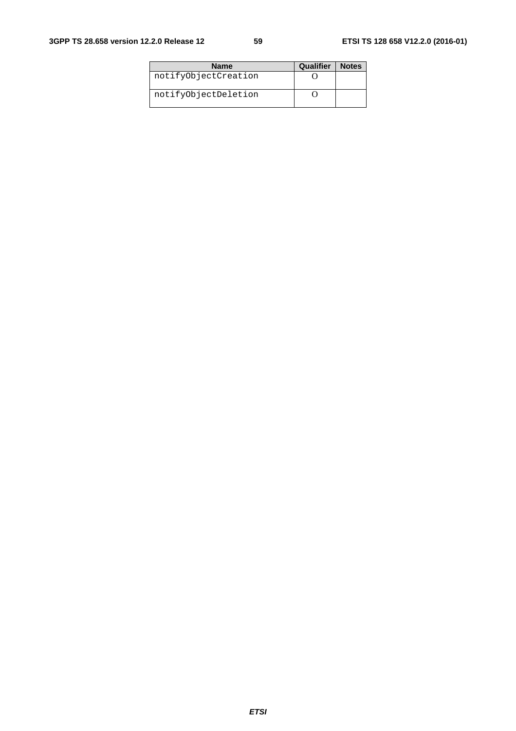| Name | Qualifier | Notes |
| --- | --- | --- |
| notifyObjectCreation | O | |
| notifyObjectDeletion | O | |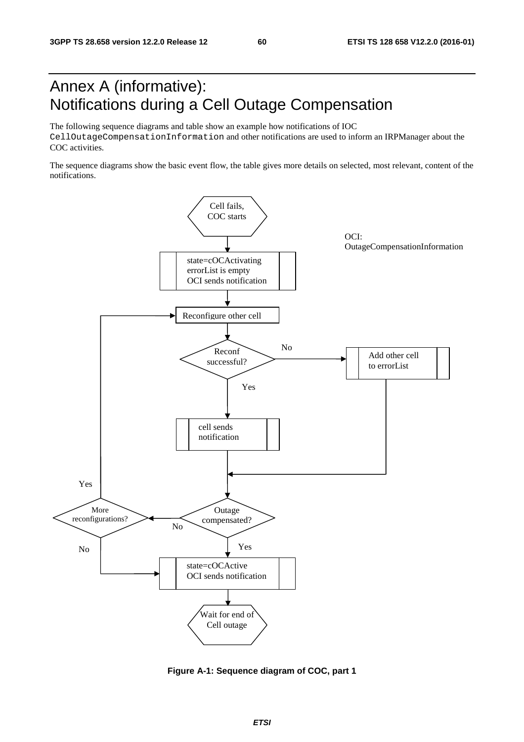# Annex A (informative): Notifications during a Cell Outage Compensation

The following sequence diagrams and table show an example how notifications of IOC `CellOutageCompensationInformation` and other notifications are used to inform an IRPManager about the COC activities.

The sequence diagrams show the basic event flow, the table gives more details on selected, most relevant, content of the notifications.

Cell fails, COC starts

OCI: OutageCompensationInformation

state=cOCActivating
errorList is empty
OCI sends notification

Reconfigure other cell

Reconf successful?

No

Add other cell to errorList

Yes

cell sends notification

Yes

More reconfigurations?

Outage compensated?

No

No

Yes

state=cOCActive
OCI sends notification

Wait for end of Cell outage

**Figure A-1: Sequence diagram of COC, part 1**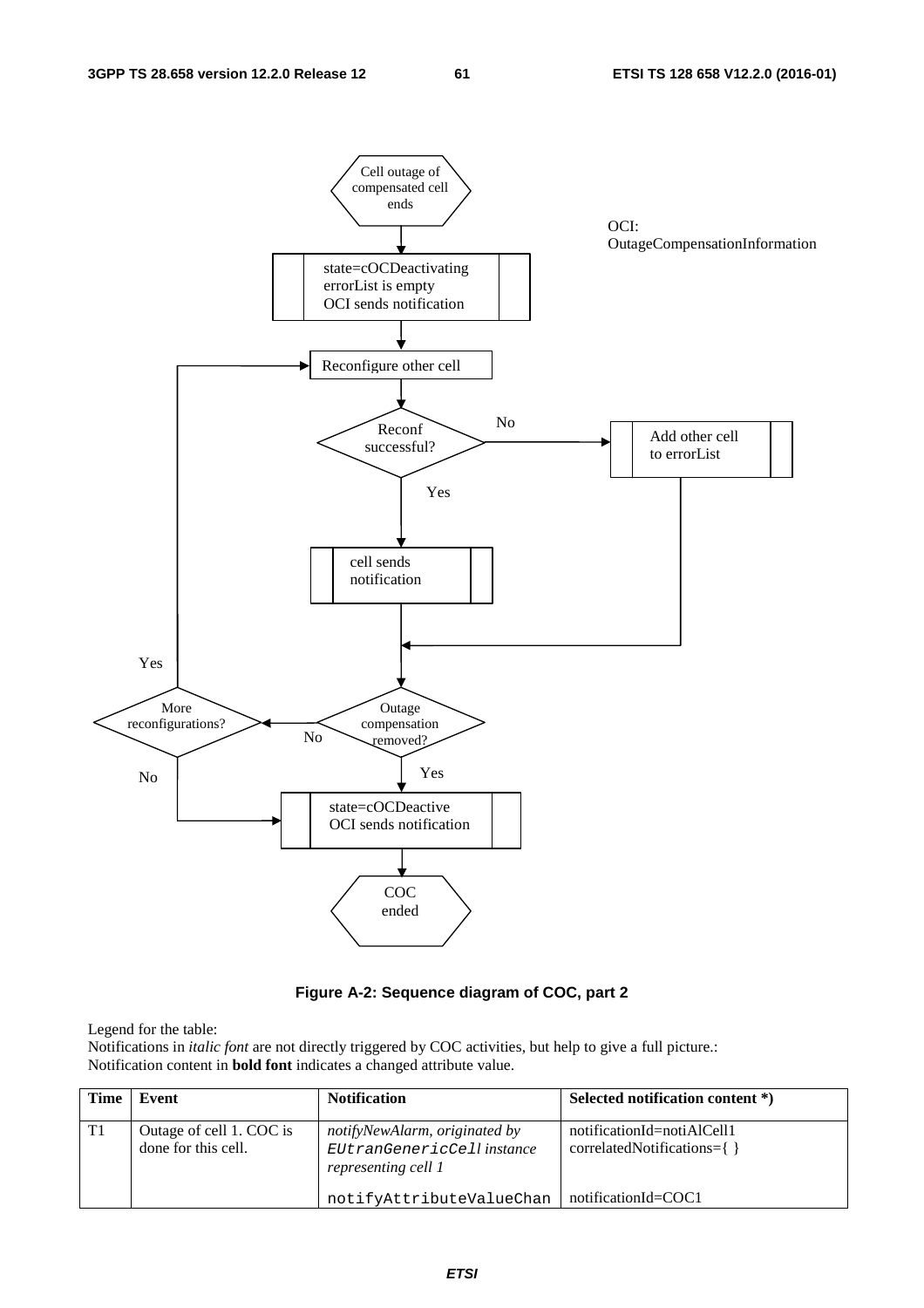Cell outage of compensated cell ends

OCI: OutageCompensationInformation

state=cOCDeactivating
errorList is empty
OCI sends notification

Reconfigure other cell

Reconf successful?

No

Add other cell to errorList

Yes

cell sends notification

Yes

More reconfigurations?

Outage compensation removed?

No

No

Yes

state=cOCDeactive
OCI sends notification

COC ended

**Figure A-2: Sequence diagram of COC, part 2**

Legend for the table:
Notifications in *italic font* are not directly triggered by COC activities, but help to give a full picture.:
Notification content in **bold font** indicates a changed attribute value.

| Time | Event | Notification | Selected notification content *) |
|---|---|---|---|
| T1 | Outage of cell 1. COC is done for this cell. | *notifyNewAlarm, originated by* `EUtranGenericCell` *instance representing cell 1* | notificationId=notiAlCell1 correlatedNotifications={ } |
| | | `notifyAttributeValueChan` | notificationId=COC1 |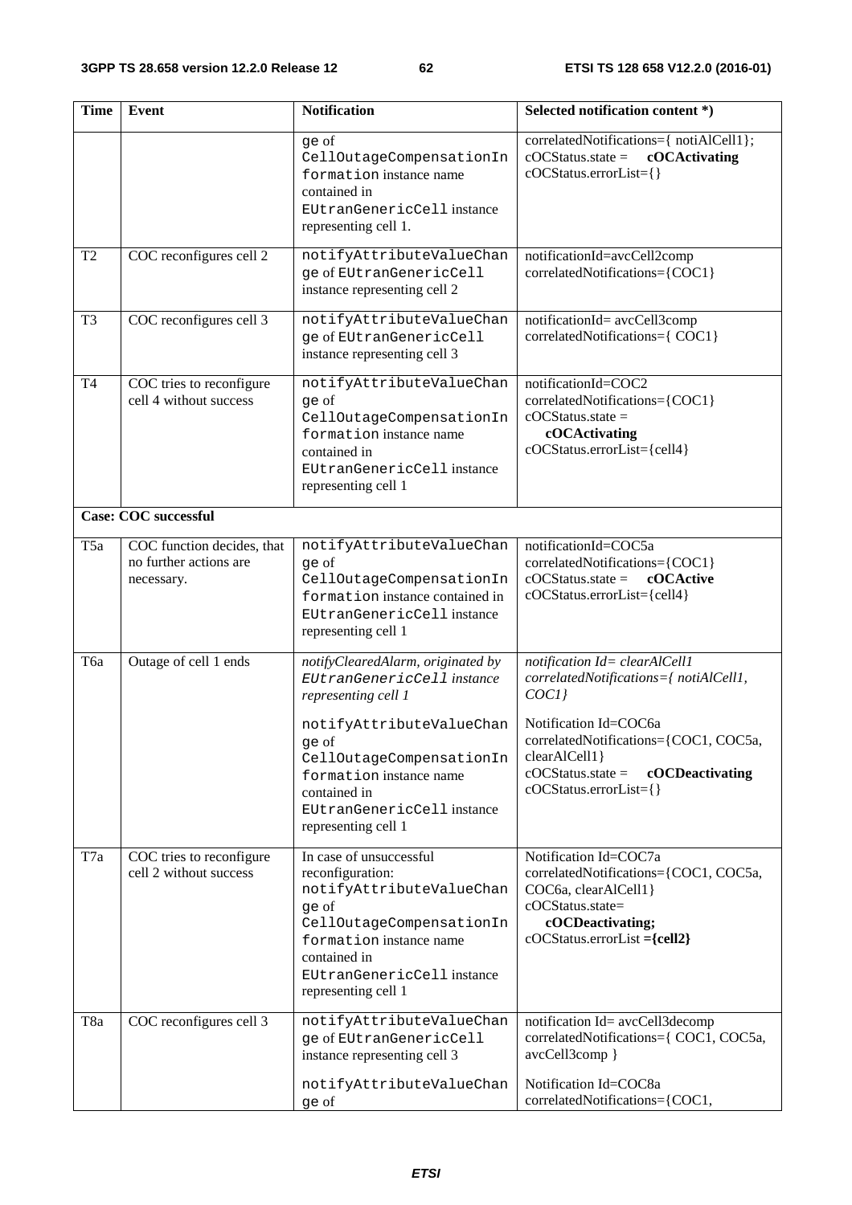| Time | Event | Notification | Selected notification content *) |
|---|---|---|---|
| | | ge of CellOutageCompensationInformation instance name contained in EUtranGenericCell instance representing cell 1. | correlatedNotifications={ notiAlCell1}; cOCStatus.state = **cOCActivating** cOCStatus.errorList={} |
| T2 | COC reconfigures cell 2 | notifyAttributeValueChange of EUtranGenericCell instance representing cell 2 | notificationId=avcCell2comp correlatedNotifications={COC1} |
| T3 | COC reconfigures cell 3 | notifyAttributeValueChange of EUtranGenericCell instance representing cell 3 | notificationId= avcCell3comp correlatedNotifications={ COC1} |
| T4 | COC tries to reconfigure cell 4 without success | notifyAttributeValueChange of CellOutageCompensationInformation instance name contained in EUtranGenericCell instance representing cell 1 | notificationId=COC2 correlatedNotifications={COC1} cOCStatus.state = **cOCActivating** cOCStatus.errorList={cell4} |
| **Case: COC successful** | | | |
| T5a | COC function decides, that no further actions are necessary. | notifyAttributeValueChange of CellOutageCompensationInformation instance contained in EUtranGenericCell instance representing cell 1 | notificationId=COC5a correlatedNotifications={COC1} cOCStatus.state = **cOCActive** cOCStatus.errorList={cell4} |
| T6a | Outage of cell 1 ends | *notifyClearedAlarm, originated by EUtranGenericCell instance representing cell 1*<br><br>notifyAttributeValueChange of CellOutageCompensationInformation instance name contained in EUtranGenericCell instance representing cell 1 | *notification Id= clearAlCell1 correlatedNotifications={ notiAlCell1, COC1}*<br><br>Notification Id=COC6a correlatedNotifications={COC1, COC5a, clearAlCell1} cOCStatus.state = **cOCDeactivating** cOCStatus.errorList={} |
| T7a | COC tries to reconfigure cell 2 without success | In case of unsuccessful reconfiguration: notifyAttributeValueChange of CellOutageCompensationInformation instance name contained in EUtranGenericCell instance representing cell 1 | Notification Id=COC7a correlatedNotifications={COC1, COC5a, COC6a, clearAlCell1} cOCStatus.state= **cOCDeactivating;** cOCStatus.errorList **={cell2}** |
| T8a | COC reconfigures cell 3 | notifyAttributeValueChange of EUtranGenericCell instance representing cell 3<br><br>notifyAttributeValueChange of | notification Id= avcCell3decomp correlatedNotifications={ COC1, COC5a, avcCell3comp }<br><br>Notification Id=COC8a correlatedNotifications={COC1, |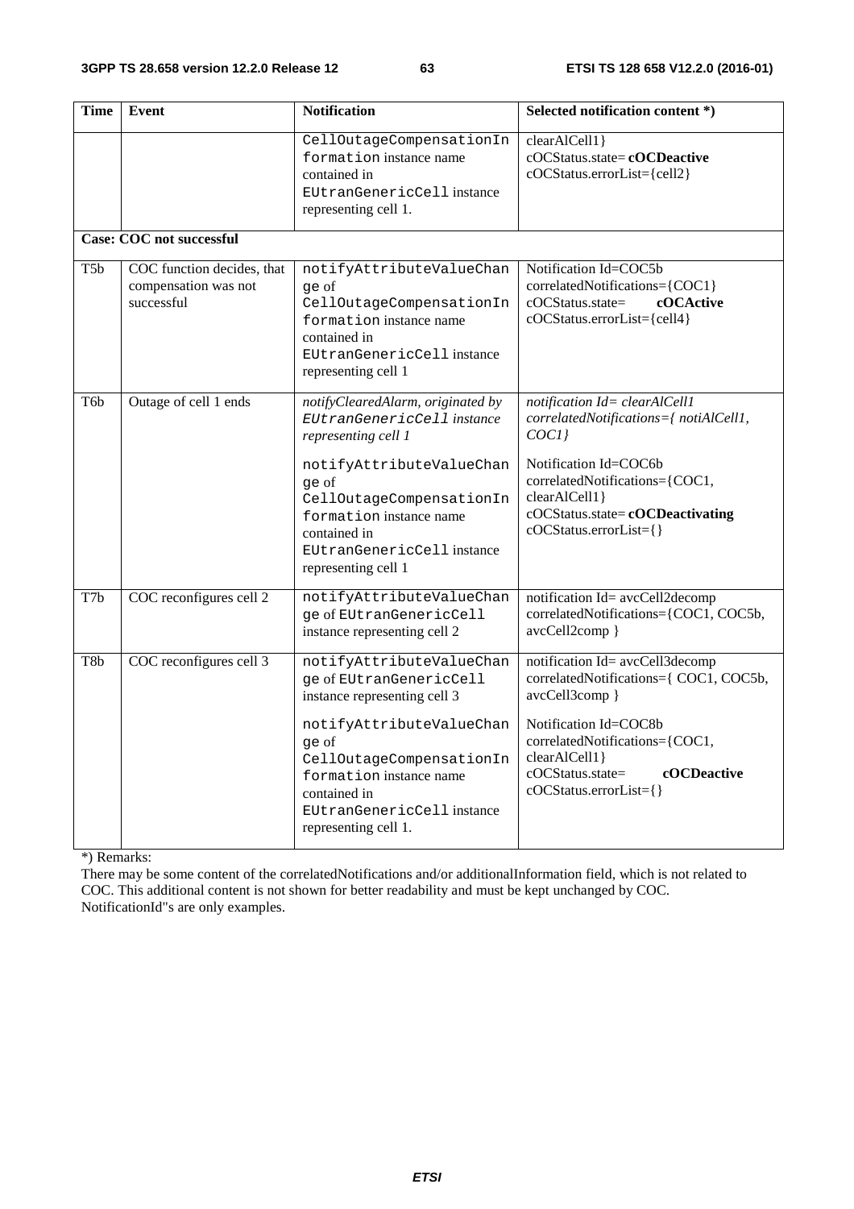| Time | Event | Notification | Selected notification content *) |
| --- | --- | --- | --- |
| | | CellOutageCompensationInformation instance name contained in EUtranGenericCell instance representing cell 1. | clearAlCell1}<br>cOCStatus.state= **cOCDeactive**<br>cOCStatus.errorList={cell2} |
| **Case: COC not successful** | | | |
| T5b | COC function decides, that compensation was not successful | notifyAttributeValueChange of CellOutageCompensationInformation instance name contained in EUtranGenericCell instance representing cell 1 | Notification Id=COC5b<br>correlatedNotifications={COC1}<br>cOCStatus.state= **cOCActive**<br>cOCStatus.errorList={cell4} |
| T6b | Outage of cell 1 ends | *notifyClearedAlarm, originated by EUtranGenericCell instance representing cell 1*<br><br>notifyAttributeValueChange of CellOutageCompensationInformation instance name contained in EUtranGenericCell instance representing cell 1 | *notification Id= clearAlCell1*<br>*correlatedNotifications={ notiAlCell1, COC1}*<br><br>Notification Id=COC6b<br>correlatedNotifications={COC1, clearAlCell1}<br>cOCStatus.state= **cOCDeactivating**<br>cOCStatus.errorList={} |
| T7b | COC reconfigures cell 2 | notifyAttributeValueChange of EUtranGenericCell instance representing cell 2 | notification Id= avcCell2decomp<br>correlatedNotifications={COC1, COC5b, avcCell2comp } |
| T8b | COC reconfigures cell 3 | notifyAttributeValueChange of EUtranGenericCell instance representing cell 3<br><br>notifyAttributeValueChange of CellOutageCompensationInformation instance name contained in EUtranGenericCell instance representing cell 1. | notification Id= avcCell3decomp<br>correlatedNotifications={ COC1, COC5b, avcCell3comp }<br><br>Notification Id=COC8b<br>correlatedNotifications={COC1, clearAlCell1}<br>cOCStatus.state= **cOCDeactive**<br>cOCStatus.errorList={} |

*) Remarks:
There may be some content of the correlatedNotifications and/or additionalInformation field, which is not related to COC. This additional content is not shown for better readability and must be kept unchanged by COC.
NotificationId"s are only examples.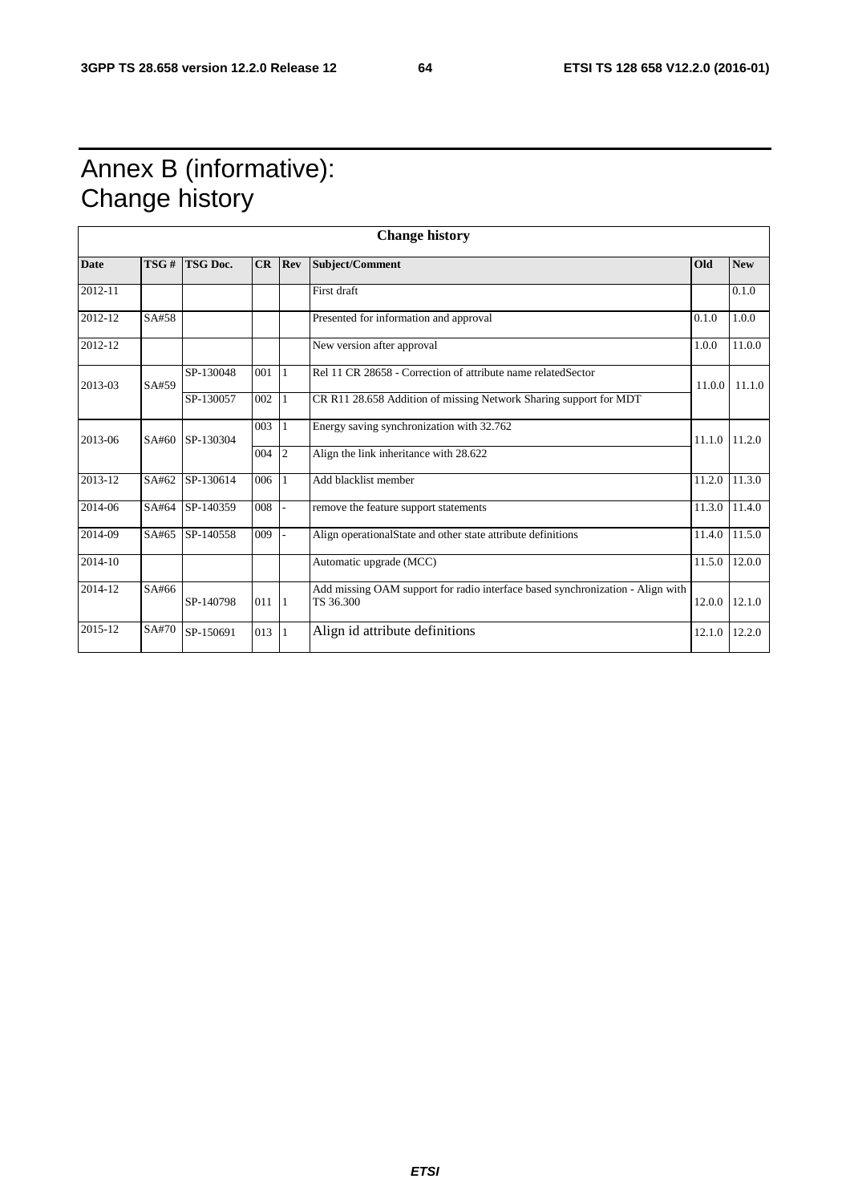# Annex B (informative): Change history

| Change history | | | | | | | |
|---|---|---|---|---|---|---|---|
| **Date** | **TSG #** | **TSG Doc.** | **CR** | **Rev** | **Subject/Comment** | **Old** | **New** |
| 2012-11 | | | | | First draft | | 0.1.0 |
| 2012-12 | SA#58 | | | | Presented for information and approval | 0.1.0 | 1.0.0 |
| 2012-12 | | | | | New version after approval | 1.0.0 | 11.0.0 |
| 2013-03 | SA#59 | SP-130048 | 001 | 1 | Rel 11 CR 28658 - Correction of attribute name relatedSector | 11.0.0 | 11.1.0 |
| | | SP-130057 | 002 | 1 | CR R11 28.658 Addition of missing Network Sharing support for MDT | | |
| 2013-06 | SA#60 | SP-130304 | 003 | 1 | Energy saving synchronization with 32.762 | 11.1.0 | 11.2.0 |
| | | | 004 | 2 | Align the link inheritance with 28.622 | | |
| 2013-12 | SA#62 | SP-130614 | 006 | 1 | Add blacklist member | 11.2.0 | 11.3.0 |
| 2014-06 | SA#64 | SP-140359 | 008 | - | remove the feature support statements | 11.3.0 | 11.4.0 |
| 2014-09 | SA#65 | SP-140558 | 009 | - | Align operationalState and other state attribute definitions | 11.4.0 | 11.5.0 |
| 2014-10 | | | | | Automatic upgrade (MCC) | 11.5.0 | 12.0.0 |
| 2014-12 | SA#66 | SP-140798 | 011 | 1 | Add missing OAM support for radio interface based synchronization - Align with TS 36.300 | 12.0.0 | 12.1.0 |
| 2015-12 | SA#70 | SP-150691 | 013 | 1 | Align id attribute definitions | 12.1.0 | 12.2.0 |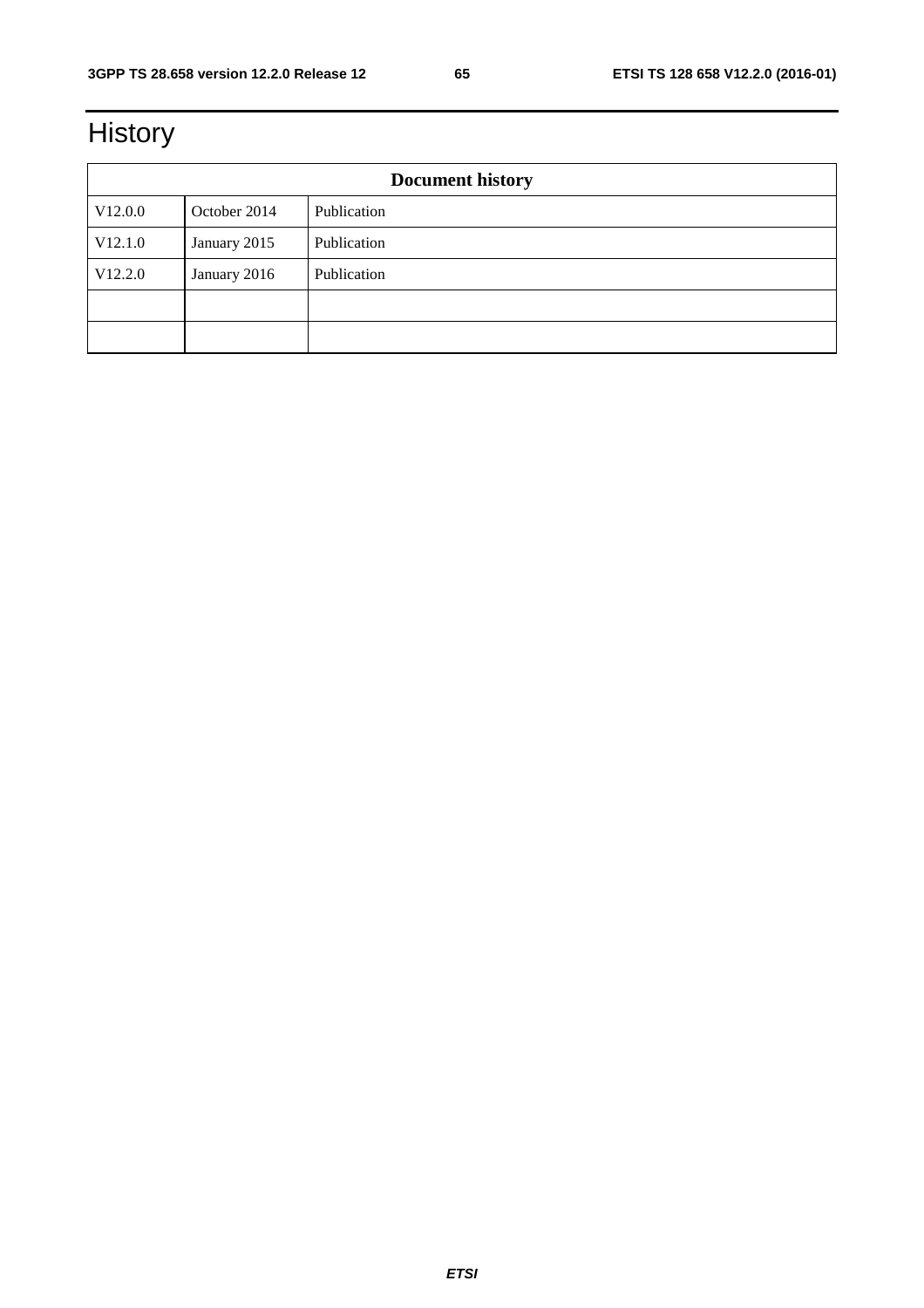# History

| Document history | | |
|---|---|---|
| V12.0.0 | October 2014 | Publication |
| V12.1.0 | January 2015 | Publication |
| V12.2.0 | January 2016 | Publication |
| | | |
| | | |